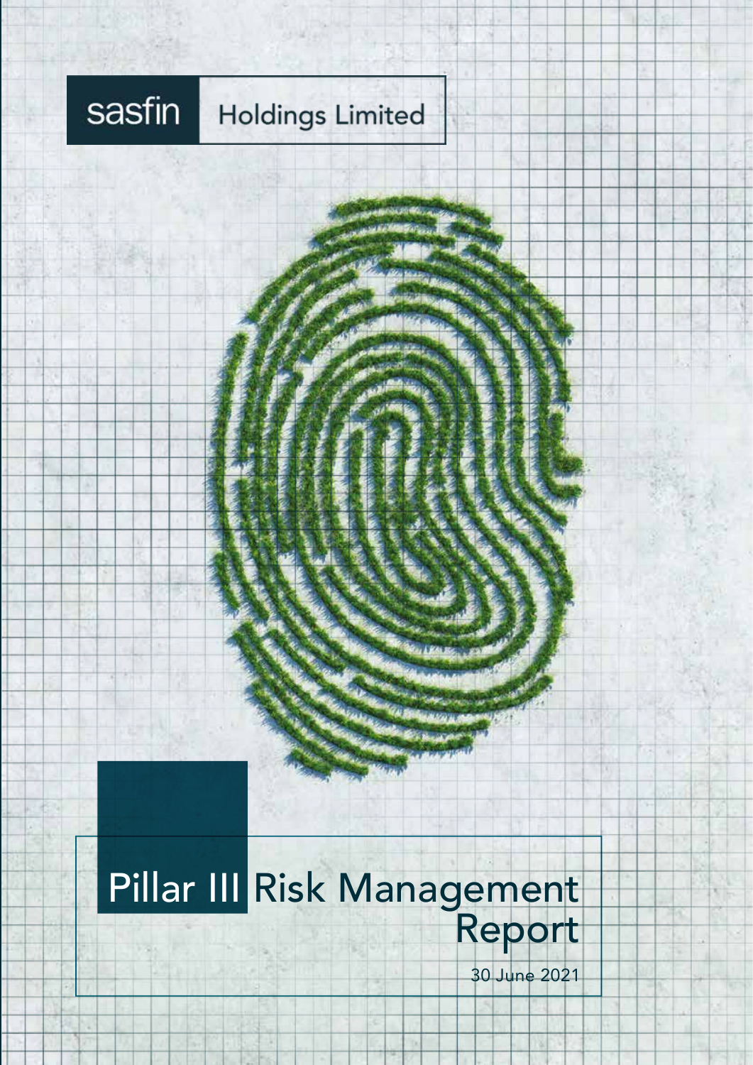sasfin Holdings Limited

# Pillar III Risk Management Report

30 June 2021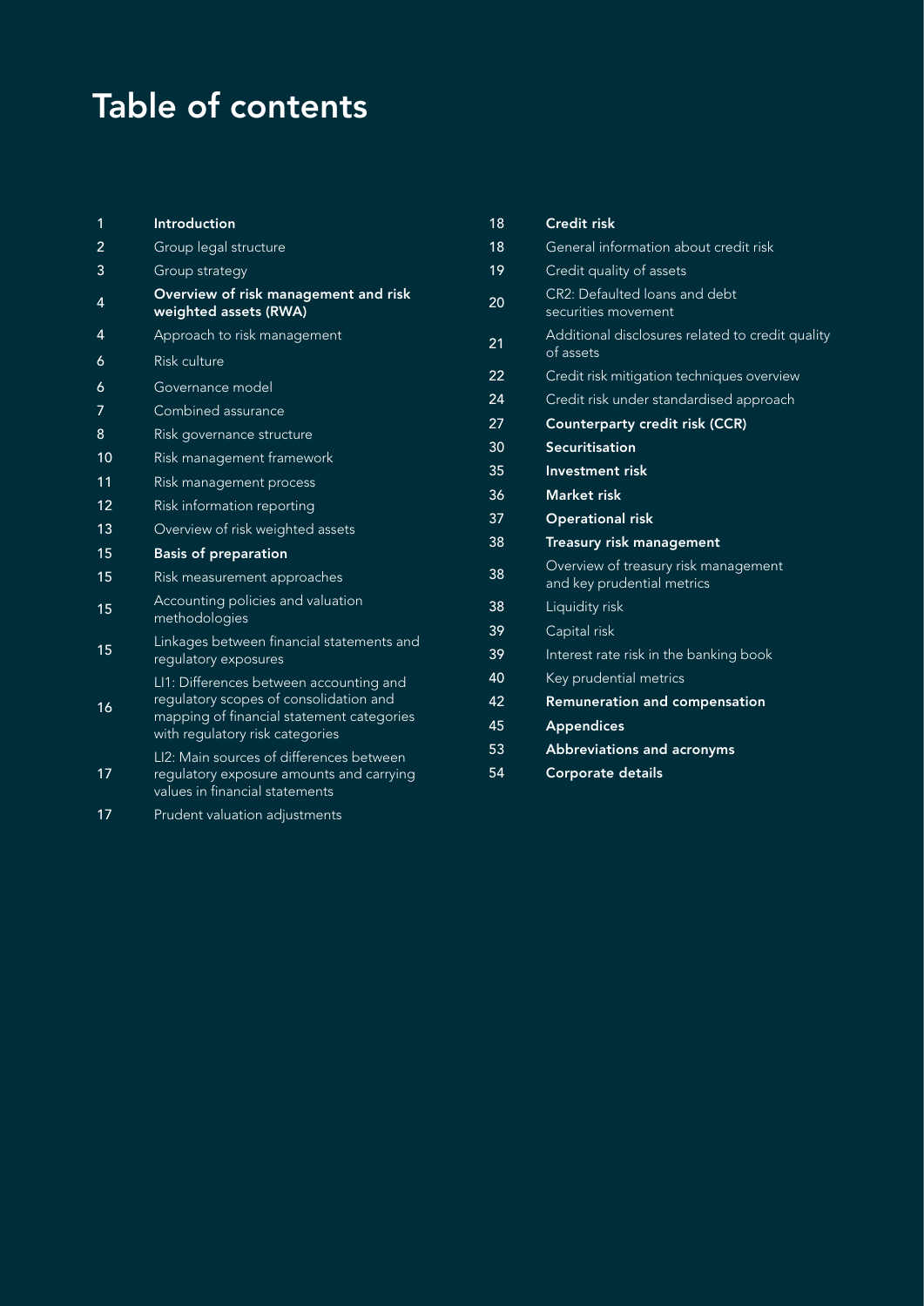# Table of contents

| | |
|---|---|
| 1 | **Introduction** |
| 2 | Group legal structure |
| 3 | Group strategy |
| 4 | **Overview of risk management and risk weighted assets (RWA)** |
| 4 | Approach to risk management |
| 6 | Risk culture |
| 6 | Governance model |
| 7 | Combined assurance |
| 8 | Risk governance structure |
| 10 | Risk management framework |
| 11 | Risk management process |
| 12 | Risk information reporting |
| 13 | Overview of risk weighted assets |
| 15 | **Basis of preparation** |
| 15 | Risk measurement approaches |
| 15 | Accounting policies and valuation methodologies |
| 15 | Linkages between financial statements and regulatory exposures |
| 16 | LI1: Differences between accounting and regulatory scopes of consolidation and mapping of financial statement categories with regulatory risk categories |
| 17 | LI2: Main sources of differences between regulatory exposure amounts and carrying values in financial statements |
| 17 | Prudent valuation adjustments |
| 18 | **Credit risk** |
| 18 | General information about credit risk |
| 19 | Credit quality of assets |
| 20 | CR2: Defaulted loans and debt securities movement |
| 21 | Additional disclosures related to credit quality of assets |
| 22 | Credit risk mitigation techniques overview |
| 24 | Credit risk under standardised approach |
| 27 | **Counterparty credit risk (CCR)** |
| 30 | **Securitisation** |
| 35 | **Investment risk** |
| 36 | **Market risk** |
| 37 | **Operational risk** |
| 38 | **Treasury risk management** |
| 38 | Overview of treasury risk management and key prudential metrics |
| 38 | Liquidity risk |
| 39 | Capital risk |
| 39 | Interest rate risk in the banking book |
| 40 | Key prudential metrics |
| 42 | **Remuneration and compensation** |
| 45 | **Appendices** |
| 53 | **Abbreviations and acronyms** |
| 54 | **Corporate details** |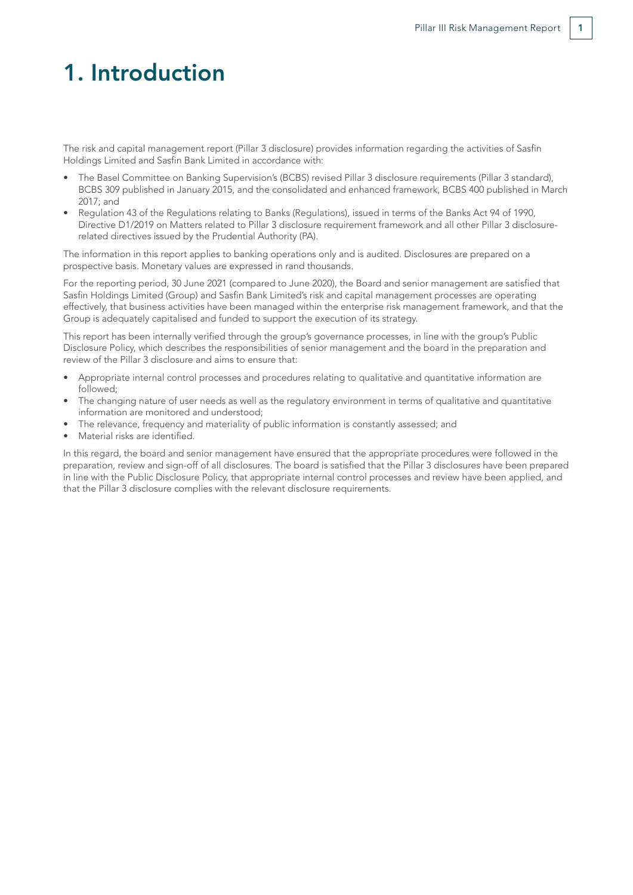# 1. Introduction

The risk and capital management report (Pillar 3 disclosure) provides information regarding the activities of Sasfin Holdings Limited and Sasfin Bank Limited in accordance with:

- The Basel Committee on Banking Supervision's (BCBS) revised Pillar 3 disclosure requirements (Pillar 3 standard), BCBS 309 published in January 2015, and the consolidated and enhanced framework, BCBS 400 published in March 2017; and
- Regulation 43 of the Regulations relating to Banks (Regulations), issued in terms of the Banks Act 94 of 1990, Directive D1/2019 on Matters related to Pillar 3 disclosure requirement framework and all other Pillar 3 disclosure-related directives issued by the Prudential Authority (PA).

The information in this report applies to banking operations only and is audited. Disclosures are prepared on a prospective basis. Monetary values are expressed in rand thousands.

For the reporting period, 30 June 2021 (compared to June 2020), the Board and senior management are satisfied that Sasfin Holdings Limited (Group) and Sasfin Bank Limited's risk and capital management processes are operating effectively, that business activities have been managed within the enterprise risk management framework, and that the Group is adequately capitalised and funded to support the execution of its strategy.

This report has been internally verified through the group's governance processes, in line with the group's Public Disclosure Policy, which describes the responsibilities of senior management and the board in the preparation and review of the Pillar 3 disclosure and aims to ensure that:

- Appropriate internal control processes and procedures relating to qualitative and quantitative information are followed;
- The changing nature of user needs as well as the regulatory environment in terms of qualitative and quantitative information are monitored and understood;
- The relevance, frequency and materiality of public information is constantly assessed; and
- Material risks are identified.

In this regard, the board and senior management have ensured that the appropriate procedures were followed in the preparation, review and sign-off of all disclosures. The board is satisfied that the Pillar 3 disclosures have been prepared in line with the Public Disclosure Policy, that appropriate internal control processes and review have been applied, and that the Pillar 3 disclosure complies with the relevant disclosure requirements.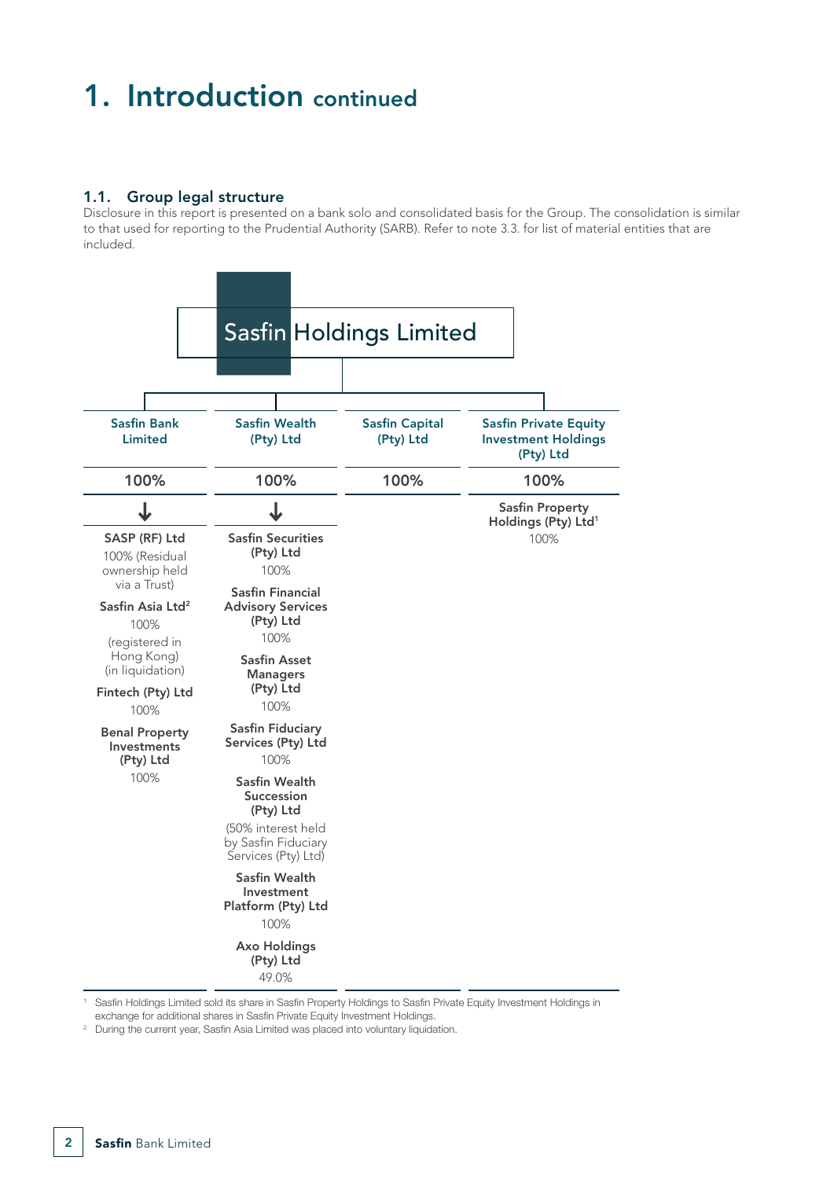# 1. Introduction continued

## 1.1. Group legal structure

Disclosure in this report is presented on a bank solo and consolidated basis for the Group. The consolidation is similar to that used for reporting to the Prudential Authority (SARB). Refer to note 3.3. for list of material entities that are included.

**Sasfin Holdings Limited**

| Sasfin Bank Limited | Sasfin Wealth (Pty) Ltd | Sasfin Capital (Pty) Ltd | Sasfin Private Equity Investment Holdings (Pty) Ltd |
|---|---|---|---|
| 100% | 100% | 100% | 100% |
| **SASP (RF) Ltd** 100% (Residual ownership held via a Trust) | **Sasfin Securities (Pty) Ltd** 100% | | **Sasfin Property Holdings (Pty) Ltd**[1] 100% |
| **Sasfin Asia Ltd**[2] 100% (registered in Hong Kong) (in liquidation) | **Sasfin Financial Advisory Services (Pty) Ltd** 100% | | |
| **Fintech (Pty) Ltd** 100% | **Sasfin Asset Managers (Pty) Ltd** 100% | | |
| **Benal Property Investments (Pty) Ltd** 100% | **Sasfin Fiduciary Services (Pty) Ltd** 100% | | |
| | **Sasfin Wealth Succession (Pty) Ltd** (50% interest held by Sasfin Fiduciary Services (Pty) Ltd) | | |
| | **Sasfin Wealth Investment Platform (Pty) Ltd** 100% | | |
| | **Axo Holdings (Pty) Ltd** 49.0% | | |

[1] Sasfin Holdings Limited sold its share in Sasfin Property Holdings to Sasfin Private Equity Investment Holdings in exchange for additional shares in Sasfin Private Equity Investment Holdings.

[2] During the current year, Sasfin Asia Limited was placed into voluntary liquidation.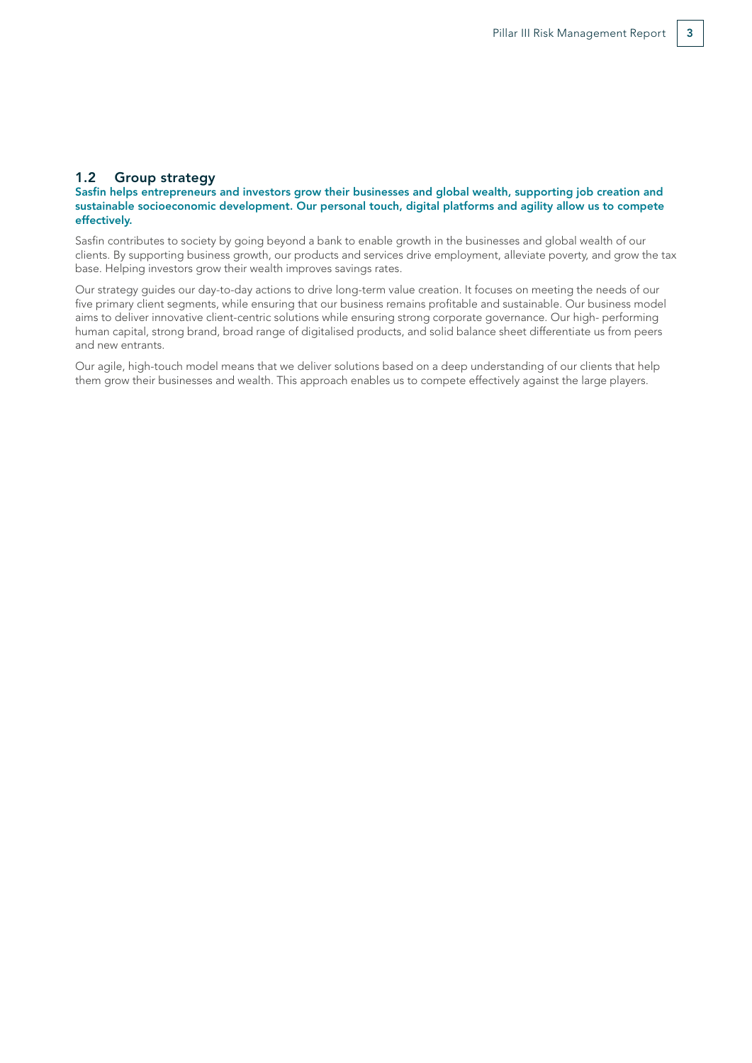## 1.2 Group strategy

**Sasfin helps entrepreneurs and investors grow their businesses and global wealth, supporting job creation and sustainable socioeconomic development. Our personal touch, digital platforms and agility allow us to compete effectively.**

Sasfin contributes to society by going beyond a bank to enable growth in the businesses and global wealth of our clients. By supporting business growth, our products and services drive employment, alleviate poverty, and grow the tax base. Helping investors grow their wealth improves savings rates.

Our strategy guides our day-to-day actions to drive long-term value creation. It focuses on meeting the needs of our five primary client segments, while ensuring that our business remains profitable and sustainable. Our business model aims to deliver innovative client-centric solutions while ensuring strong corporate governance. Our high- performing human capital, strong brand, broad range of digitalised products, and solid balance sheet differentiate us from peers and new entrants.

Our agile, high-touch model means that we deliver solutions based on a deep understanding of our clients that help them grow their businesses and wealth. This approach enables us to compete effectively against the large players.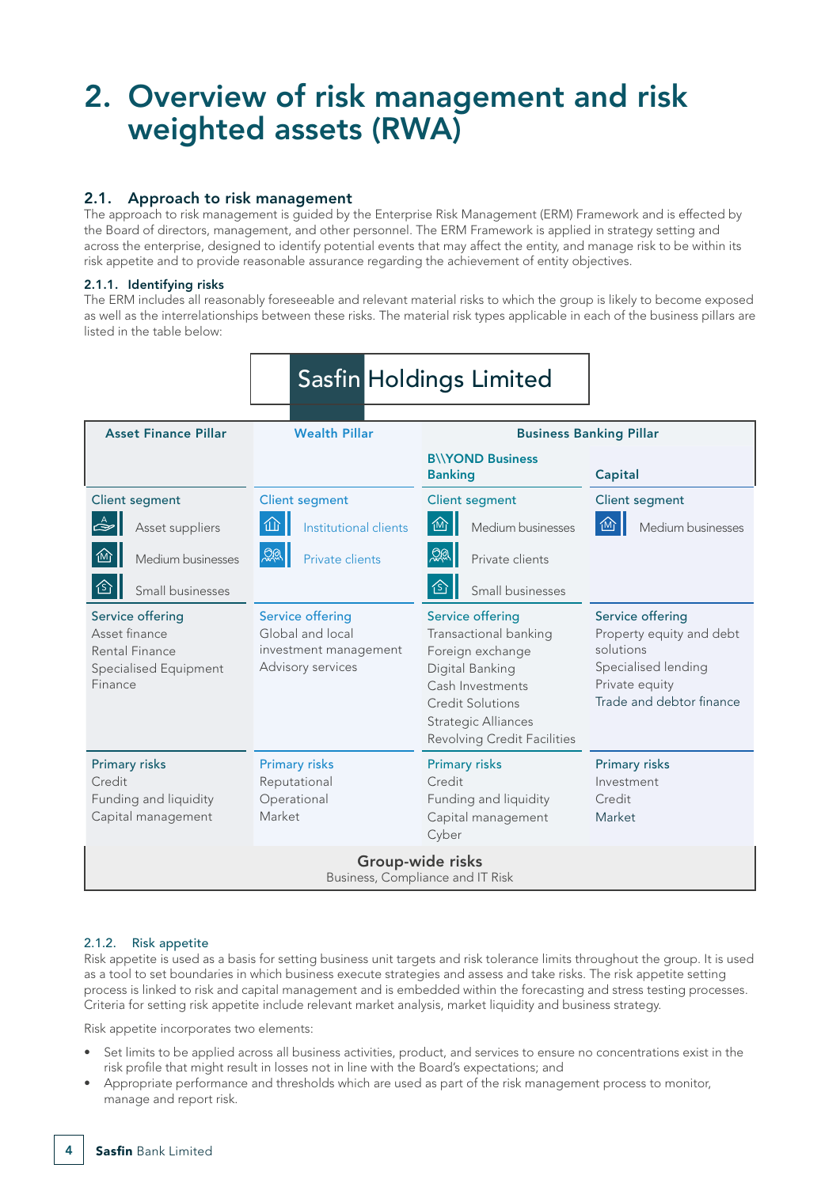# 2. Overview of risk management and risk weighted assets (RWA)

## 2.1. Approach to risk management

The approach to risk management is guided by the Enterprise Risk Management (ERM) Framework and is effected by the Board of directors, management, and other personnel. The ERM Framework is applied in strategy setting and across the enterprise, designed to identify potential events that may affect the entity, and manage risk to be within its risk appetite and to provide reasonable assurance regarding the achievement of entity objectives.

### 2.1.1. Identifying risks

The ERM includes all reasonably foreseeable and relevant material risks to which the group is likely to become exposed as well as the interrelationships between these risks. The material risk types applicable in each of the business pillars are listed in the table below:

**Sasfin Holdings Limited**

| Asset Finance Pillar | Wealth Pillar | Business Banking Pillar | |
|---|---|---|---|
| | | B\\YOND Business Banking | Capital |
| **Client segment**<br>Asset suppliers<br>Medium businesses<br>Small businesses | **Client segment**<br>Institutional clients<br>Private clients | **Client segment**<br>Medium businesses<br>Private clients<br>Small businesses | **Client segment**<br>Medium businesses |
| **Service offering**<br>Asset finance<br>Rental Finance<br>Specialised Equipment Finance | **Service offering**<br>Global and local investment management<br>Advisory services | **Service offering**<br>Transactional banking<br>Foreign exchange<br>Digital Banking<br>Cash Investments<br>Credit Solutions<br>Strategic Alliances<br>Revolving Credit Facilities | **Service offering**<br>Property equity and debt solutions<br>Specialised lending<br>Private equity<br>Trade and debtor finance |
| **Primary risks**<br>Credit<br>Funding and liquidity<br>Capital management | **Primary risks**<br>Reputational<br>Operational<br>Market | **Primary risks**<br>Credit<br>Funding and liquidity<br>Capital management<br>Cyber | **Primary risks**<br>Investment<br>Credit<br>Market |

**Group-wide risks**
Business, Compliance and IT Risk

### 2.1.2. Risk appetite

Risk appetite is used as a basis for setting business unit targets and risk tolerance limits throughout the group. It is used as a tool to set boundaries in which business execute strategies and assess and take risks. The risk appetite setting process is linked to risk and capital management and is embedded within the forecasting and stress testing processes. Criteria for setting risk appetite include relevant market analysis, market liquidity and business strategy.

Risk appetite incorporates two elements:

- Set limits to be applied across all business activities, product, and services to ensure no concentrations exist in the risk profile that might result in losses not in line with the Board's expectations; and
- Appropriate performance and thresholds which are used as part of the risk management process to monitor, manage and report risk.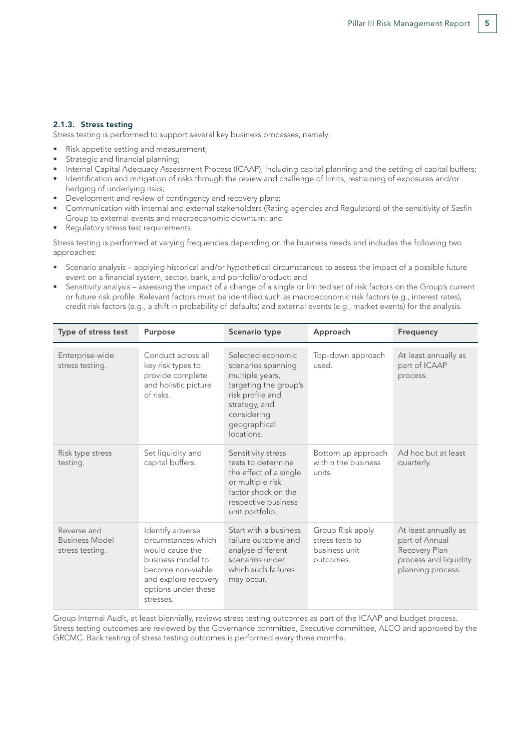### 2.1.3. Stress testing

Stress testing is performed to support several key business processes, namely:

- Risk appetite setting and measurement;
- Strategic and financial planning;
- Internal Capital Adequacy Assessment Process (ICAAP), including capital planning and the setting of capital buffers;
- Identification and mitigation of risks through the review and challenge of limits, restraining of exposures and/or hedging of underlying risks;
- Development and review of contingency and recovery plans;
- Communication with internal and external stakeholders (Rating agencies and Regulators) of the sensitivity of Sasfin Group to external events and macroeconomic downturn; and
- Regulatory stress test requirements.

Stress testing is performed at varying frequencies depending on the business needs and includes the following two approaches:

- Scenario analysis – applying historical and/or hypothetical circumstances to assess the impact of a possible future event on a financial system, sector, bank, and portfolio/product; and
- Sensitivity analysis – assessing the impact of a change of a single or limited set of risk factors on the Group's current or future risk profile. Relevant factors must be identified such as macroeconomic risk factors (e.g., interest rates), credit risk factors (e.g., a shift in probability of defaults) and external events (e.g., market events) for the analysis.

| Type of stress test | Purpose | Scenario type | Approach | Frequency |
|---|---|---|---|---|
| Enterprise-wide stress testing. | Conduct across all key risk types to provide complete and holistic picture of risks. | Selected economic scenarios spanning multiple years, targeting the group's risk profile and strategy, and considering geographical locations. | Top-down approach used. | At least annually as part of ICAAP process. |
| Risk type stress testing. | Set liquidity and capital buffers. | Sensitivity stress tests to determine the effect of a single or multiple risk factor shock on the respective business unit portfolio. | Bottom up approach within the business units. | Ad hoc but at least quarterly. |
| Reverse and Business Model stress testing. | Identify adverse circumstances which would cause the business model to become non-viable and explore recovery options under these stresses. | Start with a business failure outcome and analyse different scenarios under which such failures may occur. | Group Risk apply stress tests to business unit outcomes. | At least annually as part of Annual Recovery Plan process and liquidity planning process. |

Group Internal Audit, at least biennially, reviews stress testing outcomes as part of the ICAAP and budget process. Stress testing outcomes are reviewed by the Governance committee, Executive committee, ALCO and approved by the GRCMC. Back testing of stress testing outcomes is performed every three months.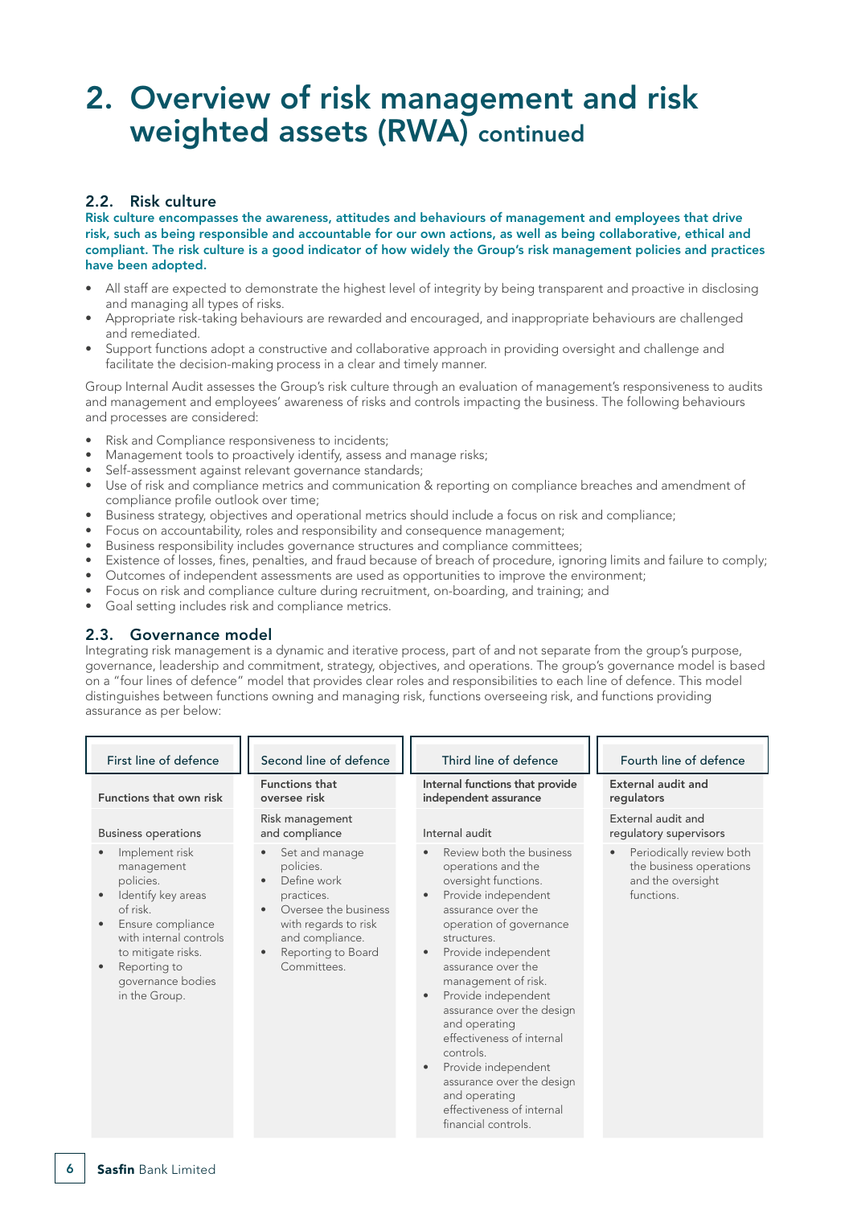# 2. Overview of risk management and risk weighted assets (RWA) continued

## 2.2. Risk culture

**Risk culture encompasses the awareness, attitudes and behaviours of management and employees that drive risk, such as being responsible and accountable for our own actions, as well as being collaborative, ethical and compliant. The risk culture is a good indicator of how widely the Group's risk management policies and practices have been adopted.**

- All staff are expected to demonstrate the highest level of integrity by being transparent and proactive in disclosing and managing all types of risks.
- Appropriate risk-taking behaviours are rewarded and encouraged, and inappropriate behaviours are challenged and remediated.
- Support functions adopt a constructive and collaborative approach in providing oversight and challenge and facilitate the decision-making process in a clear and timely manner.

Group Internal Audit assesses the Group's risk culture through an evaluation of management's responsiveness to audits and management and employees' awareness of risks and controls impacting the business. The following behaviours and processes are considered:

- Risk and Compliance responsiveness to incidents;
- Management tools to proactively identify, assess and manage risks;
- Self-assessment against relevant governance standards;
- Use of risk and compliance metrics and communication & reporting on compliance breaches and amendment of compliance profile outlook over time;
- Business strategy, objectives and operational metrics should include a focus on risk and compliance;
- Focus on accountability, roles and responsibility and consequence management;
- Business responsibility includes governance structures and compliance committees;
- Existence of losses, fines, penalties, and fraud because of breach of procedure, ignoring limits and failure to comply;
- Outcomes of independent assessments are used as opportunities to improve the environment;
- Focus on risk and compliance culture during recruitment, on-boarding, and training; and
- Goal setting includes risk and compliance metrics.

## 2.3. Governance model

Integrating risk management is a dynamic and iterative process, part of and not separate from the group's purpose, governance, leadership and commitment, strategy, objectives, and operations. The group's governance model is based on a "four lines of defence" model that provides clear roles and responsibilities to each line of defence. This model distinguishes between functions owning and managing risk, functions overseeing risk, and functions providing assurance as per below:

| First line of defence | Second line of defence | Third line of defence | Fourth line of defence |
|---|---|---|---|
| **Functions that own risk** | **Functions that oversee risk** | **Internal functions that provide independent assurance** | **External audit and regulators** |
| Business operations | Risk management and compliance | Internal audit | External audit and regulatory supervisors |
| • Implement risk management policies.<br>• Identify key areas of risk.<br>• Ensure compliance with internal controls to mitigate risks.<br>• Reporting to governance bodies in the Group. | • Set and manage policies.<br>• Define work practices.<br>• Oversee the business with regards to risk and compliance.<br>• Reporting to Board Committees. | • Review both the business operations and the oversight functions.<br>• Provide independent assurance over the operation of governance structures.<br>• Provide independent assurance over the management of risk.<br>• Provide independent assurance over the design and operating effectiveness of internal controls.<br>• Provide independent assurance over the design and operating effectiveness of internal financial controls. | • Periodically review both the business operations and the oversight functions. |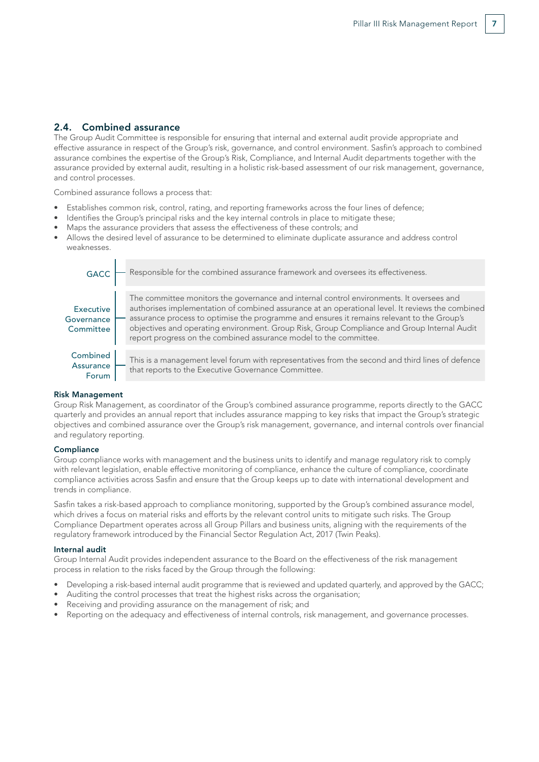## 2.4. Combined assurance

The Group Audit Committee is responsible for ensuring that internal and external audit provide appropriate and effective assurance in respect of the Group's risk, governance, and control environment. Sasfin's approach to combined assurance combines the expertise of the Group's Risk, Compliance, and Internal Audit departments together with the assurance provided by external audit, resulting in a holistic risk-based assessment of our risk management, governance, and control processes.

Combined assurance follows a process that:

- Establishes common risk, control, rating, and reporting frameworks across the four lines of defence;
- Identifies the Group's principal risks and the key internal controls in place to mitigate these;
- Maps the assurance providers that assess the effectiveness of these controls; and
- Allows the desired level of assurance to be determined to eliminate duplicate assurance and address control weaknesses.

| | |
|---|---|
| GACC | Responsible for the combined assurance framework and oversees its effectiveness. |
| Executive Governance Committee | The committee monitors the governance and internal control environments. It oversees and authorises implementation of combined assurance at an operational level. It reviews the combined assurance process to optimise the programme and ensures it remains relevant to the Group's objectives and operating environment. Group Risk, Group Compliance and Group Internal Audit report progress on the combined assurance model to the committee. |
| Combined Assurance Forum | This is a management level forum with representatives from the second and third lines of defence that reports to the Executive Governance Committee. |

**Risk Management**

Group Risk Management, as coordinator of the Group's combined assurance programme, reports directly to the GACC quarterly and provides an annual report that includes assurance mapping to key risks that impact the Group's strategic objectives and combined assurance over the Group's risk management, governance, and internal controls over financial and regulatory reporting.

**Compliance**

Group compliance works with management and the business units to identify and manage regulatory risk to comply with relevant legislation, enable effective monitoring of compliance, enhance the culture of compliance, coordinate compliance activities across Sasfin and ensure that the Group keeps up to date with international development and trends in compliance.

Sasfin takes a risk-based approach to compliance monitoring, supported by the Group's combined assurance model, which drives a focus on material risks and efforts by the relevant control units to mitigate such risks. The Group Compliance Department operates across all Group Pillars and business units, aligning with the requirements of the regulatory framework introduced by the Financial Sector Regulation Act, 2017 (Twin Peaks).

**Internal audit**

Group Internal Audit provides independent assurance to the Board on the effectiveness of the risk management process in relation to the risks faced by the Group through the following:

- Developing a risk-based internal audit programme that is reviewed and updated quarterly, and approved by the GACC;
- Auditing the control processes that treat the highest risks across the organisation;
- Receiving and providing assurance on the management of risk; and
- Reporting on the adequacy and effectiveness of internal controls, risk management, and governance processes.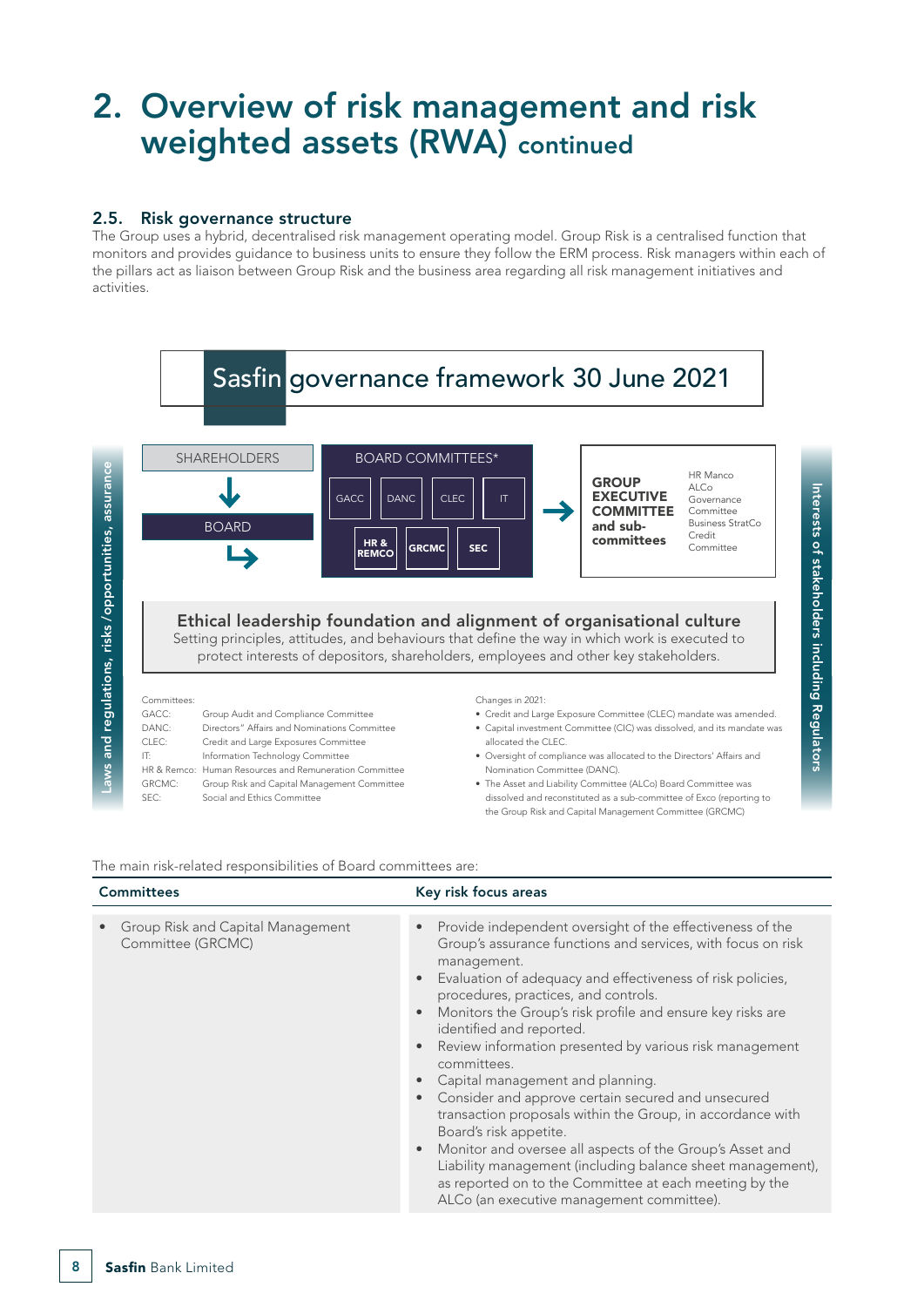# 2. Overview of risk management and risk weighted assets (RWA) continued

## 2.5. Risk governance structure

The Group uses a hybrid, decentralised risk management operating model. Group Risk is a centralised function that monitors and provides guidance to business units to ensure they follow the ERM process. Risk managers within each of the pillars act as liaison between Group Risk and the business area regarding all risk management initiatives and activities.

**Sasfin governance framework 30 June 2021**

Laws and regulations, risks /opportunities, assurance

SHAREHOLDERS

BOARD

BOARD COMMITTEES*

GACC | DANC | CLEC | IT

HR & REMCO | GRCMC | SEC

**GROUP EXECUTIVE COMMITTEE and sub-committees**

HR Manco
ALCo
Governance Committee
Business StratCo
Credit Committee

Interests of stakeholders including Regulators

**Ethical leadership foundation and alignment of organisational culture**

Setting principles, attitudes, and behaviours that define the way in which work is executed to protect interests of depositors, shareholders, employees and other key stakeholders.

Committees:

| | |
|---|---|
| GACC: | Group Audit and Compliance Committee |
| DANC: | Directors" Affairs and Nominations Committee |
| CLEC: | Credit and Large Exposures Committee |
| IT: | Information Technology Committee |
| HR & Remco: | Human Resources and Remuneration Committee |
| GRCMC: | Group Risk and Capital Management Committee |
| SEC: | Social and Ethics Committee |

Changes in 2021:

- Credit and Large Exposure Committee (CLEC) mandate was amended.
- Capital investment Committee (CIC) was dissolved, and its mandate was allocated the CLEC.
- Oversight of compliance was allocated to the Directors' Affairs and Nomination Committee (DANC).
- The Asset and Liability Committee (ALCo) Board Committee was dissolved and reconstituted as a sub-committee of Exco (reporting to the Group Risk and Capital Management Committee (GRCMC)

The main risk-related responsibilities of Board committees are:

| Committees | Key risk focus areas |
|---|---|
| • Group Risk and Capital Management Committee (GRCMC) | • Provide independent oversight of the effectiveness of the Group's assurance functions and services, with focus on risk management.<br>• Evaluation of adequacy and effectiveness of risk policies, procedures, practices, and controls.<br>• Monitors the Group's risk profile and ensure key risks are identified and reported.<br>• Review information presented by various risk management committees.<br>• Capital management and planning.<br>• Consider and approve certain secured and unsecured transaction proposals within the Group, in accordance with Board's risk appetite.<br>• Monitor and oversee all aspects of the Group's Asset and Liability management (including balance sheet management), as reported on to the Committee at each meeting by the ALCo (an executive management committee). |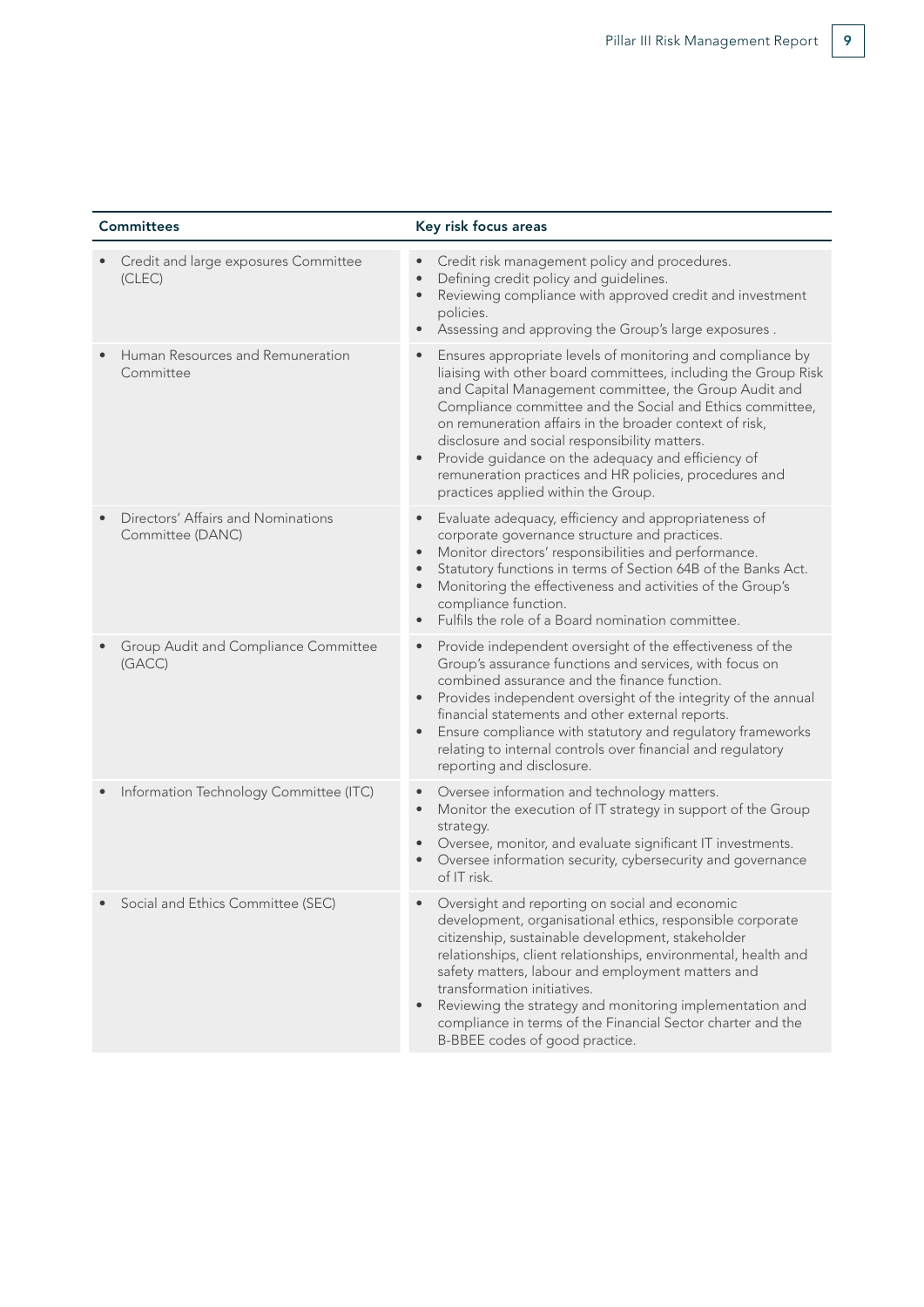| Committees | Key risk focus areas |
| --- | --- |
| • Credit and large exposures Committee (CLEC) | • Credit risk management policy and procedures.<br>• Defining credit policy and guidelines.<br>• Reviewing compliance with approved credit and investment policies.<br>• Assessing and approving the Group's large exposures . |
| • Human Resources and Remuneration Committee | • Ensures appropriate levels of monitoring and compliance by liaising with other board committees, including the Group Risk and Capital Management committee, the Group Audit and Compliance committee and the Social and Ethics committee, on remuneration affairs in the broader context of risk, disclosure and social responsibility matters.<br>• Provide guidance on the adequacy and efficiency of remuneration practices and HR policies, procedures and practices applied within the Group. |
| • Directors' Affairs and Nominations Committee (DANC) | • Evaluate adequacy, efficiency and appropriateness of corporate governance structure and practices.<br>• Monitor directors' responsibilities and performance.<br>• Statutory functions in terms of Section 64B of the Banks Act.<br>• Monitoring the effectiveness and activities of the Group's compliance function.<br>• Fulfils the role of a Board nomination committee. |
| • Group Audit and Compliance Committee (GACC) | • Provide independent oversight of the effectiveness of the Group's assurance functions and services, with focus on combined assurance and the finance function.<br>• Provides independent oversight of the integrity of the annual financial statements and other external reports.<br>• Ensure compliance with statutory and regulatory frameworks relating to internal controls over financial and regulatory reporting and disclosure. |
| • Information Technology Committee (ITC) | • Oversee information and technology matters.<br>• Monitor the execution of IT strategy in support of the Group strategy.<br>• Oversee, monitor, and evaluate significant IT investments.<br>• Oversee information security, cybersecurity and governance of IT risk. |
| • Social and Ethics Committee (SEC) | • Oversight and reporting on social and economic development, organisational ethics, responsible corporate citizenship, sustainable development, stakeholder relationships, client relationships, environmental, health and safety matters, labour and employment matters and transformation initiatives.<br>• Reviewing the strategy and monitoring implementation and compliance in terms of the Financial Sector charter and the B-BBEE codes of good practice. |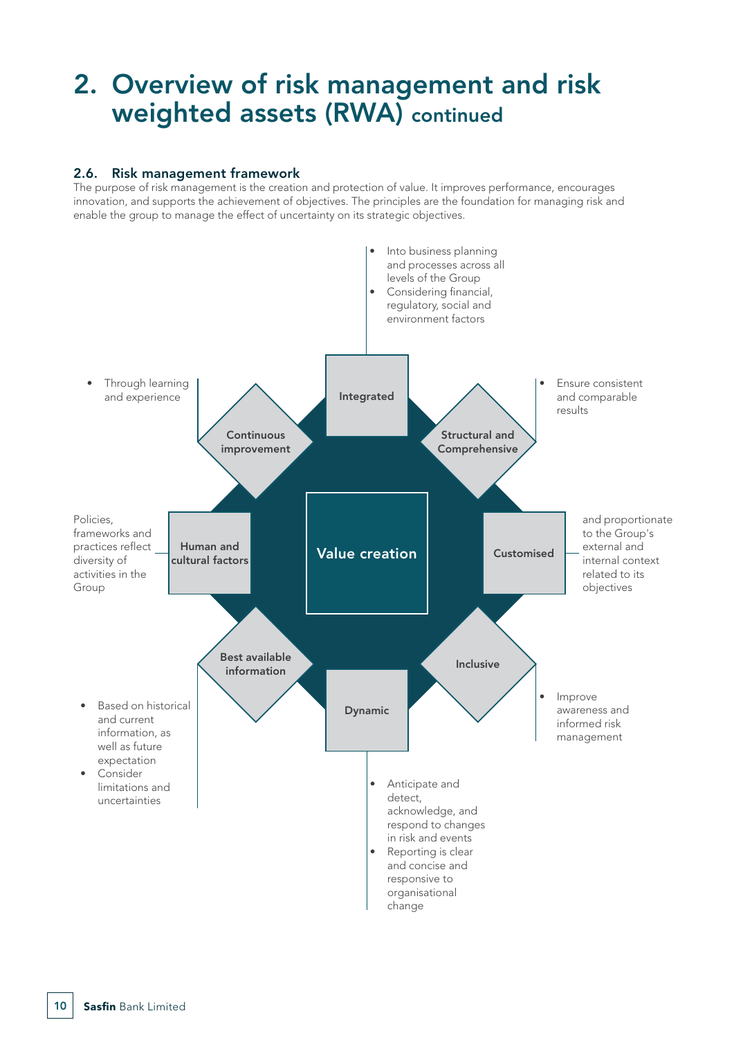# 2. Overview of risk management and risk weighted assets (RWA) continued

## 2.6. Risk management framework

The purpose of risk management is the creation and protection of value. It improves performance, encourages innovation, and supports the achievement of objectives. The principles are the foundation for managing risk and enable the group to manage the effect of uncertainty on its strategic objectives.

**Value creation**

**Integrated**
- Into business planning and processes across all levels of the Group
- Considering financial, regulatory, social and environment factors

**Structural and Comprehensive**
- Ensure consistent and comparable results

**Customised**

and proportionate to the Group's external and internal context related to its objectives

**Inclusive**
- Improve awareness and informed risk management

**Dynamic**
- Anticipate and detect, acknowledge, and respond to changes in risk and events
- Reporting is clear and concise and responsive to organisational change

**Best available information**
- Based on historical and current information, as well as future expectation
- Consider limitations and uncertainties

**Human and cultural factors**

Policies, frameworks and practices reflect diversity of activities in the Group

**Continuous improvement**
- Through learning and experience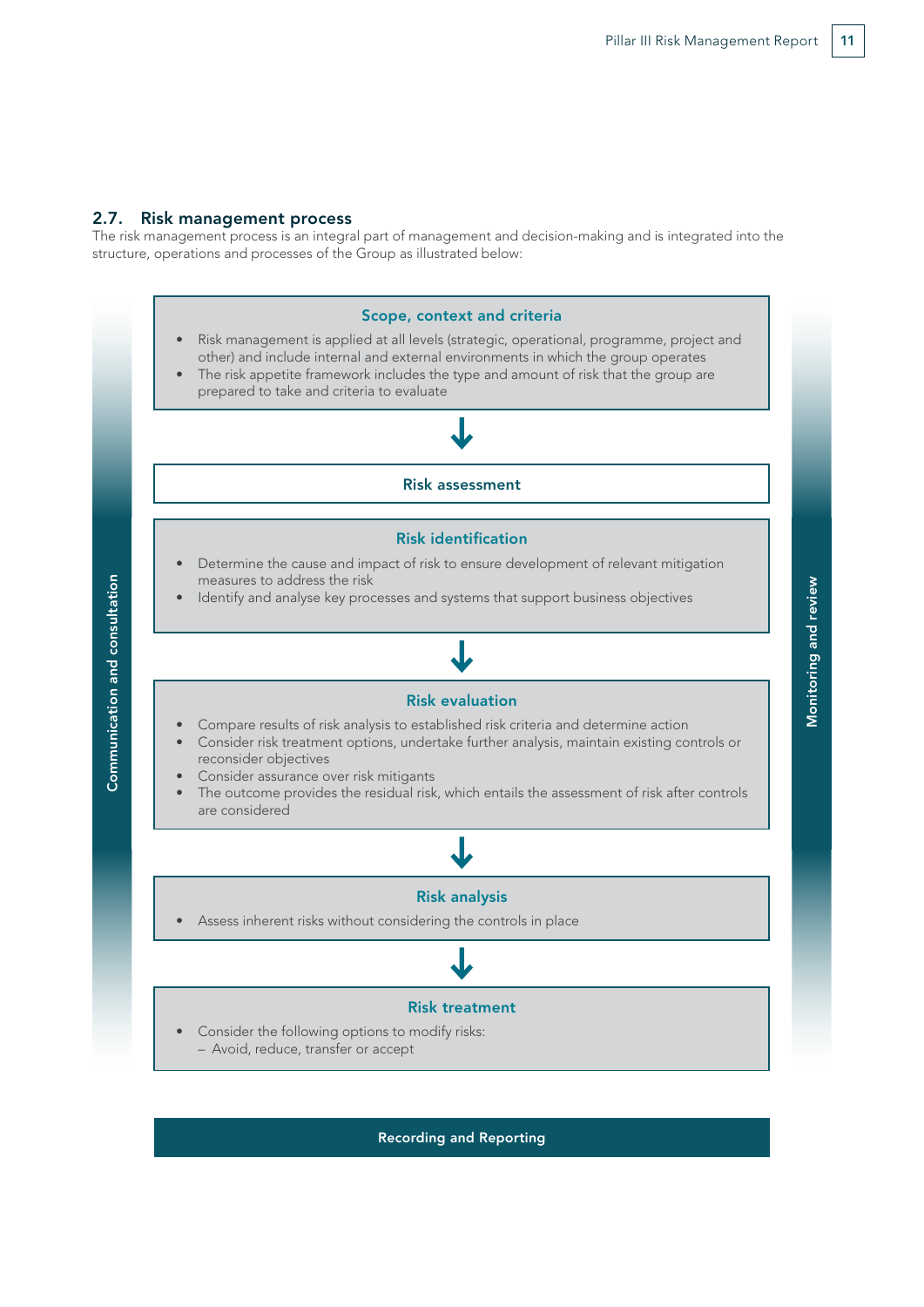## 2.7. Risk management process

The risk management process is an integral part of management and decision-making and is integrated into the structure, operations and processes of the Group as illustrated below:

Communication and consultation

**Scope, context and criteria**

- Risk management is applied at all levels (strategic, operational, programme, project and other) and include internal and external environments in which the group operates
- The risk appetite framework includes the type and amount of risk that the group are prepared to take and criteria to evaluate

**Risk assessment**

**Risk identification**

- Determine the cause and impact of risk to ensure development of relevant mitigation measures to address the risk
- Identify and analyse key processes and systems that support business objectives

**Risk evaluation**

- Compare results of risk analysis to established risk criteria and determine action
- Consider risk treatment options, undertake further analysis, maintain existing controls or reconsider objectives
- Consider assurance over risk mitigants
- The outcome provides the residual risk, which entails the assessment of risk after controls are considered

**Risk analysis**

- Assess inherent risks without considering the controls in place

**Risk treatment**

- Consider the following options to modify risks:
  - Avoid, reduce, transfer or accept

Monitoring and review

**Recording and Reporting**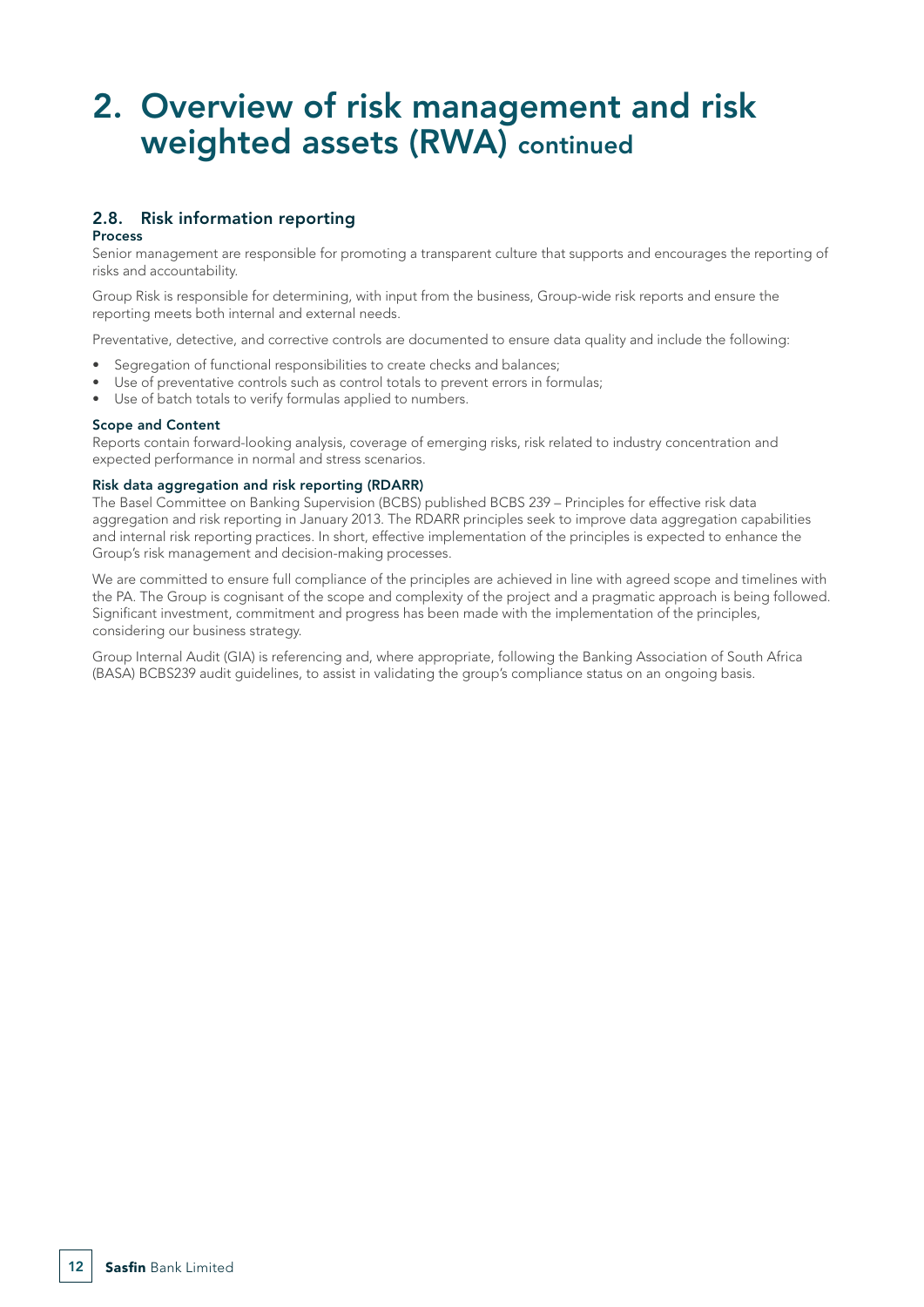# 2. Overview of risk management and risk weighted assets (RWA) continued

## 2.8. Risk information reporting

### Process

Senior management are responsible for promoting a transparent culture that supports and encourages the reporting of risks and accountability.

Group Risk is responsible for determining, with input from the business, Group-wide risk reports and ensure the reporting meets both internal and external needs.

Preventative, detective, and corrective controls are documented to ensure data quality and include the following:

- Segregation of functional responsibilities to create checks and balances;
- Use of preventative controls such as control totals to prevent errors in formulas;
- Use of batch totals to verify formulas applied to numbers.

### Scope and Content

Reports contain forward-looking analysis, coverage of emerging risks, risk related to industry concentration and expected performance in normal and stress scenarios.

### Risk data aggregation and risk reporting (RDARR)

The Basel Committee on Banking Supervision (BCBS) published BCBS 239 – Principles for effective risk data aggregation and risk reporting in January 2013. The RDARR principles seek to improve data aggregation capabilities and internal risk reporting practices. In short, effective implementation of the principles is expected to enhance the Group's risk management and decision-making processes.

We are committed to ensure full compliance of the principles are achieved in line with agreed scope and timelines with the PA. The Group is cognisant of the scope and complexity of the project and a pragmatic approach is being followed. Significant investment, commitment and progress has been made with the implementation of the principles, considering our business strategy.

Group Internal Audit (GIA) is referencing and, where appropriate, following the Banking Association of South Africa (BASA) BCBS239 audit guidelines, to assist in validating the group's compliance status on an ongoing basis.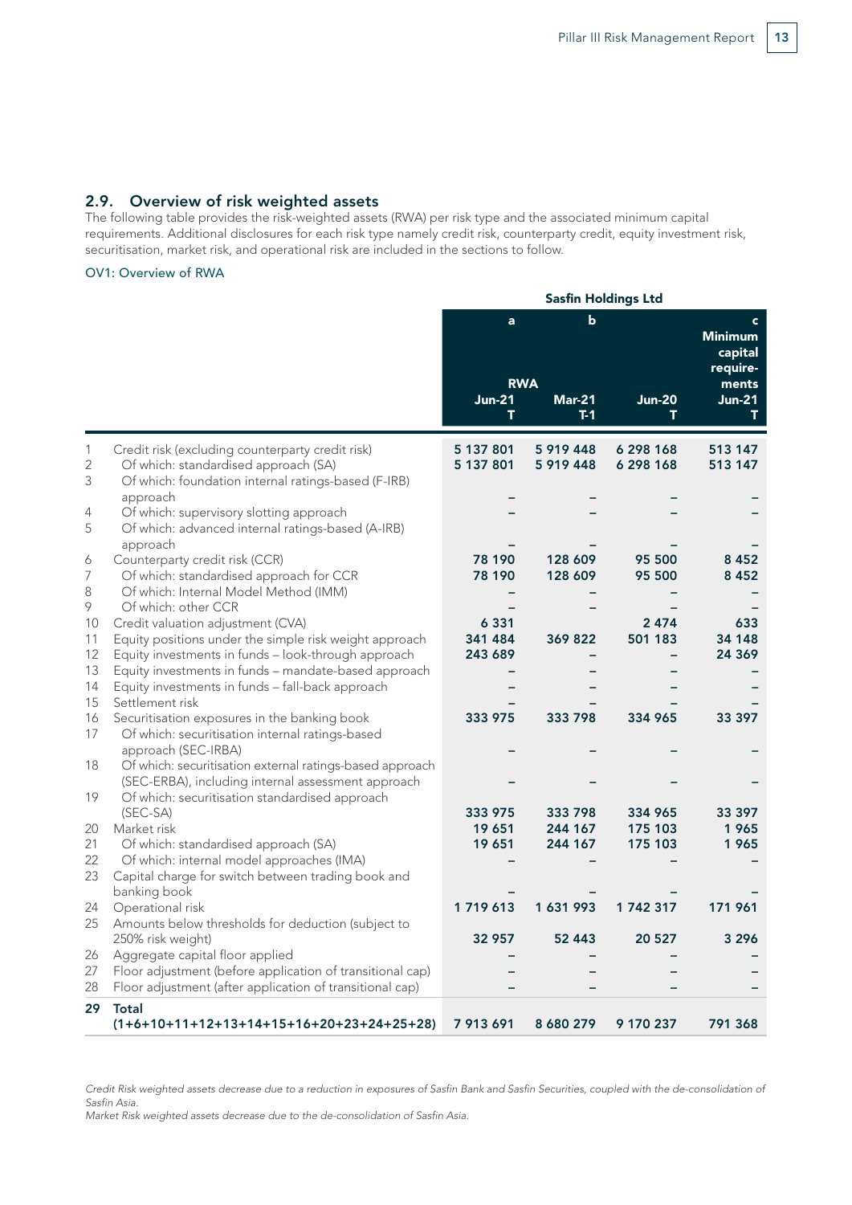## 2.9. Overview of risk weighted assets

The following table provides the risk-weighted assets (RWA) per risk type and the associated minimum capital requirements. Additional disclosures for each risk type namely credit risk, counterparty credit, equity investment risk, securitisation, market risk, and operational risk are included in the sections to follow.

OV1: Overview of RWA

| | | Sasfin Holdings Ltd | | | |
|---|---|---|---|---|---|
| | | a | b | | c |
| | | RWA | | | Minimum capital requirements |
| | | Jun-21 T | Mar-21 T-1 | Jun-20 T | Jun-21 T |
| 1 | Credit risk (excluding counterparty credit risk) | 5 137 801 | 5 919 448 | 6 298 168 | 513 147 |
| 2 | Of which: standardised approach (SA) | 5 137 801 | 5 919 448 | 6 298 168 | 513 147 |
| 3 | Of which: foundation internal ratings-based (F-IRB) approach | – | – | – | – |
| 4 | Of which: supervisory slotting approach | – | – | – | – |
| 5 | Of which: advanced internal ratings-based (A-IRB) approach | – | – | – | – |
| 6 | Counterparty credit risk (CCR) | 78 190 | 128 609 | 95 500 | 8 452 |
| 7 | Of which: standardised approach for CCR | 78 190 | 128 609 | 95 500 | 8 452 |
| 8 | Of which: Internal Model Method (IMM) | – | – | – | – |
| 9 | Of which: other CCR | – | – | – | – |
| 10 | Credit valuation adjustment (CVA) | 6 331 | | 2 474 | 633 |
| 11 | Equity positions under the simple risk weight approach | 341 484 | 369 822 | 501 183 | 34 148 |
| 12 | Equity investments in funds – look-through approach | 243 689 | – | – | 24 369 |
| 13 | Equity investments in funds – mandate-based approach | – | – | – | – |
| 14 | Equity investments in funds – fall-back approach | – | – | – | – |
| 15 | Settlement risk | – | – | – | – |
| 16 | Securitisation exposures in the banking book | 333 975 | 333 798 | 334 965 | 33 397 |
| 17 | Of which: securitisation internal ratings-based approach (SEC-IRBA) | – | – | – | – |
| 18 | Of which: securitisation external ratings-based approach (SEC-ERBA), including internal assessment approach | – | – | – | – |
| 19 | Of which: securitisation standardised approach (SEC-SA) | 333 975 | 333 798 | 334 965 | 33 397 |
| 20 | Market risk | 19 651 | 244 167 | 175 103 | 1 965 |
| 21 | Of which: standardised approach (SA) | 19 651 | 244 167 | 175 103 | 1 965 |
| 22 | Of which: internal model approaches (IMA) | – | – | – | – |
| 23 | Capital charge for switch between trading book and banking book | – | – | – | – |
| 24 | Operational risk | 1 719 613 | 1 631 993 | 1 742 317 | 171 961 |
| 25 | Amounts below thresholds for deduction (subject to 250% risk weight) | 32 957 | 52 443 | 20 527 | 3 296 |
| 26 | Aggregate capital floor applied | – | – | – | – |
| 27 | Floor adjustment (before application of transitional cap) | – | – | – | – |
| 28 | Floor adjustment (after application of transitional cap) | – | – | – | – |
| **29** | **Total (1+6+10+11+12+13+14+15+16+20+23+24+25+28)** | **7 913 691** | **8 680 279** | **9 170 237** | **791 368** |

*Credit Risk weighted assets decrease due to a reduction in exposures of Sasfin Bank and Sasfin Securities, coupled with the de-consolidation of Sasfin Asia.*
*Market Risk weighted assets decrease due to the de-consolidation of Sasfin Asia.*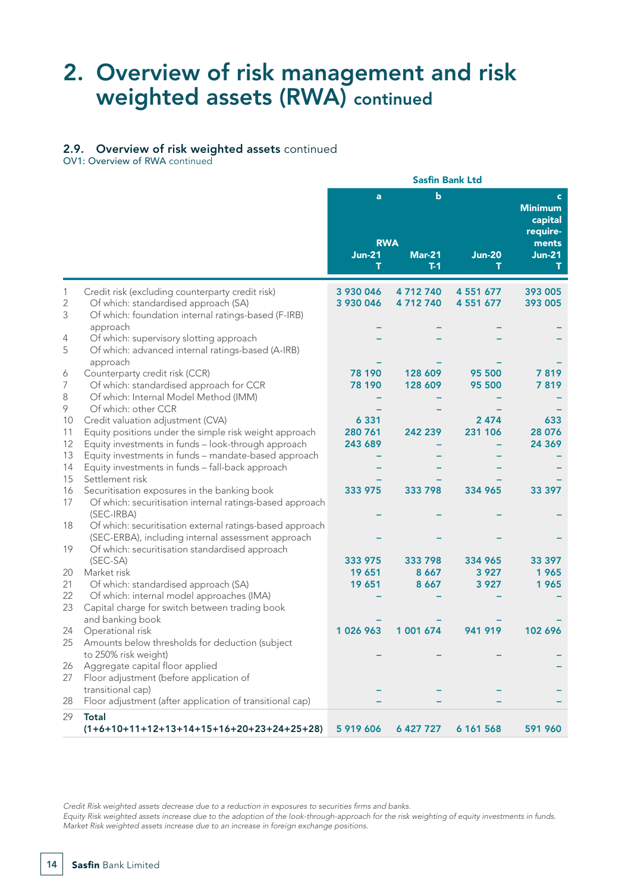# 2. Overview of risk management and risk weighted assets (RWA) continued

### 2.9. Overview of risk weighted assets continued

OV1: Overview of RWA continued

| | | Sasfin Bank Ltd | | | |
|---|---|---|---|---|---|
| | | a | b | | c |
| | | RWA | | | Minimum capital requirements |
| | | Jun-21 T | Mar-21 T-1 | Jun-20 T | Jun-21 T |
| 1 | Credit risk (excluding counterparty credit risk) | **3 930 046** | **4 712 740** | **4 551 677** | **393 005** |
| 2 | Of which: standardised approach (SA) | **3 930 046** | **4 712 740** | **4 551 677** | **393 005** |
| 3 | Of which: foundation internal ratings-based (F-IRB) approach | – | – | – | – |
| 4 | Of which: supervisory slotting approach | – | – | – | – |
| 5 | Of which: advanced internal ratings-based (A-IRB) approach | – | – | – | – |
| 6 | Counterparty credit risk (CCR) | **78 190** | **128 609** | **95 500** | **7 819** |
| 7 | Of which: standardised approach for CCR | **78 190** | **128 609** | **95 500** | **7 819** |
| 8 | Of which: Internal Model Method (IMM) | – | – | – | – |
| 9 | Of which: other CCR | – | – | – | – |
| 10 | Credit valuation adjustment (CVA) | **6 331** | | **2 474** | **633** |
| 11 | Equity positions under the simple risk weight approach | **280 761** | **242 239** | **231 106** | **28 076** |
| 12 | Equity investments in funds – look-through approach | **243 689** | – | – | **24 369** |
| 13 | Equity investments in funds – mandate-based approach | – | – | – | – |
| 14 | Equity investments in funds – fall-back approach | – | – | – | – |
| 15 | Settlement risk | – | – | – | – |
| 16 | Securitisation exposures in the banking book | **333 975** | **333 798** | **334 965** | **33 397** |
| 17 | Of which: securitisation internal ratings-based approach (SEC-IRBA) | – | – | – | – |
| 18 | Of which: securitisation external ratings-based approach (SEC-ERBA), including internal assessment approach | – | – | – | – |
| 19 | Of which: securitisation standardised approach (SEC-SA) | **333 975** | **333 798** | **334 965** | **33 397** |
| 20 | Market risk | **19 651** | **8 667** | **3 927** | **1 965** |
| 21 | Of which: standardised approach (SA) | **19 651** | **8 667** | **3 927** | **1 965** |
| 22 | Of which: internal model approaches (IMA) | – | – | – | – |
| 23 | Capital charge for switch between trading book and banking book | – | – | – | – |
| 24 | Operational risk | **1 026 963** | **1 001 674** | **941 919** | **102 696** |
| 25 | Amounts below thresholds for deduction (subject to 250% risk weight) | – | – | – | – |
| 26 | Aggregate capital floor applied | | | | – |
| 27 | Floor adjustment (before application of transitional cap) | – | – | – | – |
| 28 | Floor adjustment (after application of transitional cap) | – | – | – | – |
| 29 | **Total (1+6+10+11+12+13+14+15+16+20+23+24+25+28)** | **5 919 606** | **6 427 727** | **6 161 568** | **591 960** |

*Credit Risk weighted assets decrease due to a reduction in exposures to securities firms and banks.*
*Equity Risk weighted assets increase due to the adoption of the look-through-approach for the risk weighting of equity investments in funds.*
*Market Risk weighted assets increase due to an increase in foreign exchange positions.*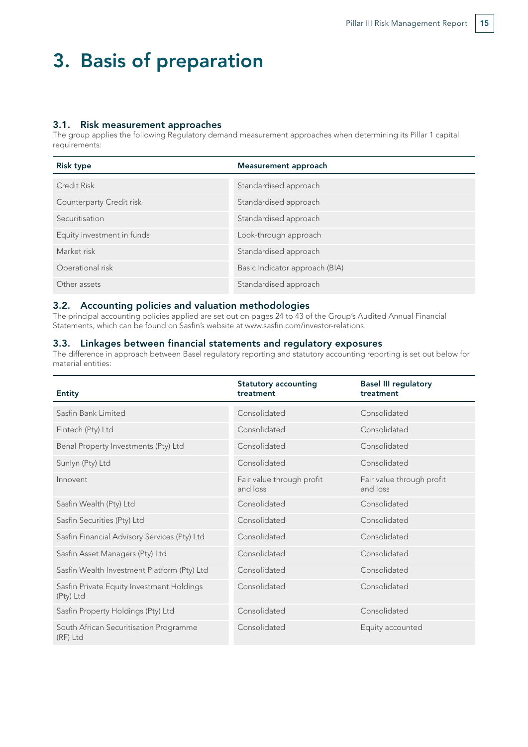# 3. Basis of preparation

## 3.1. Risk measurement approaches

The group applies the following Regulatory demand measurement approaches when determining its Pillar 1 capital requirements:

| Risk type | Measurement approach |
|---|---|
| Credit Risk | Standardised approach |
| Counterparty Credit risk | Standardised approach |
| Securitisation | Standardised approach |
| Equity investment in funds | Look-through approach |
| Market risk | Standardised approach |
| Operational risk | Basic Indicator approach (BIA) |
| Other assets | Standardised approach |

## 3.2. Accounting policies and valuation methodologies

The principal accounting policies applied are set out on pages 24 to 43 of the Group's Audited Annual Financial Statements, which can be found on Sasfin's website at www.sasfin.com/investor-relations.

## 3.3. Linkages between financial statements and regulatory exposures

The difference in approach between Basel regulatory reporting and statutory accounting reporting is set out below for material entities:

| Entity | Statutory accounting treatment | Basel III regulatory treatment |
|---|---|---|
| Sasfin Bank Limited | Consolidated | Consolidated |
| Fintech (Pty) Ltd | Consolidated | Consolidated |
| Benal Property Investments (Pty) Ltd | Consolidated | Consolidated |
| Sunlyn (Pty) Ltd | Consolidated | Consolidated |
| Innovent | Fair value through profit and loss | Fair value through profit and loss |
| Sasfin Wealth (Pty) Ltd | Consolidated | Consolidated |
| Sasfin Securities (Pty) Ltd | Consolidated | Consolidated |
| Sasfin Financial Advisory Services (Pty) Ltd | Consolidated | Consolidated |
| Sasfin Asset Managers (Pty) Ltd | Consolidated | Consolidated |
| Sasfin Wealth Investment Platform (Pty) Ltd | Consolidated | Consolidated |
| Sasfin Private Equity Investment Holdings (Pty) Ltd | Consolidated | Consolidated |
| Sasfin Property Holdings (Pty) Ltd | Consolidated | Consolidated |
| South African Securitisation Programme (RF) Ltd | Consolidated | Equity accounted |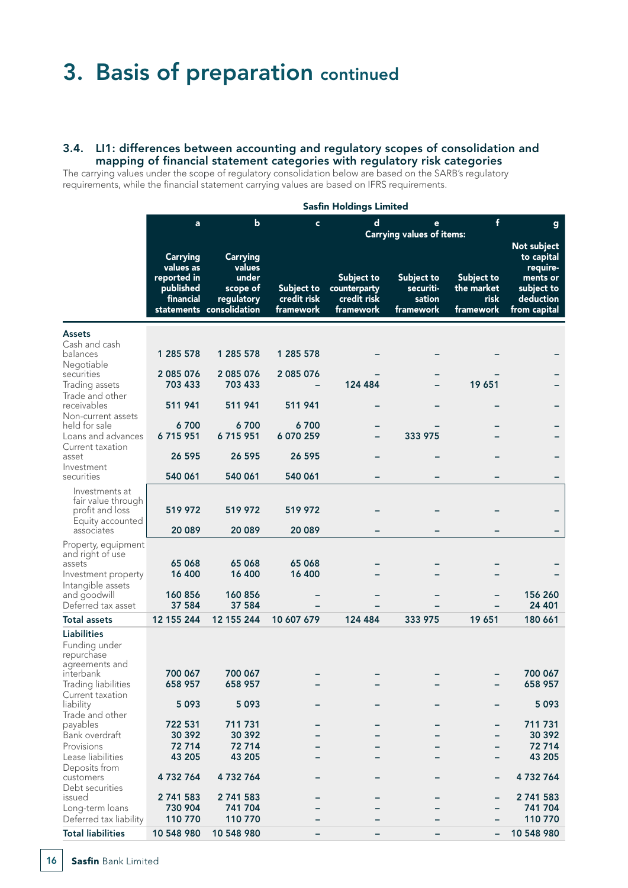# 3. Basis of preparation continued

### 3.4. LI1: differences between accounting and regulatory scopes of consolidation and mapping of financial statement categories with regulatory risk categories

The carrying values under the scope of regulatory consolidation below are based on the SARB's regulatory requirements, while the financial statement carrying values are based on IFRS requirements.

**Sasfin Holdings Limited**

| | a | b | c | d | e | f | g |
|---|---|---|---|---|---|---|---|
| | | | Carrying values of items: | | | | |
| | Carrying values as reported in published financial statements | Carrying values under scope of regulatory consolidation | Subject to credit risk framework | Subject to counterparty credit risk framework | Subject to securiti-sation framework | Subject to the market risk framework | Not subject to capital require-ments or subject to deduction from capital |
| **Assets** | | | | | | | |
| Cash and cash balances | 1 285 578 | 1 285 578 | 1 285 578 | – | – | – | – |
| Negotiable securities | 2 085 076 | 2 085 076 | 2 085 076 | – | – | – | – |
| Trading assets | 703 433 | 703 433 | – | 124 484 | – | 19 651 | – |
| Trade and other receivables | 511 941 | 511 941 | 511 941 | – | – | – | – |
| Non-current assets held for sale | 6 700 | 6 700 | 6 700 | – | – | – | – |
| Loans and advances | 6 715 951 | 6 715 951 | 6 070 259 | – | 333 975 | – | – |
| Current taxation asset | 26 595 | 26 595 | 26 595 | – | – | – | – |
| Investment securities | 540 061 | 540 061 | 540 061 | – | – | – | – |
| Investments at fair value through profit and loss | 519 972 | 519 972 | 519 972 | – | – | – | – |
| Equity accounted associates | 20 089 | 20 089 | 20 089 | – | – | – | – |
| Property, equipment and right of use assets | 65 068 | 65 068 | 65 068 | – | – | – | – |
| Investment property | 16 400 | 16 400 | 16 400 | – | – | – | – |
| Intangible assets and goodwill | 160 856 | 160 856 | – | – | – | – | 156 260 |
| Deferred tax asset | 37 584 | 37 584 | – | – | – | – | 24 401 |
| **Total assets** | 12 155 244 | 12 155 244 | 10 607 679 | 124 484 | 333 975 | 19 651 | 180 661 |
| **Liabilities** | | | | | | | |
| Funding under repurchase agreements and interbank | 700 067 | 700 067 | – | – | – | – | 700 067 |
| Trading liabilities | 658 957 | 658 957 | – | – | – | – | 658 957 |
| Current taxation liability | 5 093 | 5 093 | – | – | – | – | 5 093 |
| Trade and other payables | 722 531 | 711 731 | – | – | – | – | 711 731 |
| Bank overdraft | 30 392 | 30 392 | – | – | – | – | 30 392 |
| Provisions | 72 714 | 72 714 | – | – | – | – | 72 714 |
| Lease liabilities | 43 205 | 43 205 | – | – | – | – | 43 205 |
| Deposits from customers | 4 732 764 | 4 732 764 | – | – | – | – | 4 732 764 |
| Debt securities issued | 2 741 583 | 2 741 583 | – | – | – | – | 2 741 583 |
| Long-term loans | 730 904 | 741 704 | – | – | – | – | 741 704 |
| Deferred tax liability | 110 770 | 110 770 | – | – | – | – | 110 770 |
| **Total liabilities** | 10 548 980 | 10 548 980 | – | – | – | – | 10 548 980 |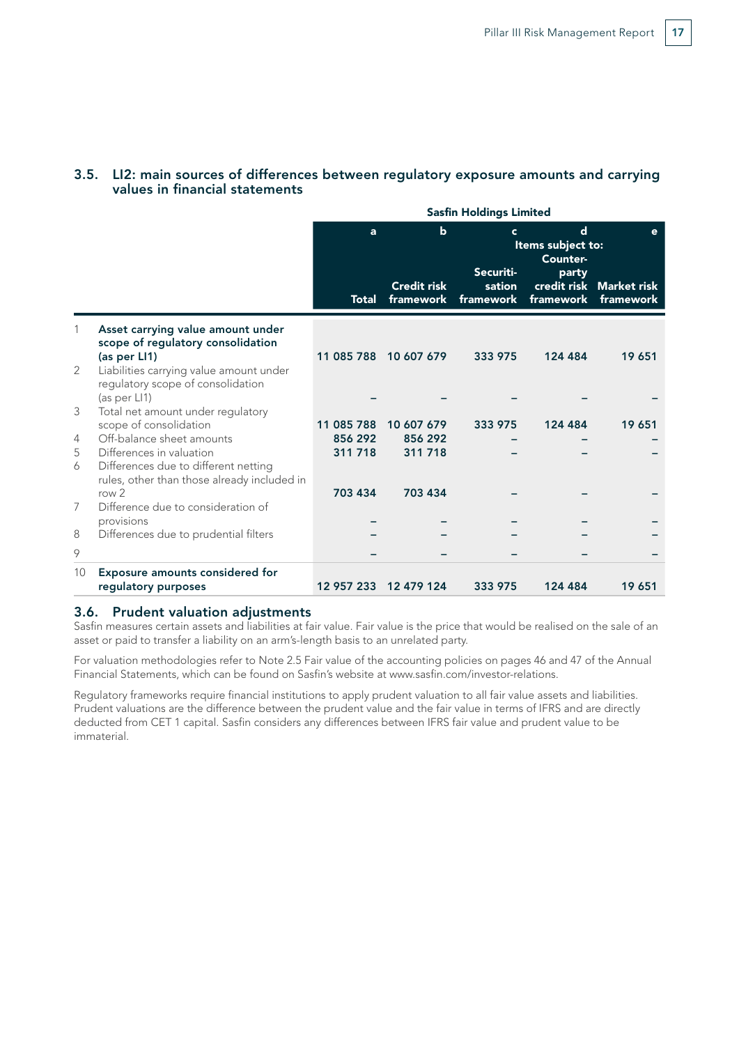## 3.5. LI2: main sources of differences between regulatory exposure amounts and carrying values in financial statements

| | | Sasfin Holdings Limited | | | | |
|---|---|---|---|---|---|---|
| | | a | b | c | d | e |
| | | | Items subject to: | | | |
| | | Total | Credit risk framework | Securiti-sation framework | Counter-party credit risk framework | Market risk framework |
| 1 | **Asset carrying value amount under scope of regulatory consolidation (as per LI1)** | **11 085 788** | **10 607 679** | **333 975** | **124 484** | **19 651** |
| 2 | Liabilities carrying value amount under regulatory scope of consolidation (as per LI1) | – | – | – | – | – |
| 3 | Total net amount under regulatory scope of consolidation | **11 085 788** | **10 607 679** | **333 975** | **124 484** | **19 651** |
| 4 | Off-balance sheet amounts | **856 292** | **856 292** | – | – | – |
| 5 | Differences in valuation | **311 718** | **311 718** | – | – | – |
| 6 | Differences due to different netting rules, other than those already included in row 2 | **703 434** | **703 434** | – | – | – |
| 7 | Difference due to consideration of provisions | – | – | – | – | – |
| 8 | Differences due to prudential filters | – | – | – | – | – |
| 9 | | – | – | – | – | – |
| 10 | **Exposure amounts considered for regulatory purposes** | **12 957 233** | **12 479 124** | **333 975** | **124 484** | **19 651** |

## 3.6. Prudent valuation adjustments

Sasfin measures certain assets and liabilities at fair value. Fair value is the price that would be realised on the sale of an asset or paid to transfer a liability on an arm's-length basis to an unrelated party.

For valuation methodologies refer to Note 2.5 Fair value of the accounting policies on pages 46 and 47 of the Annual Financial Statements, which can be found on Sasfin's website at www.sasfin.com/investor-relations.

Regulatory frameworks require financial institutions to apply prudent valuation to all fair value assets and liabilities. Prudent valuations are the difference between the prudent value and the fair value in terms of IFRS and are directly deducted from CET 1 capital. Sasfin considers any differences between IFRS fair value and prudent value to be immaterial.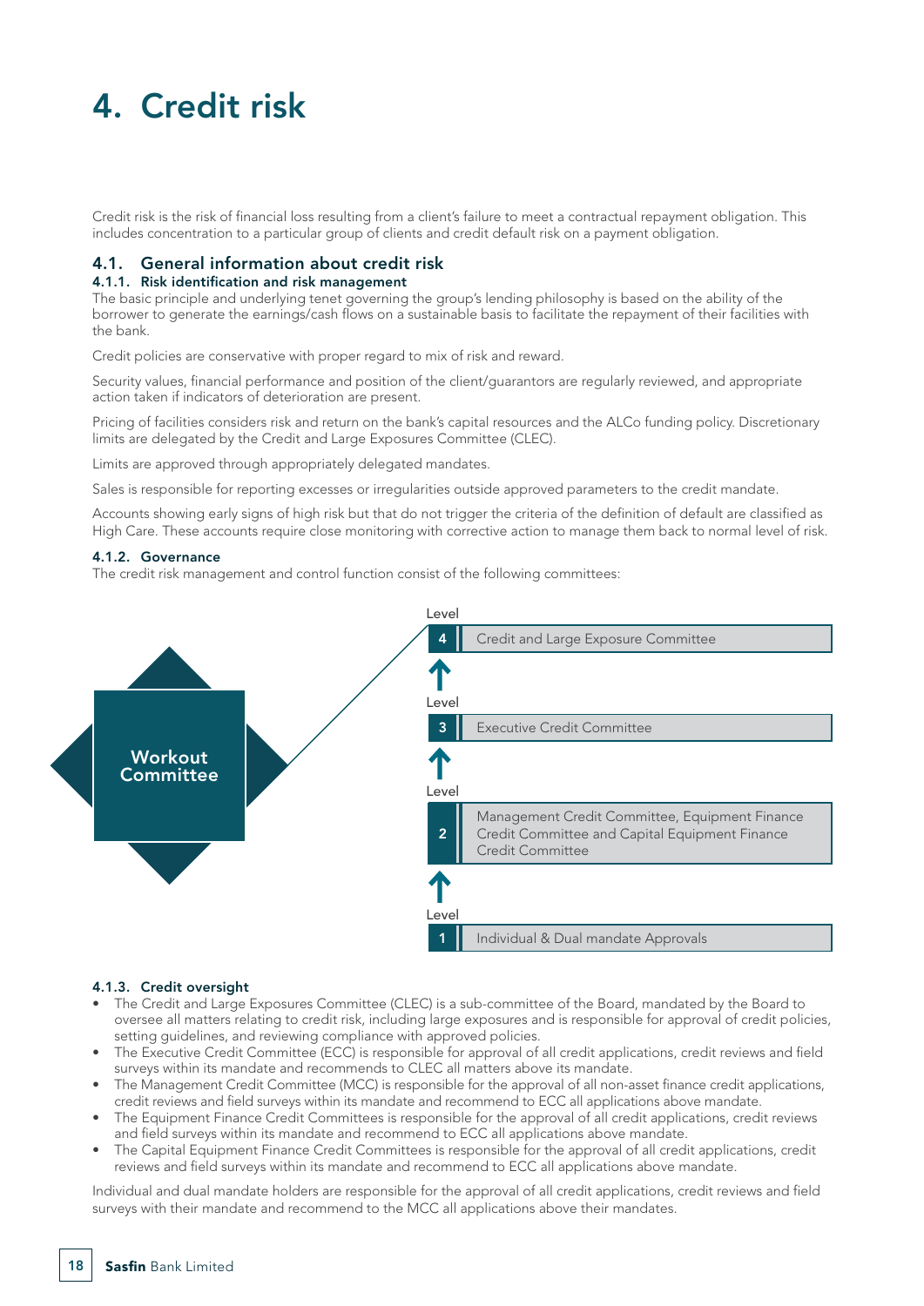# 4. Credit risk

Credit risk is the risk of financial loss resulting from a client's failure to meet a contractual repayment obligation. This includes concentration to a particular group of clients and credit default risk on a payment obligation.

## 4.1. General information about credit risk

### 4.1.1. Risk identification and risk management

The basic principle and underlying tenet governing the group's lending philosophy is based on the ability of the borrower to generate the earnings/cash flows on a sustainable basis to facilitate the repayment of their facilities with the bank.

Credit policies are conservative with proper regard to mix of risk and reward.

Security values, financial performance and position of the client/guarantors are regularly reviewed, and appropriate action taken if indicators of deterioration are present.

Pricing of facilities considers risk and return on the bank's capital resources and the ALCo funding policy. Discretionary limits are delegated by the Credit and Large Exposures Committee (CLEC).

Limits are approved through appropriately delegated mandates.

Sales is responsible for reporting excesses or irregularities outside approved parameters to the credit mandate.

Accounts showing early signs of high risk but that do not trigger the criteria of the definition of default are classified as High Care. These accounts require close monitoring with corrective action to manage them back to normal level of risk.

### 4.1.2. Governance

The credit risk management and control function consist of the following committees:

**Workout Committee**

| Level | Committee |
|---|---|
| 4 | Credit and Large Exposure Committee |
| 3 | Executive Credit Committee |
| 2 | Management Credit Committee, Equipment Finance Credit Committee and Capital Equipment Finance Credit Committee |
| 1 | Individual & Dual mandate Approvals |

### 4.1.3. Credit oversight

- The Credit and Large Exposures Committee (CLEC) is a sub-committee of the Board, mandated by the Board to oversee all matters relating to credit risk, including large exposures and is responsible for approval of credit policies, setting guidelines, and reviewing compliance with approved policies.
- The Executive Credit Committee (ECC) is responsible for approval of all credit applications, credit reviews and field surveys within its mandate and recommends to CLEC all matters above its mandate.
- The Management Credit Committee (MCC) is responsible for the approval of all non-asset finance credit applications, credit reviews and field surveys within its mandate and recommend to ECC all applications above mandate.
- The Equipment Finance Credit Committees is responsible for the approval of all credit applications, credit reviews and field surveys within its mandate and recommend to ECC all applications above mandate.
- The Capital Equipment Finance Credit Committees is responsible for the approval of all credit applications, credit reviews and field surveys within its mandate and recommend to ECC all applications above mandate.

Individual and dual mandate holders are responsible for the approval of all credit applications, credit reviews and field surveys with their mandate and recommend to the MCC all applications above their mandates.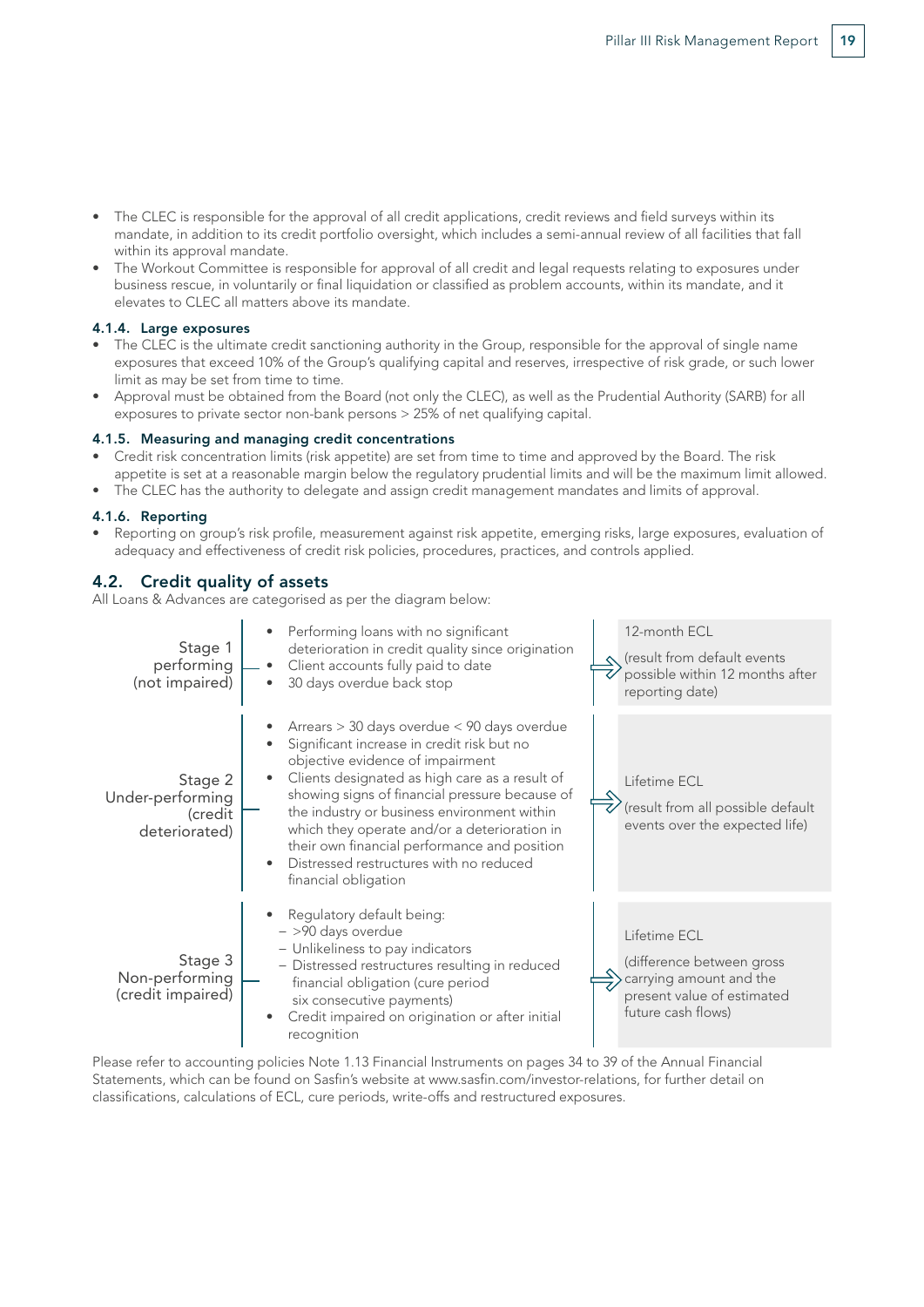- The CLEC is responsible for the approval of all credit applications, credit reviews and field surveys within its mandate, in addition to its credit portfolio oversight, which includes a semi-annual review of all facilities that fall within its approval mandate.
- The Workout Committee is responsible for approval of all credit and legal requests relating to exposures under business rescue, in voluntarily or final liquidation or classified as problem accounts, within its mandate, and it elevates to CLEC all matters above its mandate.

#### 4.1.4. Large exposures

- The CLEC is the ultimate credit sanctioning authority in the Group, responsible for the approval of single name exposures that exceed 10% of the Group's qualifying capital and reserves, irrespective of risk grade, or such lower limit as may be set from time to time.
- Approval must be obtained from the Board (not only the CLEC), as well as the Prudential Authority (SARB) for all exposures to private sector non-bank persons > 25% of net qualifying capital.

#### 4.1.5. Measuring and managing credit concentrations

- Credit risk concentration limits (risk appetite) are set from time to time and approved by the Board. The risk appetite is set at a reasonable margin below the regulatory prudential limits and will be the maximum limit allowed.
- The CLEC has the authority to delegate and assign credit management mandates and limits of approval.

#### 4.1.6. Reporting

- Reporting on group's risk profile, measurement against risk appetite, emerging risks, large exposures, evaluation of adequacy and effectiveness of credit risk policies, procedures, practices, and controls applied.

### 4.2. Credit quality of assets

All Loans & Advances are categorised as per the diagram below:

| Stage | Criteria | ECL |
|---|---|---|
| Stage 1 performing (not impaired) | • Performing loans with no significant deterioration in credit quality since origination<br>• Client accounts fully paid to date<br>• 30 days overdue back stop | 12-month ECL<br>(result from default events possible within 12 months after reporting date) |
| Stage 2 Under-performing (credit deteriorated) | • Arrears > 30 days overdue < 90 days overdue<br>• Significant increase in credit risk but no objective evidence of impairment<br>• Clients designated as high care as a result of showing signs of financial pressure because of the industry or business environment within which they operate and/or a deterioration in their own financial performance and position<br>• Distressed restructures with no reduced financial obligation | Lifetime ECL<br>(result from all possible default events over the expected life) |
| Stage 3 Non-performing (credit impaired) | • Regulatory default being:<br>– >90 days overdue<br>– Unlikeliness to pay indicators<br>– Distressed restructures resulting in reduced financial obligation (cure period six consecutive payments)<br>• Credit impaired on origination or after initial recognition | Lifetime ECL<br>(difference between gross carrying amount and the present value of estimated future cash flows) |

Please refer to accounting policies Note 1.13 Financial Instruments on pages 34 to 39 of the Annual Financial Statements, which can be found on Sasfin's website at www.sasfin.com/investor-relations, for further detail on classifications, calculations of ECL, cure periods, write-offs and restructured exposures.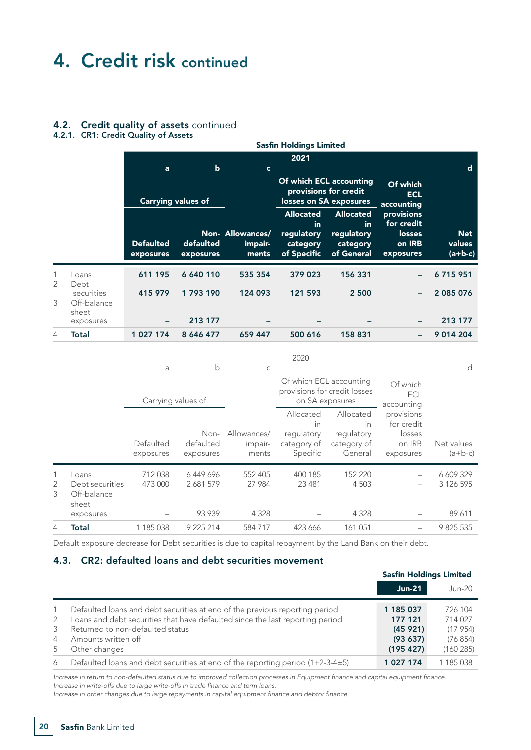# 4. Credit risk continued

## 4.2. Credit quality of assets continued

### 4.2.1. CR1: Credit Quality of Assets

**Sasfin Holdings Limited**

**2021**

| | | a | b | c | | | | d |
|---|---|---|---|---|---|---|---|---|
| | | **Carrying values of** | | | **Of which ECL accounting provisions for credit losses on SA exposures** | | | |
| | | **Defaulted exposures** | **Non-defaulted exposures** | **Allowances/impairments** | **Allocated in regulatory category of Specific** | **Allocated in regulatory category of General** | **Of which ECL accounting provisions for credit losses on IRB exposures** | **Net values (a+b-c)** |
| 1 | Loans | **611 195** | **6 640 110** | **535 354** | **379 023** | **156 331** | **–** | **6 715 951** |
| 2 | Debt securities | **415 979** | **1 793 190** | **124 093** | **121 593** | **2 500** | **–** | **2 085 076** |
| 3 | Off-balance sheet exposures | **–** | **213 177** | **–** | **–** | **–** | **–** | **213 177** |
| 4 | **Total** | **1 027 174** | **8 646 477** | **659 447** | **500 616** | **158 831** | **–** | **9 014 204** |

2020

| | | a | b | c | | | | d |
|---|---|---|---|---|---|---|---|---|
| | | Carrying values of | | | Of which ECL accounting provisions for credit losses on SA exposures | | | |
| | | Defaulted exposures | Non-defaulted exposures | Allowances/impairments | Allocated in regulatory category of Specific | Allocated in regulatory category of General | Of which ECL accounting provisions for credit losses on IRB exposures | Net values (a+b-c) |
| 1 | Loans | 712 038 | 6 449 696 | 552 405 | 400 185 | 152 220 | – | 6 609 329 |
| 2 | Debt securities | 473 000 | 2 681 579 | 27 984 | 23 481 | 4 503 | – | 3 126 595 |
| 3 | Off-balance sheet exposures | – | 93 939 | 4 328 | – | 4 328 | – | 89 611 |
| 4 | **Total** | 1 185 038 | 9 225 214 | 584 717 | 423 666 | 161 051 | – | 9 825 535 |

Default exposure decrease for Debt securities is due to capital repayment by the Land Bank on their debt.

## 4.3. CR2: defaulted loans and debt securities movement

| | | **Sasfin Holdings Limited** | |
|---|---|---|---|
| | | **Jun-21** | Jun-20 |
| 1 | Defaulted loans and debt securities at end of the previous reporting period | **1 185 037** | 726 104 |
| 2 | Loans and debt securities that have defaulted since the last reporting period | **177 121** | 714 027 |
| 3 | Returned to non-defaulted status | **(45 921)** | (17 954) |
| 4 | Amounts written off | **(93 637)** | (76 854) |
| 5 | Other changes | **(195 427)** | (160 285) |
| 6 | Defaulted loans and debt securities at end of the reporting period (1+2-3-4±5) | **1 027 174** | 1 185 038 |

*Increase in return to non-defaulted status due to improved collection processes in Equipment finance and capital equipment finance.*
*Increase in write-offs due to large write-offs in trade finance and term loans.*
*Increase in other changes due to large repayments in capital equipment finance and debtor finance.*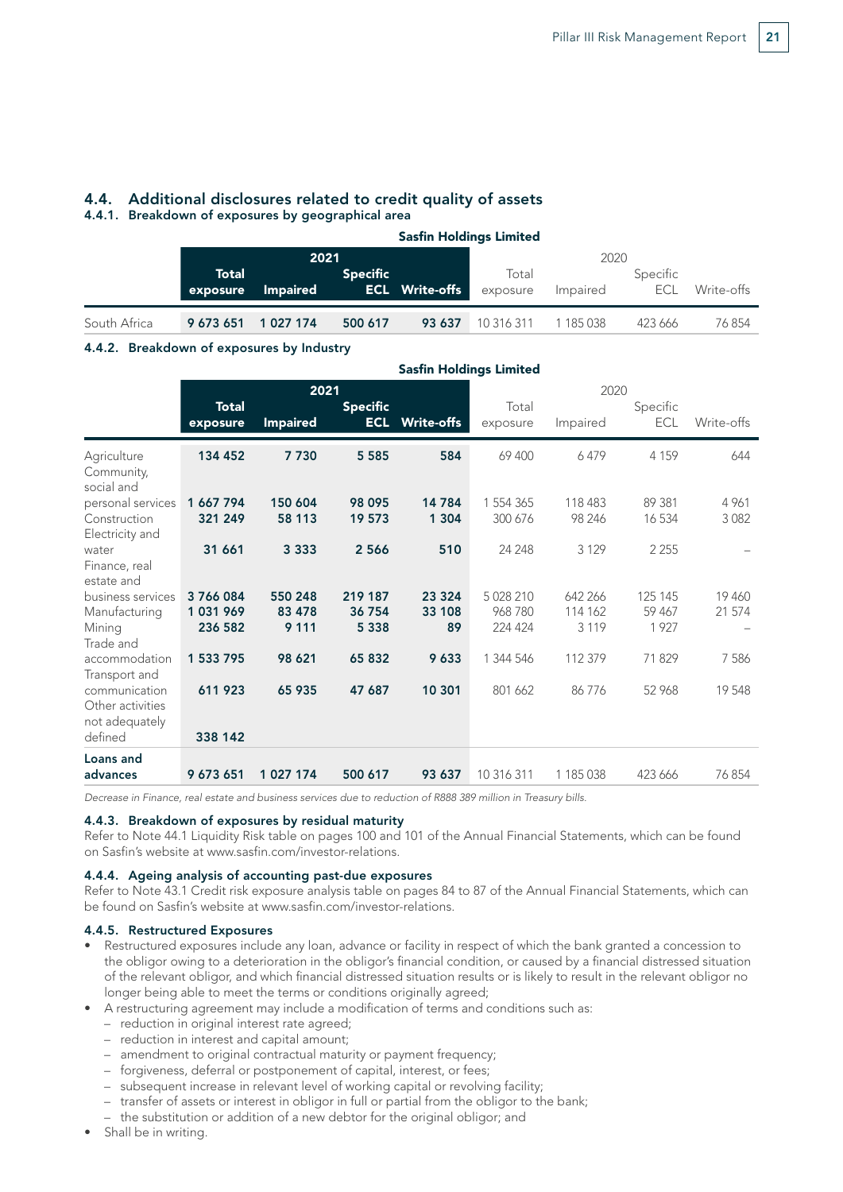## 4.4. Additional disclosures related to credit quality of assets

### 4.4.1. Breakdown of exposures by geographical area

| | Sasfin Holdings Limited | | | | | | | |
|---|---|---|---|---|---|---|---|---|
| | 2021 | | | | 2020 | | | |
| | **Total exposure** | **Impaired** | **Specific ECL** | **Write-offs** | Total exposure | Impaired | Specific ECL | Write-offs |
| South Africa | **9 673 651** | **1 027 174** | **500 617** | **93 637** | 10 316 311 | 1 185 038 | 423 666 | 76 854 |

### 4.4.2. Breakdown of exposures by Industry

| | Sasfin Holdings Limited | | | | | | | |
|---|---|---|---|---|---|---|---|---|
| | 2021 | | | | 2020 | | | |
| | **Total exposure** | **Impaired** | **Specific ECL** | **Write-offs** | Total exposure | Impaired | Specific ECL | Write-offs |
| Agriculture | **134 452** | **7 730** | **5 585** | **584** | 69 400 | 6 479 | 4 159 | 644 |
| Community, social and personal services | **1 667 794** | **150 604** | **98 095** | **14 784** | 1 554 365 | 118 483 | 89 381 | 4 961 |
| Construction | **321 249** | **58 113** | **19 573** | **1 304** | 300 676 | 98 246 | 16 534 | 3 082 |
| Electricity and water | **31 661** | **3 333** | **2 566** | **510** | 24 248 | 3 129 | 2 255 | – |
| Finance, real estate and business services | **3 766 084** | **550 248** | **219 187** | **23 324** | 5 028 210 | 642 266 | 125 145 | 19 460 |
| Manufacturing | **1 031 969** | **83 478** | **36 754** | **33 108** | 968 780 | 114 162 | 59 467 | 21 574 |
| Mining | **236 582** | **9 111** | **5 338** | **89** | 224 424 | 3 119 | 1 927 | – |
| Trade and accommodation | **1 533 795** | **98 621** | **65 832** | **9 633** | 1 344 546 | 112 379 | 71 829 | 7 586 |
| Transport and communication | **611 923** | **65 935** | **47 687** | **10 301** | 801 662 | 86 776 | 52 968 | 19 548 |
| Other activities not adequately defined | **338 142** | | | | | | | |
| **Loans and advances** | **9 673 651** | **1 027 174** | **500 617** | **93 637** | 10 316 311 | 1 185 038 | 423 666 | 76 854 |

*Decrease in Finance, real estate and business services due to reduction of R888 389 million in Treasury bills.*

### 4.4.3. Breakdown of exposures by residual maturity

Refer to Note 44.1 Liquidity Risk table on pages 100 and 101 of the Annual Financial Statements, which can be found on Sasfin's website at www.sasfin.com/investor-relations.

### 4.4.4. Ageing analysis of accounting past-due exposures

Refer to Note 43.1 Credit risk exposure analysis table on pages 84 to 87 of the Annual Financial Statements, which can be found on Sasfin's website at www.sasfin.com/investor-relations.

### 4.4.5. Restructured Exposures

- Restructured exposures include any loan, advance or facility in respect of which the bank granted a concession to the obligor owing to a deterioration in the obligor's financial condition, or caused by a financial distressed situation of the relevant obligor, and which financial distressed situation results or is likely to result in the relevant obligor no longer being able to meet the terms or conditions originally agreed;
- A restructuring agreement may include a modification of terms and conditions such as:
  - reduction in original interest rate agreed;
  - reduction in interest and capital amount;
  - amendment to original contractual maturity or payment frequency;
  - forgiveness, deferral or postponement of capital, interest, or fees;
  - subsequent increase in relevant level of working capital or revolving facility;
  - transfer of assets or interest in obligor in full or partial from the obligor to the bank;
  - the substitution or addition of a new debtor for the original obligor; and
- Shall be in writing.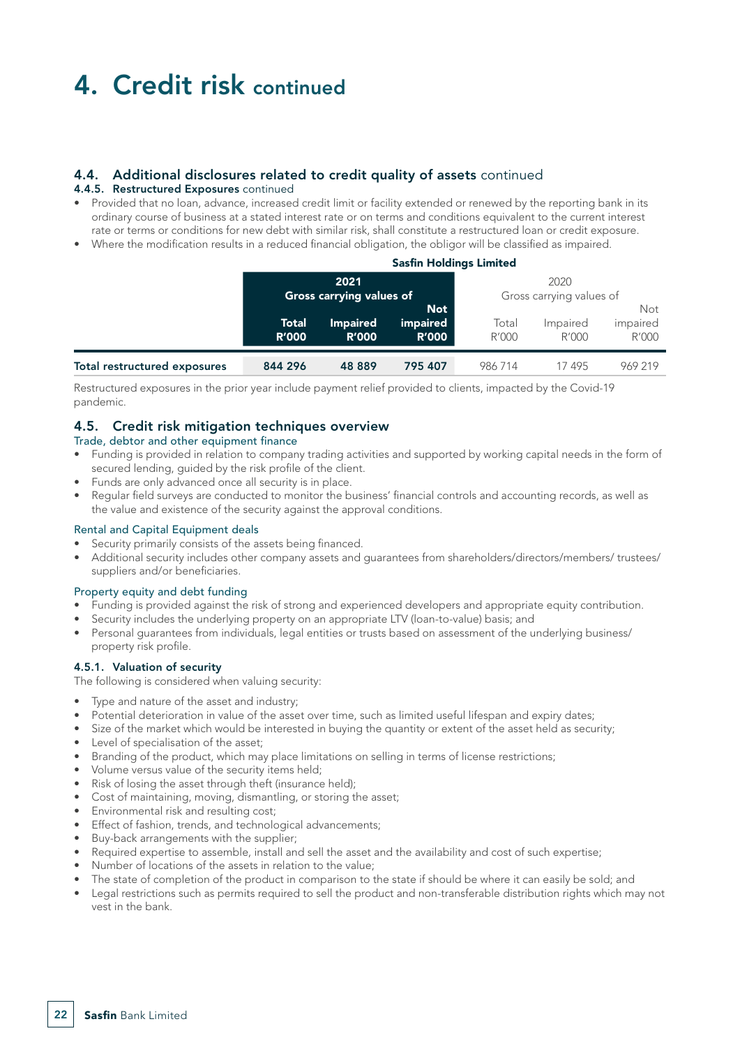# 4. Credit risk continued

## 4.4. Additional disclosures related to credit quality of assets continued

### 4.4.5. Restructured Exposures continued

- Provided that no loan, advance, increased credit limit or facility extended or renewed by the reporting bank in its ordinary course of business at a stated interest rate or on terms and conditions equivalent to the current interest rate or terms or conditions for new debt with similar risk, shall constitute a restructured loan or credit exposure.
- Where the modification results in a reduced financial obligation, the obligor will be classified as impaired.

| | Sasfin Holdings Limited | | | | | |
|---|---|---|---|---|---|---|
| | **2021** | | | 2020 | | |
| | **Gross carrying values of** | | | Gross carrying values of | | |
| | **Total R'000** | **Impaired R'000** | **Not impaired R'000** | Total R'000 | Impaired R'000 | Not impaired R'000 |
| **Total restructured exposures** | **844 296** | **48 889** | **795 407** | 986 714 | 17 495 | 969 219 |

Restructured exposures in the prior year include payment relief provided to clients, impacted by the Covid-19 pandemic.

## 4.5. Credit risk mitigation techniques overview

Trade, debtor and other equipment finance

- Funding is provided in relation to company trading activities and supported by working capital needs in the form of secured lending, guided by the risk profile of the client.
- Funds are only advanced once all security is in place.
- Regular field surveys are conducted to monitor the business' financial controls and accounting records, as well as the value and existence of the security against the approval conditions.

Rental and Capital Equipment deals

- Security primarily consists of the assets being financed.
- Additional security includes other company assets and guarantees from shareholders/directors/members/ trustees/ suppliers and/or beneficiaries.

Property equity and debt funding

- Funding is provided against the risk of strong and experienced developers and appropriate equity contribution.
- Security includes the underlying property on an appropriate LTV (loan-to-value) basis; and
- Personal guarantees from individuals, legal entities or trusts based on assessment of the underlying business/ property risk profile.

### 4.5.1. Valuation of security

The following is considered when valuing security:

- Type and nature of the asset and industry;
- Potential deterioration in value of the asset over time, such as limited useful lifespan and expiry dates;
- Size of the market which would be interested in buying the quantity or extent of the asset held as security;
- Level of specialisation of the asset;
- Branding of the product, which may place limitations on selling in terms of license restrictions;
- Volume versus value of the security items held;
- Risk of losing the asset through theft (insurance held);
- Cost of maintaining, moving, dismantling, or storing the asset;
- Environmental risk and resulting cost;
- Effect of fashion, trends, and technological advancements;
- Buy-back arrangements with the supplier;
- Required expertise to assemble, install and sell the asset and the availability and cost of such expertise;
- Number of locations of the assets in relation to the value;
- The state of completion of the product in comparison to the state if should be where it can easily be sold; and
- Legal restrictions such as permits required to sell the product and non-transferable distribution rights which may not vest in the bank.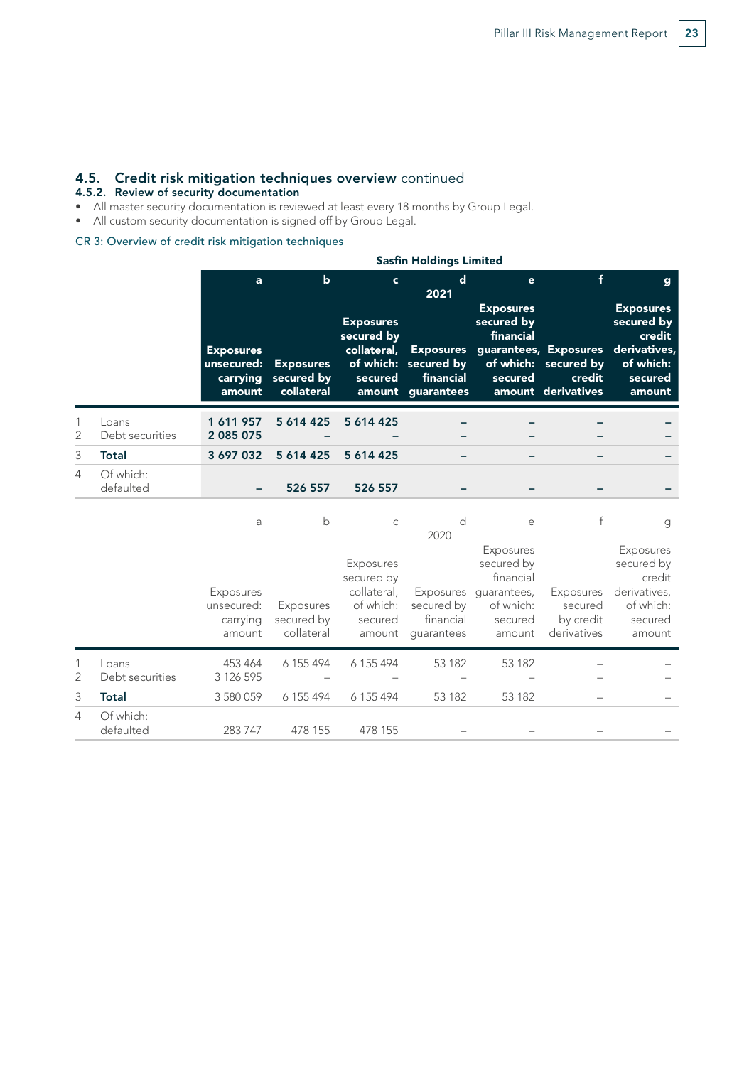## 4.5. Credit risk mitigation techniques overview continued

### 4.5.2. Review of security documentation

- All master security documentation is reviewed at least every 18 months by Group Legal.
- All custom security documentation is signed off by Group Legal.

CR 3: Overview of credit risk mitigation techniques

**Sasfin Holdings Limited**

| | | a | b | c | d | e | f | g |
|---|---|---|---|---|---|---|---|---|
| | | **2021** | | | | | | |
| | | **Exposures unsecured: carrying amount** | **Exposures secured by collateral** | **Exposures secured by collateral, of which: secured amount** | **Exposures secured by financial guarantees** | **Exposures secured by financial guarantees, of which: secured amount** | **Exposures secured by credit derivatives** | **Exposures secured by credit derivatives, of which: secured amount** |
| 1 | Loans | **1 611 957** | **5 614 425** | **5 614 425** | **–** | **–** | **–** | **–** |
| 2 | Debt securities | **2 085 075** | **–** | **–** | **–** | **–** | **–** | **–** |
| 3 | **Total** | **3 697 032** | **5 614 425** | **5 614 425** | **–** | **–** | **–** | **–** |
| 4 | Of which: defaulted | **–** | **526 557** | **526 557** | **–** | **–** | **–** | **–** |

| | | a | b | c | d | e | f | g |
|---|---|---|---|---|---|---|---|---|
| | | 2020 | | | | | | |
| | | Exposures unsecured: carrying amount | Exposures secured by collateral | Exposures secured by collateral, of which: secured amount | Exposures secured by financial guarantees | Exposures secured by financial guarantees, of which: secured amount | Exposures secured by credit derivatives | Exposures secured by credit derivatives, of which: secured amount |
| 1 | Loans | 453 464 | 6 155 494 | 6 155 494 | 53 182 | 53 182 | – | – |
| 2 | Debt securities | 3 126 595 | – | – | – | – | – | – |
| 3 | **Total** | 3 580 059 | 6 155 494 | 6 155 494 | 53 182 | 53 182 | – | – |
| 4 | Of which: defaulted | 283 747 | 478 155 | 478 155 | – | – | – | – |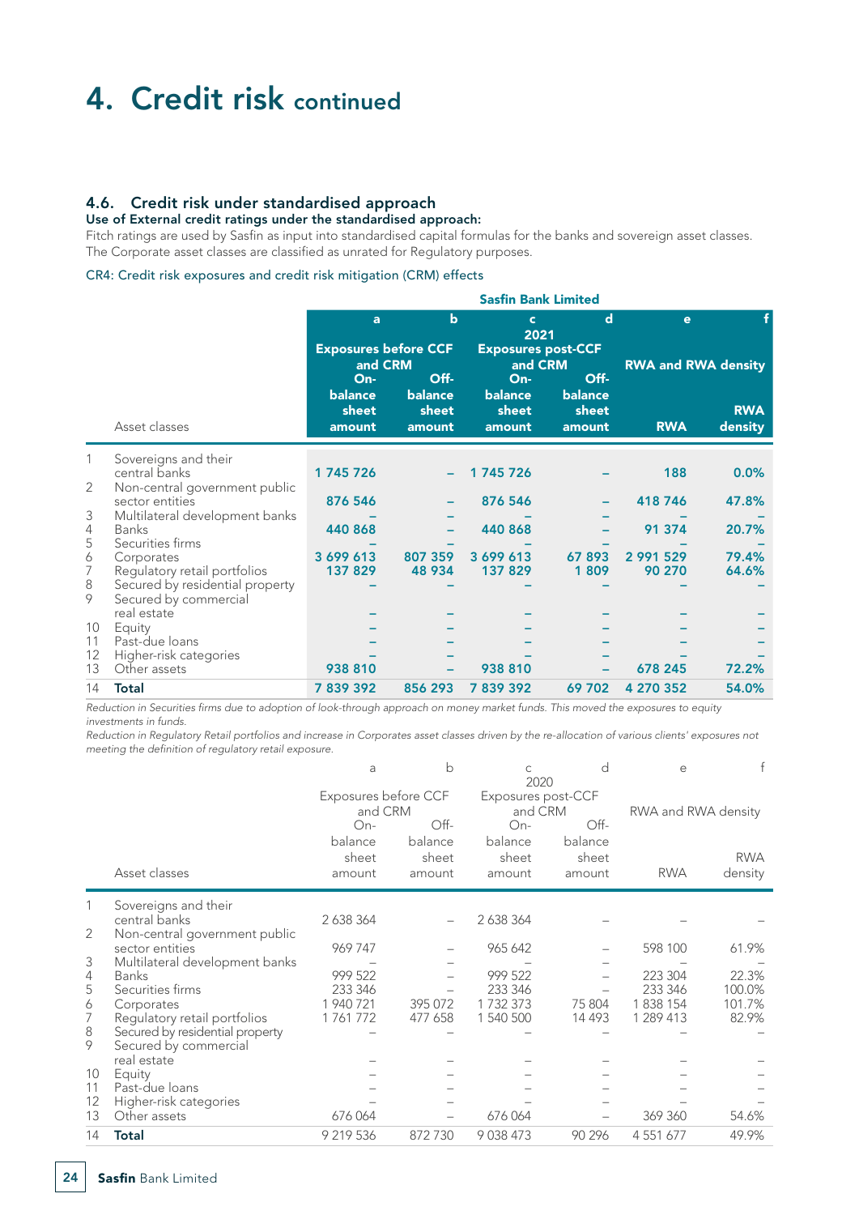# 4. Credit risk continued

## 4.6. Credit risk under standardised approach

**Use of External credit ratings under the standardised approach:**

Fitch ratings are used by Sasfin as input into standardised capital formulas for the banks and sovereign asset classes. The Corporate asset classes are classified as unrated for Regulatory purposes.

### CR4: Credit risk exposures and credit risk mitigation (CRM) effects

**Sasfin Bank Limited – 2021**

| | | a | b | c | d | e | f |
|---|---|---|---|---|---|---|---|
| | | Exposures before CCF and CRM | | Exposures post-CCF and CRM | | RWA and RWA density | |
| | Asset classes | On-balance sheet amount | Off-balance sheet amount | On-balance sheet amount | Off-balance sheet amount | RWA | RWA density |
| 1 | Sovereigns and their central banks | 1 745 726 | – | 1 745 726 | – | 188 | 0.0% |
| 2 | Non-central government public sector entities | 876 546 | – | 876 546 | – | 418 746 | 47.8% |
| 3 | Multilateral development banks | – | – | – | – | – | – |
| 4 | Banks | 440 868 | – | 440 868 | – | 91 374 | 20.7% |
| 5 | Securities firms | – | – | – | – | – | – |
| 6 | Corporates | 3 699 613 | 807 359 | 3 699 613 | 67 893 | 2 991 529 | 79.4% |
| 7 | Regulatory retail portfolios | 137 829 | 48 934 | 137 829 | 1 809 | 90 270 | 64.6% |
| 8 | Secured by residential property | – | – | – | – | – | – |
| 9 | Secured by commercial real estate | – | – | – | – | – | – |
| 10 | Equity | – | – | – | – | – | – |
| 11 | Past-due loans | – | – | – | – | – | – |
| 12 | Higher-risk categories | – | – | – | – | – | – |
| 13 | Other assets | 938 810 | – | 938 810 | – | 678 245 | 72.2% |
| 14 | **Total** | **7 839 392** | **856 293** | **7 839 392** | **69 702** | **4 270 352** | **54.0%** |

*Reduction in Securities firms due to adoption of look-through approach on money market funds. This moved the exposures to equity investments in funds.*

*Reduction in Regulatory Retail portfolios and increase in Corporates asset classes driven by the re-allocation of various clients' exposures not meeting the definition of regulatory retail exposure.*

**2020**

| | | a | b | c | d | e | f |
|---|---|---|---|---|---|---|---|
| | | Exposures before CCF and CRM | | Exposures post-CCF and CRM | | RWA and RWA density | |
| | Asset classes | On-balance sheet amount | Off-balance sheet amount | On-balance sheet amount | Off-balance sheet amount | RWA | RWA density |
| 1 | Sovereigns and their central banks | 2 638 364 | – | 2 638 364 | – | – | – |
| 2 | Non-central government public sector entities | 969 747 | – | 965 642 | – | 598 100 | 61.9% |
| 3 | Multilateral development banks | – | – | – | – | – | – |
| 4 | Banks | 999 522 | – | 999 522 | – | 223 304 | 22.3% |
| 5 | Securities firms | 233 346 | – | 233 346 | – | 233 346 | 100.0% |
| 6 | Corporates | 1 940 721 | 395 072 | 1 732 373 | 75 804 | 1 838 154 | 101.7% |
| 7 | Regulatory retail portfolios | 1 761 772 | 477 658 | 1 540 500 | 14 493 | 1 289 413 | 82.9% |
| 8 | Secured by residential property | – | – | – | – | – | – |
| 9 | Secured by commercial real estate | – | – | – | – | – | – |
| 10 | Equity | – | – | – | – | – | – |
| 11 | Past-due loans | – | – | – | – | – | – |
| 12 | Higher-risk categories | – | – | – | – | – | – |
| 13 | Other assets | 676 064 | – | 676 064 | – | 369 360 | 54.6% |
| 14 | **Total** | 9 219 536 | 872 730 | 9 038 473 | 90 296 | 4 551 677 | 49.9% |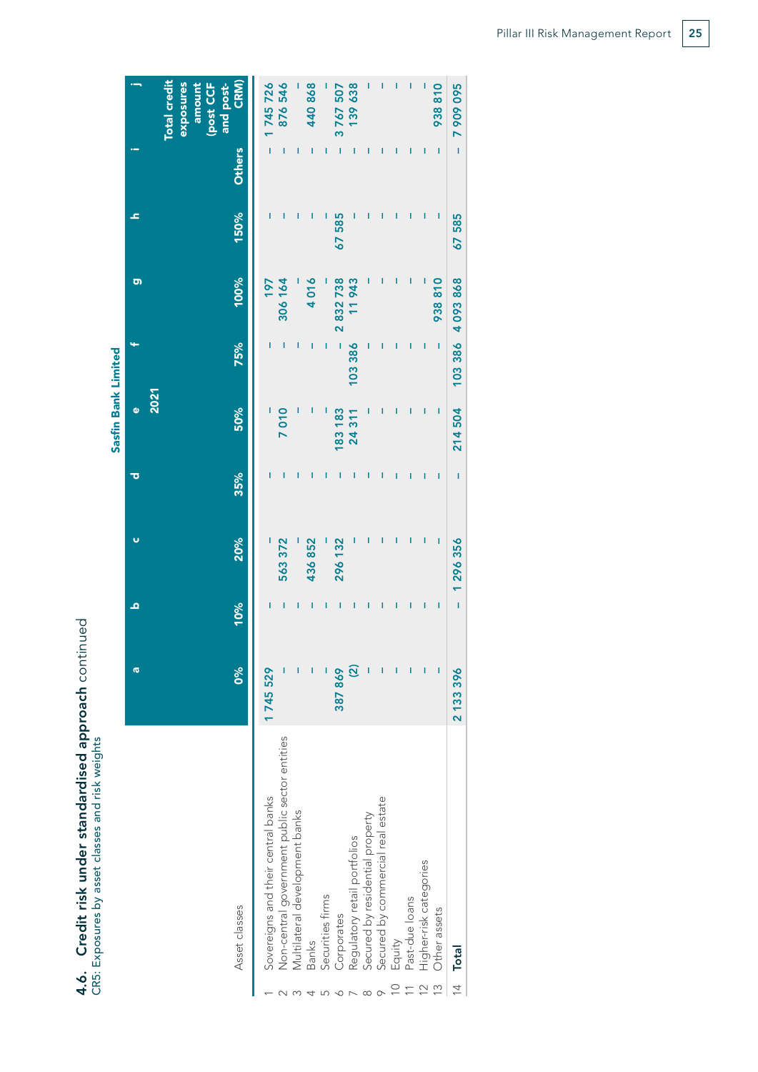## 4.6. Credit risk under standardised approach continued

CR5: Exposures by asset classes and risk weights

| | | Sasfin Bank Limited | | | | | | | | | |
|---|---|---|---|---|---|---|---|---|---|---|---|
| | | 2021 | | | | | | | | | |
| | | a | b | c | d | e | f | g | h | i | j |
| | Asset classes | 0% | 10% | 20% | 35% | 50% | 75% | 100% | 150% | Others | Total credit exposures amount (post CCF and post-CRM) |
| 1 | Sovereigns and their central banks | 1 745 529 | – | – | – | – | – | 197 | – | – | 1 745 726 |
| 2 | Non-central government public sector entities | – | – | 563 372 | – | 7 010 | – | 306 164 | – | – | 876 546 |
| 3 | Multilateral development banks | – | – | – | – | – | – | – | – | – | – |
| 4 | Banks | – | – | 436 852 | – | – | – | 4 016 | – | – | 440 868 |
| 5 | Securities firms | – | – | – | – | – | – | – | – | – | – |
| 6 | Corporates | 387 869 | – | 296 132 | – | 183 183 | – | 2 832 738 | 67 585 | – | 3 767 507 |
| 7 | Regulatory retail portfolios | (2) | – | – | – | 24 311 | 103 386 | 11 943 | – | – | 139 638 |
| 8 | Secured by residential property | – | – | – | – | – | – | – | – | – | – |
| 9 | Secured by commercial real estate | – | – | – | – | – | – | – | – | – | – |
| 10 | Equity | – | – | – | – | – | – | – | – | – | – |
| 11 | Past-due loans | – | – | – | – | – | – | – | – | – | – |
| 12 | Higher-risk categories | – | – | – | – | – | – | – | – | – | – |
| 13 | Other assets | – | – | – | – | – | – | 938 810 | – | – | 938 810 |
| 14 | **Total** | 2 133 396 | – | 1 296 356 | – | 214 504 | 103 386 | 4 093 868 | 67 585 | – | 7 909 095 |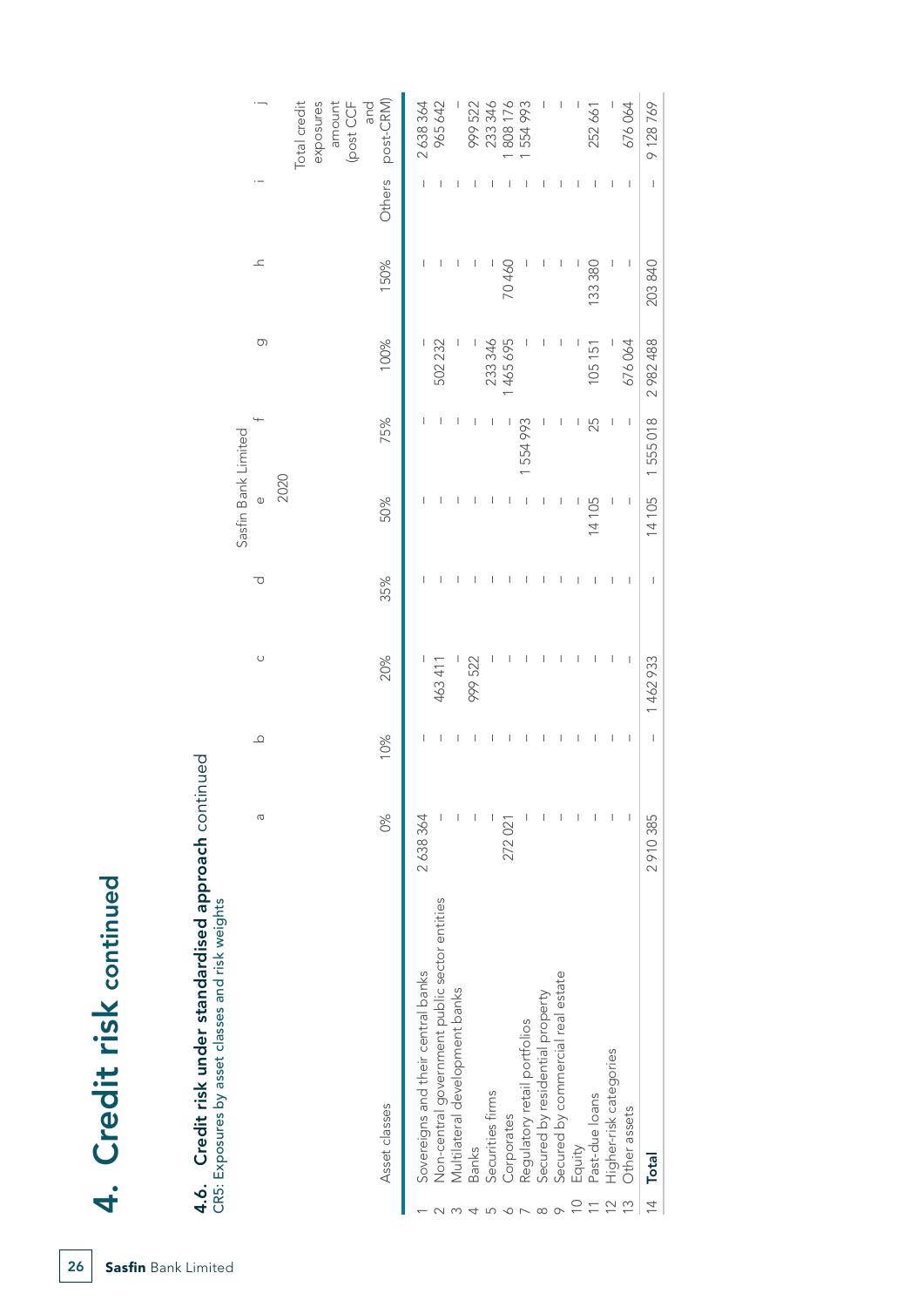# 4. Credit risk continued

## 4.6. Credit risk under standardised approach continued

CR5: Exposures by asset classes and risk weights

| | | Sasfin Bank Limited | | | | | | | | | |
|---|---|---|---|---|---|---|---|---|---|---|---|
| | | 2020 | | | | | | | | | |
| | | a | b | c | d | e | f | g | h | i | j |
| | Asset classes | 0% | 10% | 20% | 35% | 50% | 75% | 100% | 150% | Others | Total credit exposures amount (post CCF and post-CRM) |
| 1 | Sovereigns and their central banks | 2 638 364 | – | – | – | – | – | – | – | – | 2 638 364 |
| 2 | Non-central government public sector entities | – | – | 463 411 | – | – | – | 502 232 | – | – | 965 642 |
| 3 | Multilateral development banks | – | – | – | – | – | – | – | – | – | – |
| 4 | Banks | – | – | 999 522 | – | – | – | – | – | – | 999 522 |
| 5 | Securities firms | – | – | – | – | – | – | 233 346 | – | – | 233 346 |
| 6 | Corporates | 272 021 | – | – | – | – | – | 1 465 695 | 70 460 | – | 1 808 176 |
| 7 | Regulatory retail portfolios | – | – | – | – | – | 1 554 993 | – | – | – | 1 554 993 |
| 8 | Secured by residential property | – | – | – | – | – | – | – | – | – | – |
| 9 | Secured by commercial real estate | – | – | – | – | – | – | – | – | – | – |
| 10 | Equity | – | – | – | – | – | – | – | – | – | – |
| 11 | Past-due loans | – | – | – | – | 14 105 | 25 | 105 151 | 133 380 | – | 252 661 |
| 12 | Higher-risk categories | – | – | – | – | – | – | – | – | – | – |
| 13 | Other assets | – | – | – | – | – | – | 676 064 | – | – | 676 064 |
| 14 | **Total** | 2 910 385 | – | 1 462 933 | – | 14 105 | 1 555 018 | 2 982 488 | 203 840 | – | 9 128 769 |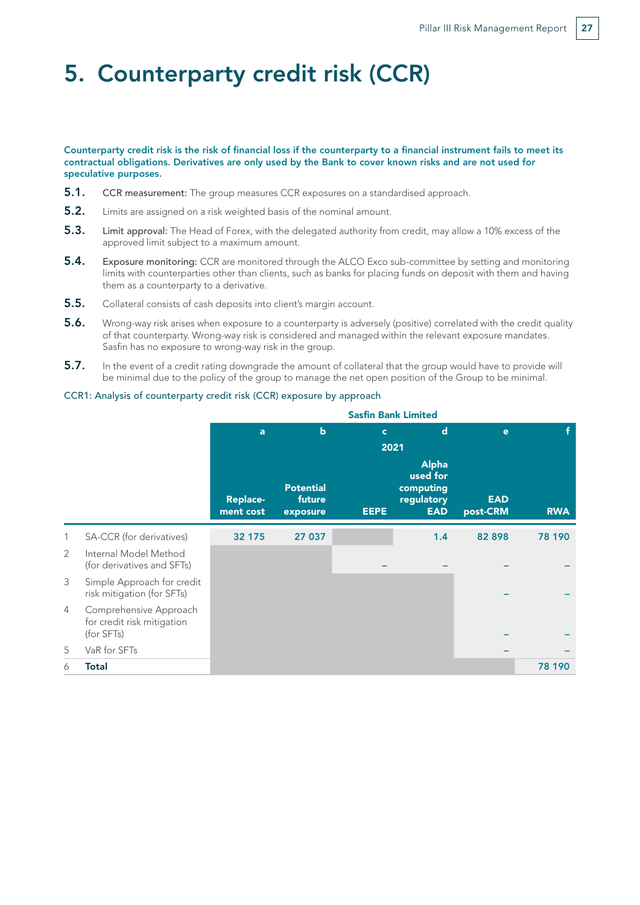# 5. Counterparty credit risk (CCR)

**Counterparty credit risk is the risk of financial loss if the counterparty to a financial instrument fails to meet its contractual obligations. Derivatives are only used by the Bank to cover known risks and are not used for speculative purposes.**

**5.1.** CCR measurement: The group measures CCR exposures on a standardised approach.

**5.2.** Limits are assigned on a risk weighted basis of the nominal amount.

**5.3.** Limit approval: The Head of Forex, with the delegated authority from credit, may allow a 10% excess of the approved limit subject to a maximum amount.

**5.4.** Exposure monitoring: CCR are monitored through the ALCO Exco sub-committee by setting and monitoring limits with counterparties other than clients, such as banks for placing funds on deposit with them and having them as a counterparty to a derivative.

**5.5.** Collateral consists of cash deposits into client's margin account.

**5.6.** Wrong-way risk arises when exposure to a counterparty is adversely (positive) correlated with the credit quality of that counterparty. Wrong-way risk is considered and managed within the relevant exposure mandates. Sasfin has no exposure to wrong-way risk in the group.

**5.7.** In the event of a credit rating downgrade the amount of collateral that the group would have to provide will be minimal due to the policy of the group to manage the net open position of the Group to be minimal.

CCR1: Analysis of counterparty credit risk (CCR) exposure by approach

| | | Sasfin Bank Limited | | | | | |
|---|---|---|---|---|---|---|---|
| | | a | b | c | d | e | f |
| | | 2021 | | | | | |
| | | Replacement cost | Potential future exposure | EEPE | Alpha used for computing regulatory EAD | EAD post-CRM | RWA |
| 1 | SA-CCR (for derivatives) | 32 175 | 27 037 | | 1.4 | 82 898 | 78 190 |
| 2 | Internal Model Method (for derivatives and SFTs) | | | – | – | – | – |
| 3 | Simple Approach for credit risk mitigation (for SFTs) | | | | | – | – |
| 4 | Comprehensive Approach for credit risk mitigation (for SFTs) | | | | | – | – |
| 5 | VaR for SFTs | | | | | – | – |
| 6 | **Total** | | | | | | 78 190 |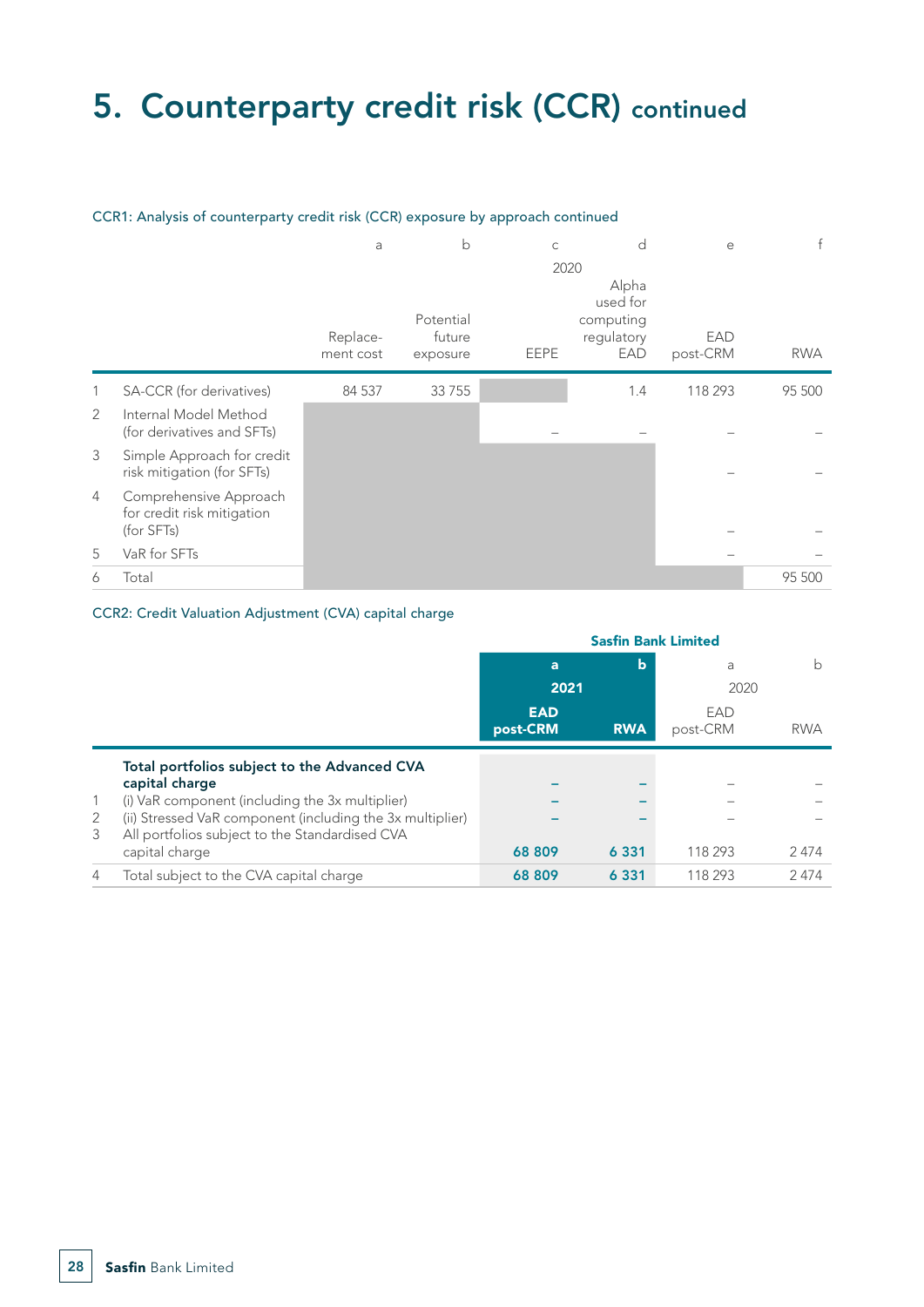# 5. Counterparty credit risk (CCR) continued

CCR1: Analysis of counterparty credit risk (CCR) exposure by approach continued

| | | a | b | c | d | e | f |
|---|---|---|---|---|---|---|---|
| | | 2020 | | | | | |
| | | Replace-ment cost | Potential future exposure | EEPE | Alpha used for computing regulatory EAD | EAD post-CRM | RWA |
| 1 | SA-CCR (for derivatives) | 84 537 | 33 755 | | 1.4 | 118 293 | 95 500 |
| 2 | Internal Model Method (for derivatives and SFTs) | | | – | – | – | – |
| 3 | Simple Approach for credit risk mitigation (for SFTs) | | | | | – | – |
| 4 | Comprehensive Approach for credit risk mitigation (for SFTs) | | | | | – | – |
| 5 | VaR for SFTs | | | | | – | – |
| 6 | Total | | | | | | 95 500 |

CCR2: Credit Valuation Adjustment (CVA) capital charge

| | | Sasfin Bank Limited | | | |
|---|---|---|---|---|---|
| | | **a** | **b** | a | b |
| | | **2021** | | 2020 | |
| | | **EAD post-CRM** | **RWA** | EAD post-CRM | RWA |
| | **Total portfolios subject to the Advanced CVA capital charge** | **–** | **–** | – | – |
| 1 | (i) VaR component (including the 3x multiplier) | **–** | **–** | – | – |
| 2 | (ii) Stressed VaR component (including the 3x multiplier) | **–** | **–** | – | – |
| 3 | All portfolios subject to the Standardised CVA capital charge | **68 809** | **6 331** | 118 293 | 2 474 |
| 4 | Total subject to the CVA capital charge | **68 809** | **6 331** | 118 293 | 2 474 |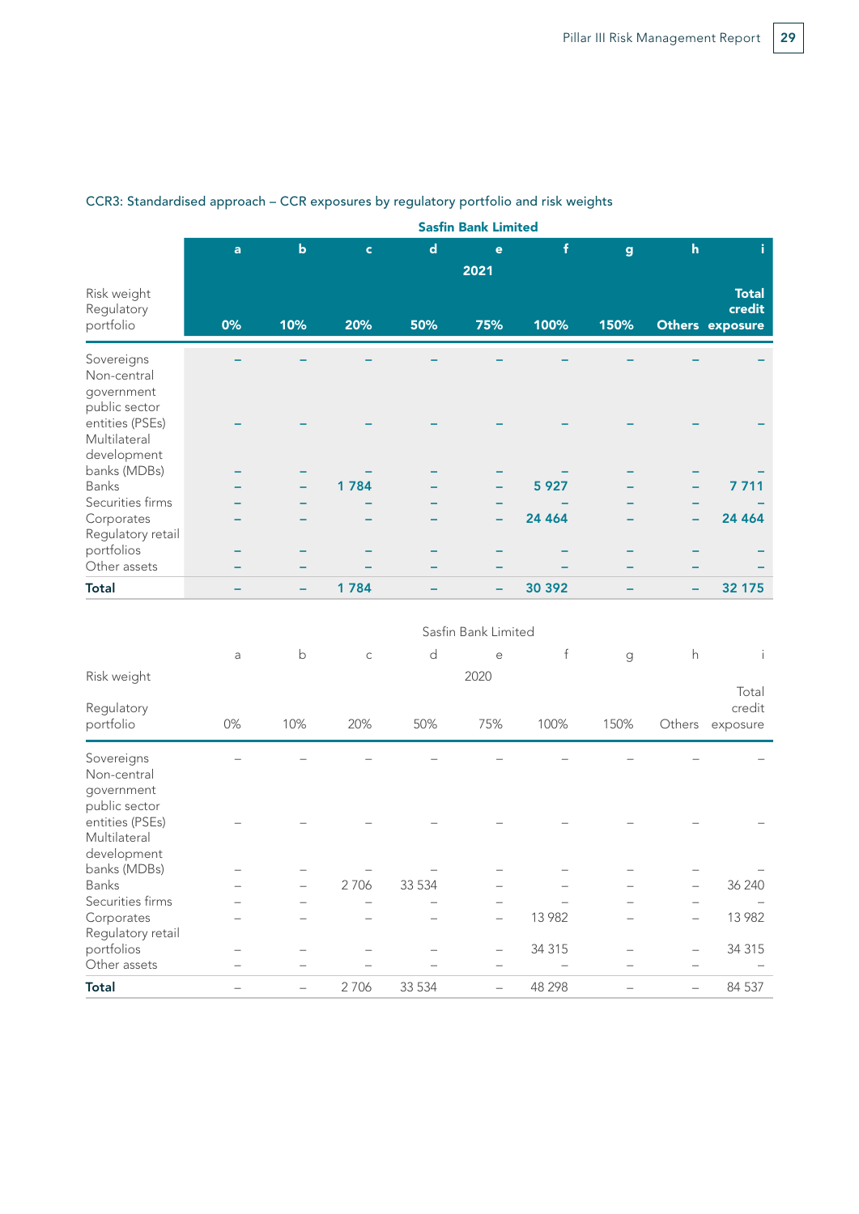CCR3: Standardised approach – CCR exposures by regulatory portfolio and risk weights

**Sasfin Bank Limited**

| | a | b | c | d | e | f | g | h | i |
|---|---|---|---|---|---|---|---|---|---|
| | | | | | **2021** | | | | |
| Risk weight Regulatory portfolio | **0%** | **10%** | **20%** | **50%** | **75%** | **100%** | **150%** | **Others** | **Total credit exposure** |
| Sovereigns | – | – | – | – | – | – | – | – | – |
| Non-central government public sector entities (PSEs) | – | – | – | – | – | – | – | – | – |
| Multilateral development banks (MDBs) | – | – | – | – | – | – | – | – | – |
| Banks | – | – | **1 784** | – | – | **5 927** | – | – | **7 711** |
| Securities firms | – | – | – | – | – | – | – | – | – |
| Corporates | – | – | – | – | – | **24 464** | – | – | **24 464** |
| Regulatory retail portfolios | – | – | – | – | – | – | – | – | – |
| Other assets | – | – | – | – | – | – | – | – | – |
| **Total** | – | – | **1 784** | – | – | **30 392** | – | – | **32 175** |

Sasfin Bank Limited

| | a | b | c | d | e | f | g | h | i |
|---|---|---|---|---|---|---|---|---|---|
| | | | | | 2020 | | | | |
| Risk weight Regulatory portfolio | 0% | 10% | 20% | 50% | 75% | 100% | 150% | Others | Total credit exposure |
| Sovereigns | – | – | – | – | – | – | – | – | – |
| Non-central government public sector entities (PSEs) | – | – | – | – | – | – | – | – | – |
| Multilateral development banks (MDBs) | – | – | – | – | – | – | – | – | – |
| Banks | – | – | 2 706 | 33 534 | – | – | – | – | 36 240 |
| Securities firms | – | – | – | – | – | – | – | – | – |
| Corporates | – | – | – | – | – | 13 982 | – | – | 13 982 |
| Regulatory retail portfolios | – | – | – | – | – | 34 315 | – | – | 34 315 |
| Other assets | – | – | – | – | – | – | – | – | – |
| **Total** | – | – | 2 706 | 33 534 | – | 48 298 | – | – | 84 537 |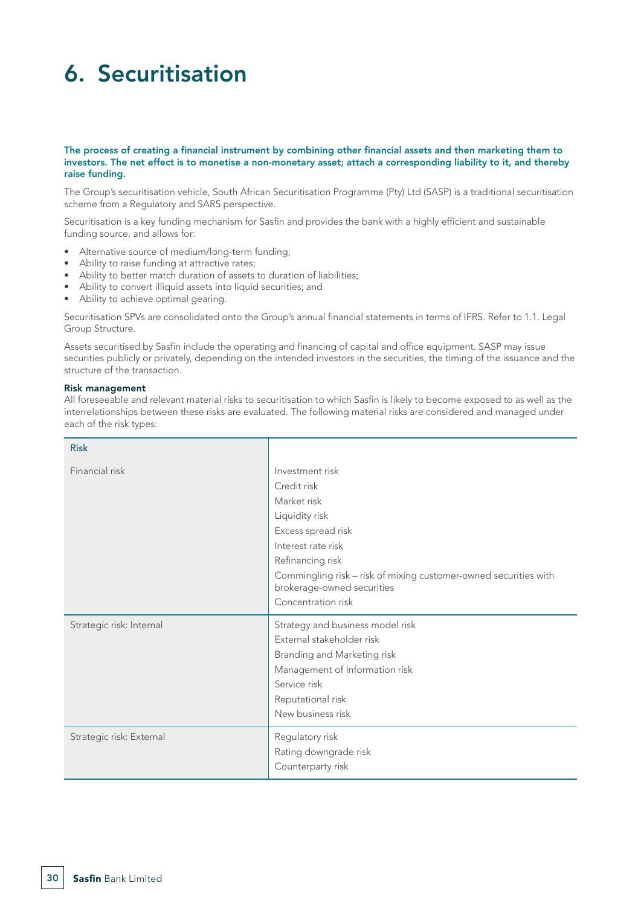# 6. Securitisation

**The process of creating a financial instrument by combining other financial assets and then marketing them to investors. The net effect is to monetise a non-monetary asset; attach a corresponding liability to it, and thereby raise funding.**

The Group's securitisation vehicle, South African Securitisation Programme (Pty) Ltd (SASP) is a traditional securitisation scheme from a Regulatory and SARS perspective.

Securitisation is a key funding mechanism for Sasfin and provides the bank with a highly efficient and sustainable funding source, and allows for:

- Alternative source of medium/long-term funding;
- Ability to raise funding at attractive rates;
- Ability to better match duration of assets to duration of liabilities;
- Ability to convert illiquid assets into liquid securities; and
- Ability to achieve optimal gearing.

Securitisation SPVs are consolidated onto the Group's annual financial statements in terms of IFRS. Refer to 1.1. Legal Group Structure.

Assets securitised by Sasfin include the operating and financing of capital and office equipment. SASP may issue securities publicly or privately, depending on the intended investors in the securities, the timing of the issuance and the structure of the transaction.

**Risk management**

All foreseeable and relevant material risks to securitisation to which Sasfin is likely to become exposed to as well as the interrelationships between these risks are evaluated. The following material risks are considered and managed under each of the risk types:

| Risk | |
|---|---|
| Financial risk | Investment risk<br>Credit risk<br>Market risk<br>Liquidity risk<br>Excess spread risk<br>Interest rate risk<br>Refinancing risk<br>Commingling risk – risk of mixing customer-owned securities with brokerage-owned securities<br>Concentration risk |
| Strategic risk: Internal | Strategy and business model risk<br>External stakeholder risk<br>Branding and Marketing risk<br>Management of Information risk<br>Service risk<br>Reputational risk<br>New business risk |
| Strategic risk: External | Regulatory risk<br>Rating downgrade risk<br>Counterparty risk |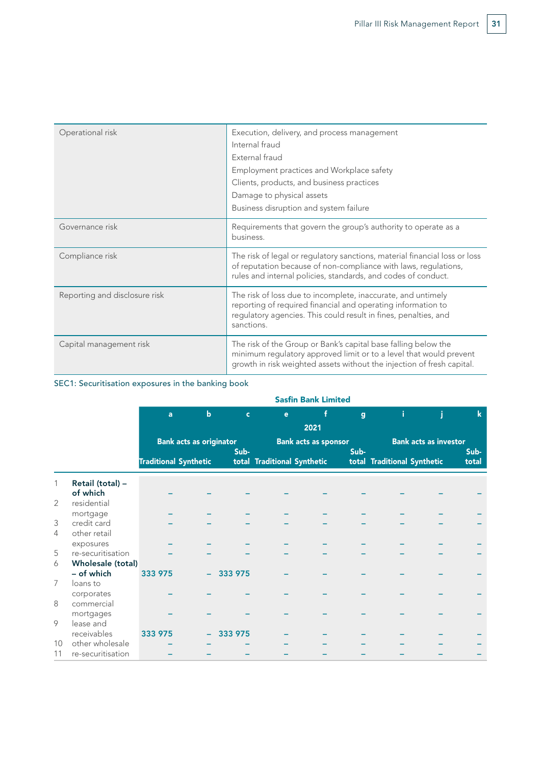| | |
|---|---|
| Operational risk | Execution, delivery, and process management<br>Internal fraud<br>External fraud<br>Employment practices and Workplace safety<br>Clients, products, and business practices<br>Damage to physical assets<br>Business disruption and system failure |
| Governance risk | Requirements that govern the group's authority to operate as a business. |
| Compliance risk | The risk of legal or regulatory sanctions, material financial loss or loss of reputation because of non-compliance with laws, regulations, rules and internal policies, standards, and codes of conduct. |
| Reporting and disclosure risk | The risk of loss due to incomplete, inaccurate, and untimely reporting of required financial and operating information to regulatory agencies. This could result in fines, penalties, and sanctions. |
| Capital management risk | The risk of the Group or Bank's capital base falling below the minimum regulatory approved limit or to a level that would prevent growth in risk weighted assets without the injection of fresh capital. |

SEC1: Securitisation exposures in the banking book

**Sasfin Bank Limited**

| | | a | b | c | e | f | g | i | j | k |
|---|---|---|---|---|---|---|---|---|---|---|
| | | **2021** | | | | | | | | |
| | | **Bank acts as originator** | | | **Bank acts as sponsor** | | | **Bank acts as investor** | | |
| | | **Traditional** | **Synthetic** | **Sub-total** | **Traditional** | **Synthetic** | **Sub-total** | **Traditional** | **Synthetic** | **Sub-total** |
| 1 | **Retail (total) – of which** | – | – | – | – | – | – | – | – | – |
| 2 | residential mortgage | – | – | – | – | – | – | – | – | – |
| 3 | credit card | – | – | – | – | – | – | – | – | – |
| 4 | other retail exposures | – | – | – | – | – | – | – | – | – |
| 5 | re-securitisation | – | – | – | – | – | – | – | – | – |
| 6 | **Wholesale (total) – of which** | 333 975 | – | 333 975 | – | – | – | – | – | – |
| 7 | loans to corporates | – | – | – | – | – | – | – | – | – |
| 8 | commercial mortgages | – | – | – | – | – | – | – | – | – |
| 9 | lease and receivables | 333 975 | – | 333 975 | – | – | – | – | – | – |
| 10 | other wholesale | – | – | – | – | – | – | – | – | – |
| 11 | re-securitisation | – | – | – | – | – | – | – | – | – |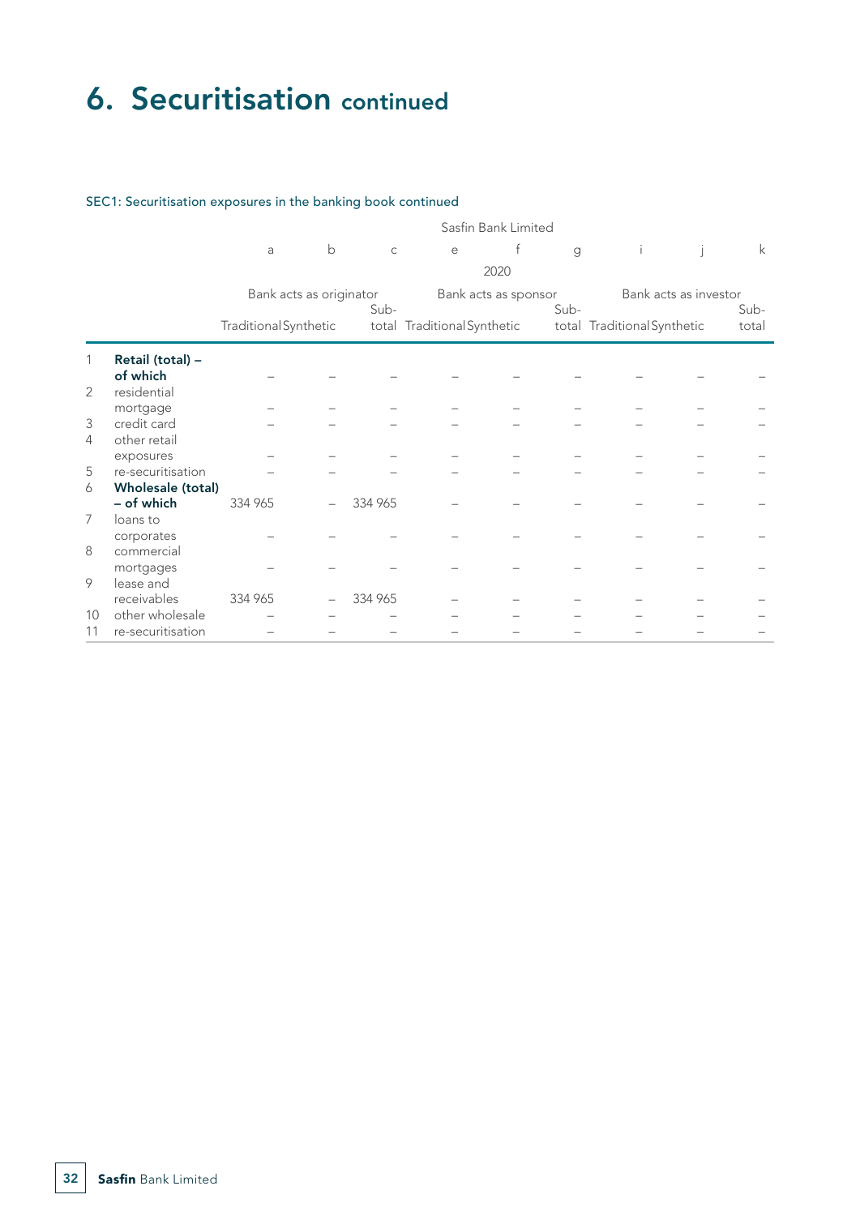# 6. Securitisation continued

### SEC1: Securitisation exposures in the banking book continued

| | | Sasfin Bank Limited | | | | | | | | |
|---|---|---|---|---|---|---|---|---|---|---|
| | | a | b | c | e | f | g | i | j | k |
| | | 2020 | | | | | | | | |
| | | Bank acts as originator | | | Bank acts as sponsor | | | Bank acts as investor | | |
| | | Traditional | Synthetic | Sub-total | Traditional | Synthetic | Sub-total | Traditional | Synthetic | Sub-total |
| 1 | **Retail (total) – of which** | – | – | – | – | – | – | – | – | – |
| 2 | residential mortgage | – | – | – | – | – | – | – | – | – |
| 3 | credit card | – | – | – | – | – | – | – | – | – |
| 4 | other retail exposures | – | – | – | – | – | – | – | – | – |
| 5 | re-securitisation | – | – | – | – | – | – | – | – | – |
| 6 | **Wholesale (total) – of which** | 334 965 | – | 334 965 | – | – | – | – | – | – |
| 7 | loans to corporates | – | – | – | – | – | – | – | – | – |
| 8 | commercial mortgages | – | – | – | – | – | – | – | – | – |
| 9 | lease and receivables | 334 965 | – | 334 965 | – | – | – | – | – | – |
| 10 | other wholesale | – | – | – | – | – | – | – | – | – |
| 11 | re-securitisation | – | – | – | – | – | – | – | – | – |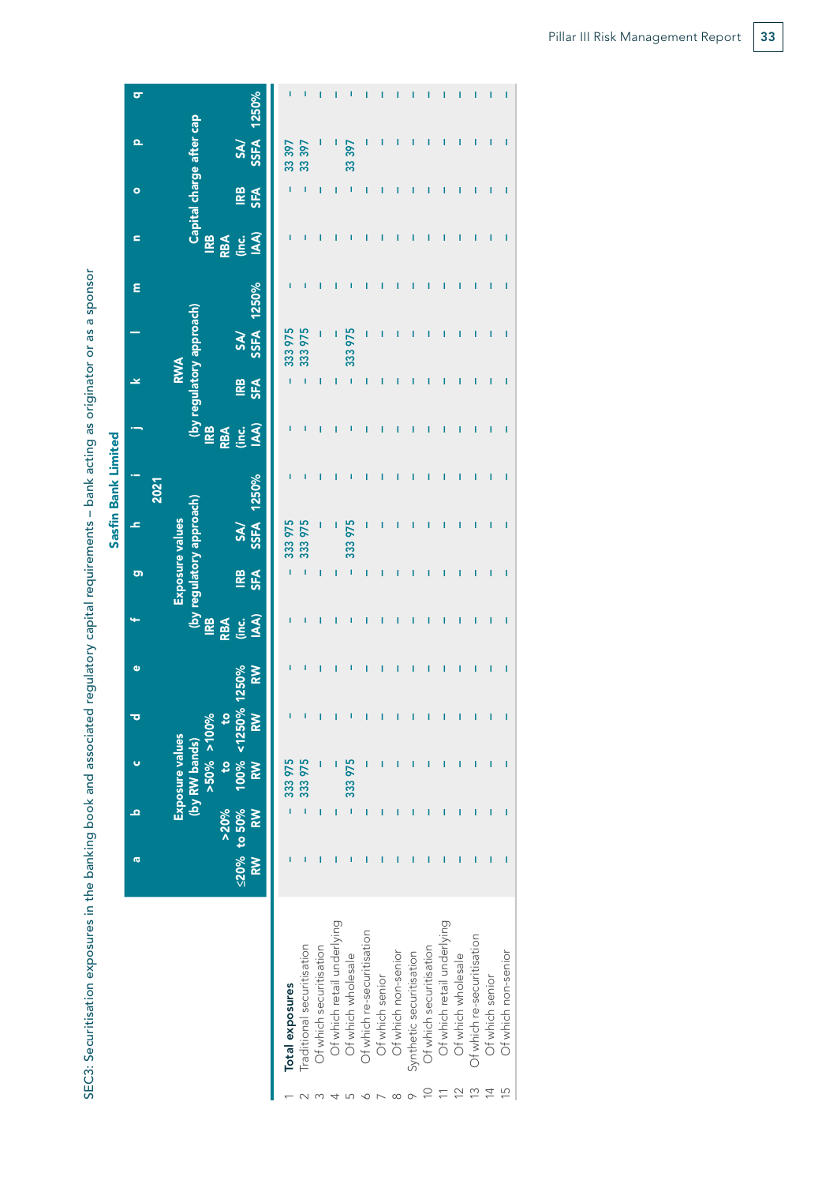SEC3: Securitisation exposures in the banking book and associated regulatory capital requirements – bank acting as originator or as a sponsor

**Sasfin Bank Limited**

| | | a | b | c | d | e | f | g | h | i | j | k | l | m | n | o | p | q |
|---|---|---|---|---|---|---|---|---|---|---|---|---|---|---|---|---|---|---|
| | | 2021 | | | | | | | | | | | | | | | | |
| | | Exposure values (by RW bands) | | | | | Exposure values (by regulatory approach) | | | | RWA (by regulatory approach) | | | | Capital charge after cap | | | |
| | | ≤20% RW | >20% to 50% RW | >50% to 100% RW | >100% to <1250% RW | 1250% RW | IRB RBA (inc. IAA) | IRB SFA | SA/ SSFA | 1250% | IRB RBA (inc. IAA) | IRB SFA | SA/ SSFA | 1250% | IRB RBA (inc. IAA) | IRB SFA | SA/ SSFA | 1250% |
| 1 | **Total exposures** | – | – | 333 975 | – | – | – | – | 333 975 | – | – | – | 333 975 | – | – | – | 33 397 | – |
| 2 | Traditional securitisation | – | – | 333 975 | – | – | – | – | 333 975 | – | – | – | 333 975 | – | – | – | 33 397 | – |
| 3 | Of which securitisation | – | – | – | – | – | – | – | – | – | – | – | – | – | – | – | – | – |
| 4 | Of which retail underlying | – | – | – | – | – | – | – | – | – | – | – | – | – | – | – | – | – |
| 5 | Of which wholesale | – | – | 333 975 | – | – | – | – | 333 975 | – | – | – | 333 975 | – | – | – | 33 397 | – |
| 6 | Of which re-securitisation | – | – | – | – | – | – | – | – | – | – | – | – | – | – | – | – | – |
| 7 | Of which senior | – | – | – | – | – | – | – | – | – | – | – | – | – | – | – | – | – |
| 8 | Of which non-senior | – | – | – | – | – | – | – | – | – | – | – | – | – | – | – | – | – |
| 9 | Synthetic securitisation | – | – | – | – | – | – | – | – | – | – | – | – | – | – | – | – | – |
| 10 | Of which securitisation | – | – | – | – | – | – | – | – | – | – | – | – | – | – | – | – | – |
| 11 | Of which retail underlying | – | – | – | – | – | – | – | – | – | – | – | – | – | – | – | – | – |
| 12 | Of which wholesale | – | – | – | – | – | – | – | – | – | – | – | – | – | – | – | – | – |
| 13 | Of which re-securitisation | – | – | – | – | – | – | – | – | – | – | – | – | – | – | – | – | – |
| 14 | Of which senior | – | – | – | – | – | – | – | – | – | – | – | – | – | – | – | – | – |
| 15 | Of which non-senior | – | – | – | – | – | – | – | – | – | – | – | – | – | – | – | – | – |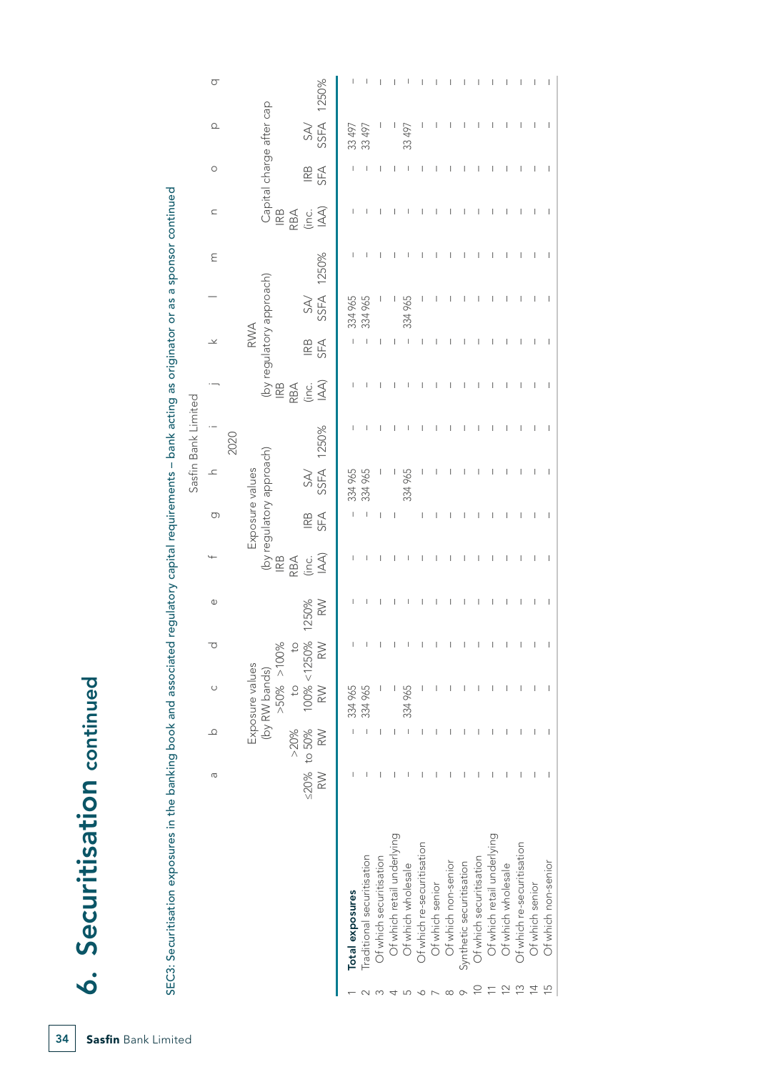# 6. Securitisation continued

SEC3: Securitisation exposures in the banking book and associated regulatory capital requirements – bank acting as originator or as a sponsor continued

| | | a | b | c | d | e | f | g | h | i | j | k | l | m | n | o | p | q |
|---|---|---|---|---|---|---|---|---|---|---|---|---|---|---|---|---|---|---|
| | | Sasfin Bank Limited | | | | | | | | | | | | | | | | |
| | | 2020 | | | | | | | | | | | | | | | | |
| | | Exposure values (by RW bands) | | | | | Exposure values (by regulatory approach) | | | | RWA (by regulatory approach) | | | | Capital charge after cap | | | |
| | | ≤20% RW | >20% to 50% RW | >50% to 100% RW | >100% to <1250% RW | 1250% RW | IRB RBA (inc. IAA) | IRB SFA | SA/ SSFA | 1250% | IRB RBA (inc. IAA) | IRB SFA | SA/ SSFA | 1250% | IRB RBA (inc. IAA) | IRB SFA | SA/ SSFA | 1250% |
| 1 | **Total exposures** | – | – | 334 965 | – | – | – | – | 334 965 | – | – | – | 334 965 | – | – | – | 33 497 | – |
| 2 | Traditional securitisation | – | – | 334 965 | – | – | – | – | 334 965 | – | – | – | 334 965 | – | – | – | 33 497 | – |
| 3 | Of which securitisation | – | – | – | – | – | – | – | – | – | – | – | – | – | – | – | – | – |
| 4 | Of which retail underlying | – | – | – | – | – | – | – | – | – | – | – | – | – | – | – | – | – |
| 5 | Of which wholesale | – | – | 334 965 | – | – | – | – | 334 965 | – | – | – | 334 965 | – | – | – | 33 497 | – |
| 6 | Of which re-securitisation | – | – | – | – | – | – | – | – | – | – | – | – | – | – | – | – | – |
| 7 | Of which senior | – | – | – | – | – | – | – | – | – | – | – | – | – | – | – | – | – |
| 8 | Of which non-senior | – | – | – | – | – | – | – | – | – | – | – | – | – | – | – | – | – |
| 9 | Synthetic securitisation | – | – | – | – | – | – | – | – | – | – | – | – | – | – | – | – | – |
| 10 | Of which securitisation | – | – | – | – | – | – | – | – | – | – | – | – | – | – | – | – | – |
| 11 | Of which retail underlying | – | – | – | – | – | – | – | – | – | – | – | – | – | – | – | – | – |
| 12 | Of which wholesale | – | – | – | – | – | – | – | – | – | – | – | – | – | – | – | – | – |
| 13 | Of which re-securitisation | – | – | – | – | – | – | – | – | – | – | – | – | – | – | – | – | – |
| 14 | Of which senior | – | – | – | – | – | – | – | – | – | – | – | – | – | – | – | – | – |
| 15 | Of which non-senior | – | – | – | – | – | – | – | – | – | – | – | – | – | – | – | – | – |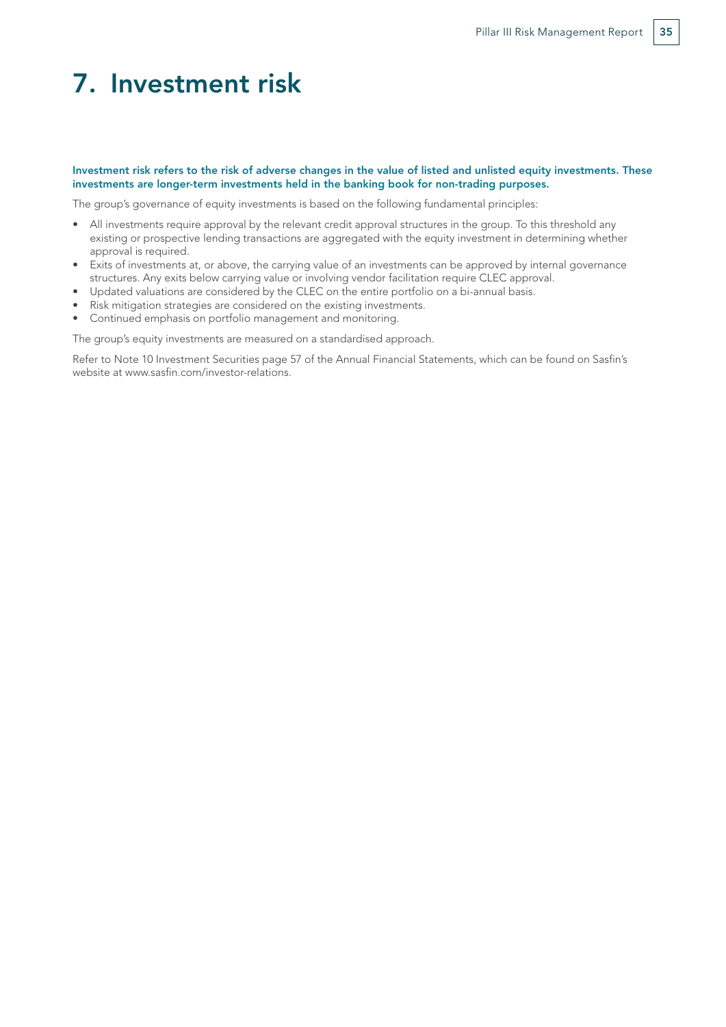# 7. Investment risk

**Investment risk refers to the risk of adverse changes in the value of listed and unlisted equity investments. These investments are longer-term investments held in the banking book for non-trading purposes.**

The group's governance of equity investments is based on the following fundamental principles:

- All investments require approval by the relevant credit approval structures in the group. To this threshold any existing or prospective lending transactions are aggregated with the equity investment in determining whether approval is required.
- Exits of investments at, or above, the carrying value of an investments can be approved by internal governance structures. Any exits below carrying value or involving vendor facilitation require CLEC approval.
- Updated valuations are considered by the CLEC on the entire portfolio on a bi-annual basis.
- Risk mitigation strategies are considered on the existing investments.
- Continued emphasis on portfolio management and monitoring.

The group's equity investments are measured on a standardised approach.

Refer to Note 10 Investment Securities page 57 of the Annual Financial Statements, which can be found on Sasfin's website at www.sasfin.com/investor-relations.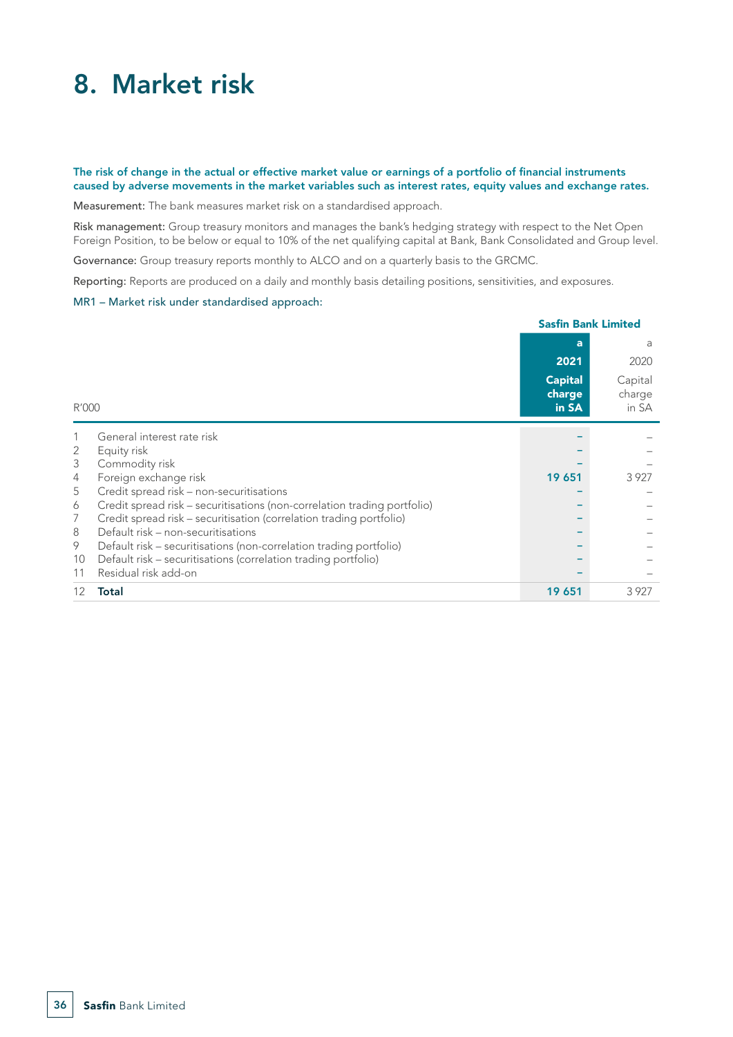# 8. Market risk

**The risk of change in the actual or effective market value or earnings of a portfolio of financial instruments caused by adverse movements in the market variables such as interest rates, equity values and exchange rates.**

**Measurement:** The bank measures market risk on a standardised approach.

**Risk management:** Group treasury monitors and manages the bank's hedging strategy with respect to the Net Open Foreign Position, to be below or equal to 10% of the net qualifying capital at Bank, Bank Consolidated and Group level.

**Governance:** Group treasury reports monthly to ALCO and on a quarterly basis to the GRCMC.

**Reporting:** Reports are produced on a daily and monthly basis detailing positions, sensitivities, and exposures.

MR1 – Market risk under standardised approach:

| | | Sasfin Bank Limited | |
|---|---|---|---|
| | | **a** | a |
| | | **2021** | 2020 |
| R'000 | | **Capital charge in SA** | Capital charge in SA |
| 1 | General interest rate risk | – | – |
| 2 | Equity risk | – | – |
| 3 | Commodity risk | – | – |
| 4 | Foreign exchange risk | **19 651** | 3 927 |
| 5 | Credit spread risk – non-securitisations | – | – |
| 6 | Credit spread risk – securitisations (non-correlation trading portfolio) | – | – |
| 7 | Credit spread risk – securitisation (correlation trading portfolio) | – | – |
| 8 | Default risk – non-securitisations | – | – |
| 9 | Default risk – securitisations (non-correlation trading portfolio) | – | – |
| 10 | Default risk – securitisations (correlation trading portfolio) | – | – |
| 11 | Residual risk add-on | – | – |
| 12 | **Total** | **19 651** | 3 927 |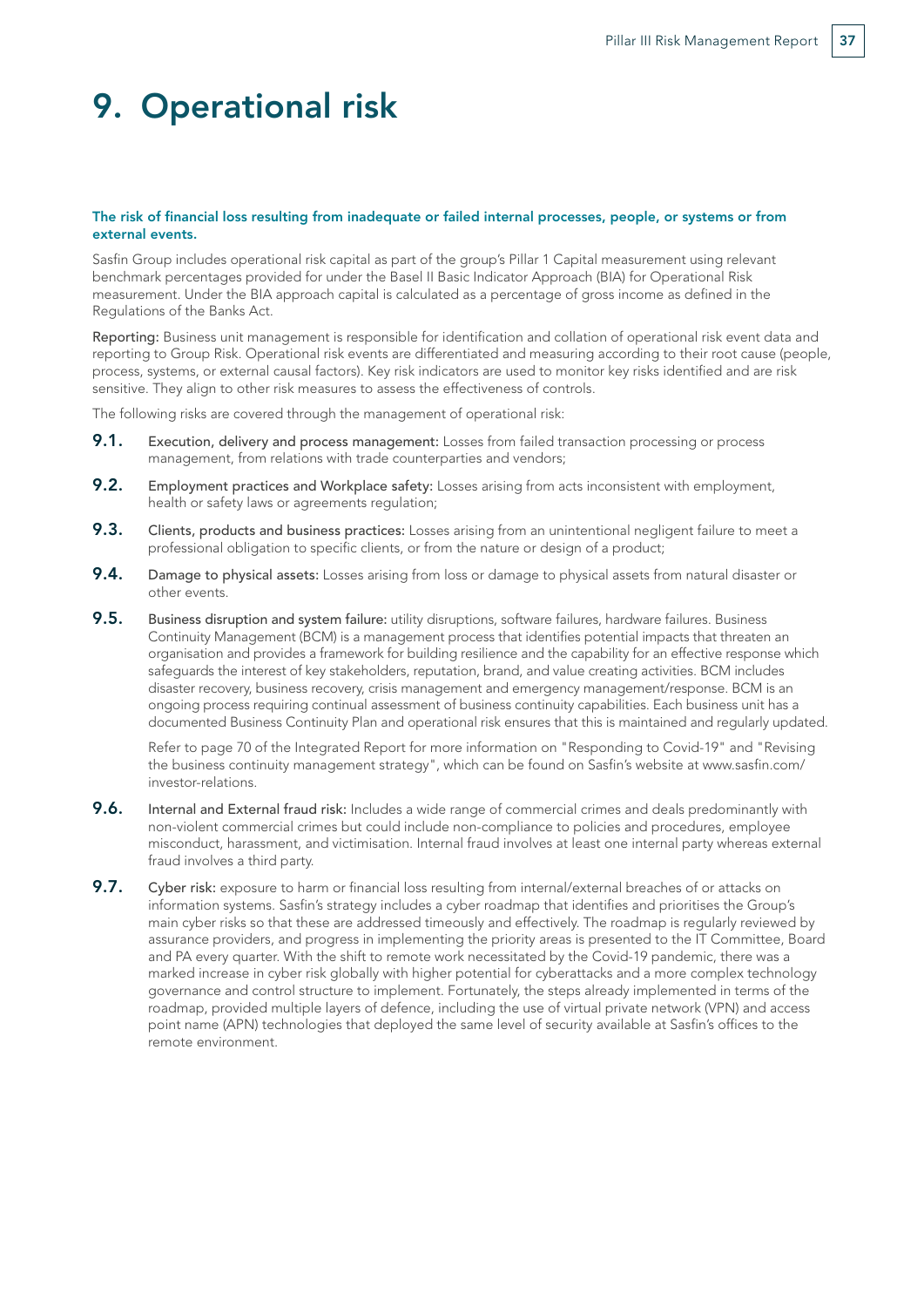# 9. Operational risk

**The risk of financial loss resulting from inadequate or failed internal processes, people, or systems or from external events.**

Sasfin Group includes operational risk capital as part of the group's Pillar 1 Capital measurement using relevant benchmark percentages provided for under the Basel II Basic Indicator Approach (BIA) for Operational Risk measurement. Under the BIA approach capital is calculated as a percentage of gross income as defined in the Regulations of the Banks Act.

**Reporting:** Business unit management is responsible for identification and collation of operational risk event data and reporting to Group Risk. Operational risk events are differentiated and measuring according to their root cause (people, process, systems, or external causal factors). Key risk indicators are used to monitor key risks identified and are risk sensitive. They align to other risk measures to assess the effectiveness of controls.

The following risks are covered through the management of operational risk:

**9.1.** **Execution, delivery and process management:** Losses from failed transaction processing or process management, from relations with trade counterparties and vendors;

**9.2.** **Employment practices and Workplace safety:** Losses arising from acts inconsistent with employment, health or safety laws or agreements regulation;

**9.3.** **Clients, products and business practices:** Losses arising from an unintentional negligent failure to meet a professional obligation to specific clients, or from the nature or design of a product;

**9.4.** **Damage to physical assets:** Losses arising from loss or damage to physical assets from natural disaster or other events.

**9.5.** **Business disruption and system failure:** utility disruptions, software failures, hardware failures. Business Continuity Management (BCM) is a management process that identifies potential impacts that threaten an organisation and provides a framework for building resilience and the capability for an effective response which safeguards the interest of key stakeholders, reputation, brand, and value creating activities. BCM includes disaster recovery, business recovery, crisis management and emergency management/response. BCM is an ongoing process requiring continual assessment of business continuity capabilities. Each business unit has a documented Business Continuity Plan and operational risk ensures that this is maintained and regularly updated.

Refer to page 70 of the Integrated Report for more information on "Responding to Covid-19" and "Revising the business continuity management strategy", which can be found on Sasfin's website at www.sasfin.com/investor-relations.

**9.6.** **Internal and External fraud risk:** Includes a wide range of commercial crimes and deals predominantly with non-violent commercial crimes but could include non-compliance to policies and procedures, employee misconduct, harassment, and victimisation. Internal fraud involves at least one internal party whereas external fraud involves a third party.

**9.7.** **Cyber risk:** exposure to harm or financial loss resulting from internal/external breaches of or attacks on information systems. Sasfin's strategy includes a cyber roadmap that identifies and prioritises the Group's main cyber risks so that these are addressed timeously and effectively. The roadmap is regularly reviewed by assurance providers, and progress in implementing the priority areas is presented to the IT Committee, Board and PA every quarter. With the shift to remote work necessitated by the Covid-19 pandemic, there was a marked increase in cyber risk globally with higher potential for cyberattacks and a more complex technology governance and control structure to implement. Fortunately, the steps already implemented in terms of the roadmap, provided multiple layers of defence, including the use of virtual private network (VPN) and access point name (APN) technologies that deployed the same level of security available at Sasfin's offices to the remote environment.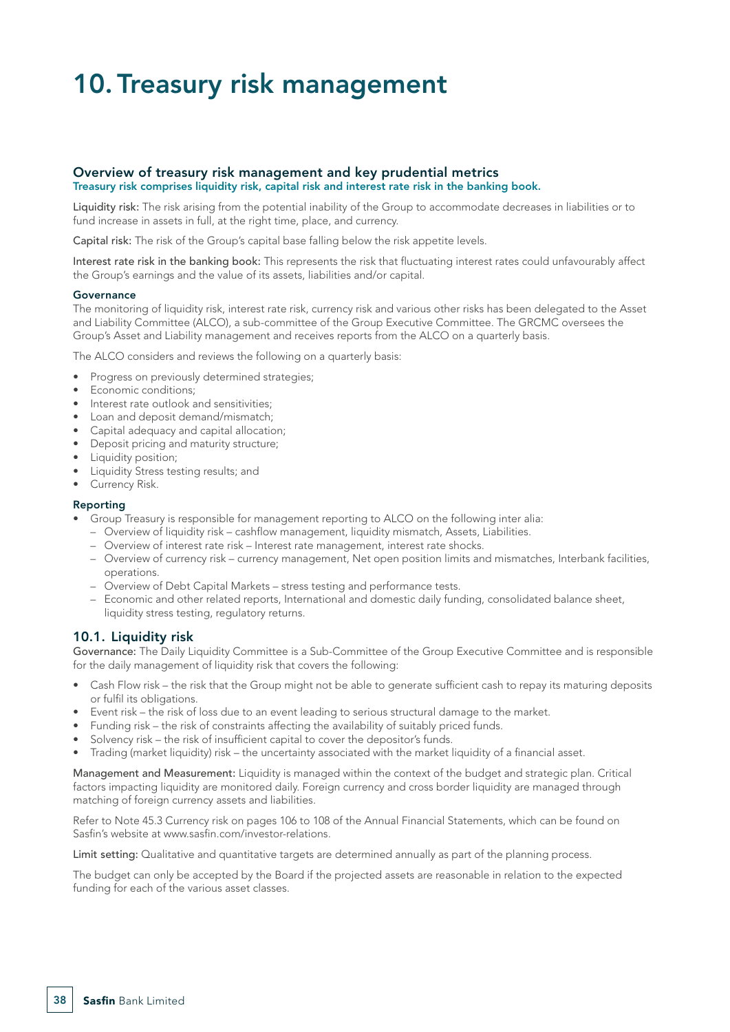# 10. Treasury risk management

## Overview of treasury risk management and key prudential metrics

**Treasury risk comprises liquidity risk, capital risk and interest rate risk in the banking book.**

**Liquidity risk:** The risk arising from the potential inability of the Group to accommodate decreases in liabilities or to fund increase in assets in full, at the right time, place, and currency.

**Capital risk:** The risk of the Group's capital base falling below the risk appetite levels.

**Interest rate risk in the banking book:** This represents the risk that fluctuating interest rates could unfavourably affect the Group's earnings and the value of its assets, liabilities and/or capital.

### Governance

The monitoring of liquidity risk, interest rate risk, currency risk and various other risks has been delegated to the Asset and Liability Committee (ALCO), a sub-committee of the Group Executive Committee. The GRCMC oversees the Group's Asset and Liability management and receives reports from the ALCO on a quarterly basis.

The ALCO considers and reviews the following on a quarterly basis:

- Progress on previously determined strategies;
- Economic conditions;
- Interest rate outlook and sensitivities;
- Loan and deposit demand/mismatch;
- Capital adequacy and capital allocation;
- Deposit pricing and maturity structure;
- Liquidity position;
- Liquidity Stress testing results; and
- Currency Risk.

### Reporting

- Group Treasury is responsible for management reporting to ALCO on the following inter alia:
  - Overview of liquidity risk – cashflow management, liquidity mismatch, Assets, Liabilities.
  - Overview of interest rate risk – Interest rate management, interest rate shocks.
  - Overview of currency risk – currency management, Net open position limits and mismatches, Interbank facilities, operations.
  - Overview of Debt Capital Markets – stress testing and performance tests.
  - Economic and other related reports, International and domestic daily funding, consolidated balance sheet, liquidity stress testing, regulatory returns.

## 10.1. Liquidity risk

**Governance:** The Daily Liquidity Committee is a Sub-Committee of the Group Executive Committee and is responsible for the daily management of liquidity risk that covers the following:

- Cash Flow risk – the risk that the Group might not be able to generate sufficient cash to repay its maturing deposits or fulfil its obligations.
- Event risk – the risk of loss due to an event leading to serious structural damage to the market.
- Funding risk – the risk of constraints affecting the availability of suitably priced funds.
- Solvency risk – the risk of insufficient capital to cover the depositor's funds.
- Trading (market liquidity) risk – the uncertainty associated with the market liquidity of a financial asset.

**Management and Measurement:** Liquidity is managed within the context of the budget and strategic plan. Critical factors impacting liquidity are monitored daily. Foreign currency and cross border liquidity are managed through matching of foreign currency assets and liabilities.

Refer to Note 45.3 Currency risk on pages 106 to 108 of the Annual Financial Statements, which can be found on Sasfin's website at www.sasfin.com/investor-relations.

**Limit setting:** Qualitative and quantitative targets are determined annually as part of the planning process.

The budget can only be accepted by the Board if the projected assets are reasonable in relation to the expected funding for each of the various asset classes.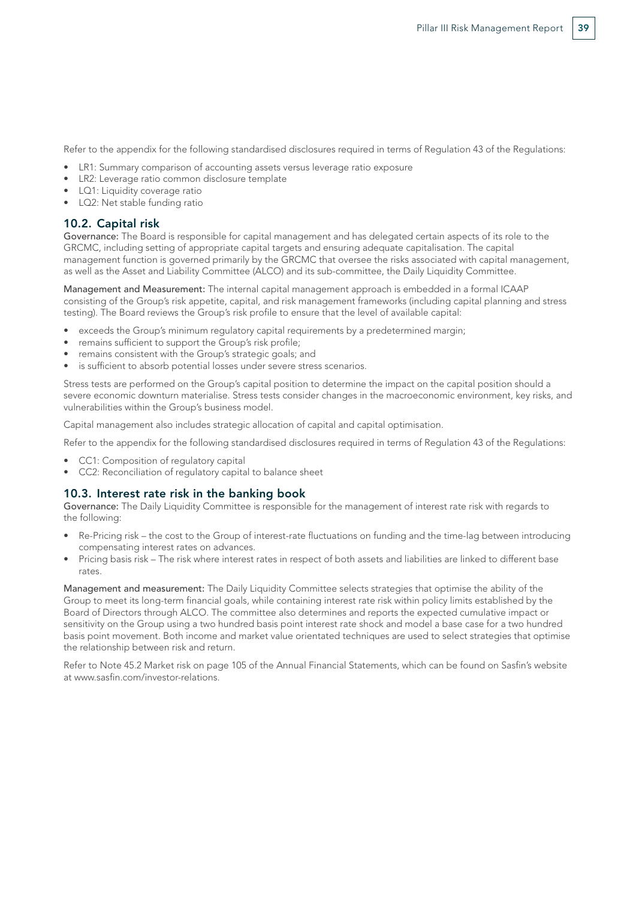Refer to the appendix for the following standardised disclosures required in terms of Regulation 43 of the Regulations:

- LR1: Summary comparison of accounting assets versus leverage ratio exposure
- LR2: Leverage ratio common disclosure template
- LQ1: Liquidity coverage ratio
- LQ2: Net stable funding ratio

## 10.2. Capital risk

**Governance:** The Board is responsible for capital management and has delegated certain aspects of its role to the GRCMC, including setting of appropriate capital targets and ensuring adequate capitalisation. The capital management function is governed primarily by the GRCMC that oversee the risks associated with capital management, as well as the Asset and Liability Committee (ALCO) and its sub-committee, the Daily Liquidity Committee.

**Management and Measurement:** The internal capital management approach is embedded in a formal ICAAP consisting of the Group's risk appetite, capital, and risk management frameworks (including capital planning and stress testing). The Board reviews the Group's risk profile to ensure that the level of available capital:

- exceeds the Group's minimum regulatory capital requirements by a predetermined margin;
- remains sufficient to support the Group's risk profile;
- remains consistent with the Group's strategic goals; and
- is sufficient to absorb potential losses under severe stress scenarios.

Stress tests are performed on the Group's capital position to determine the impact on the capital position should a severe economic downturn materialise. Stress tests consider changes in the macroeconomic environment, key risks, and vulnerabilities within the Group's business model.

Capital management also includes strategic allocation of capital and capital optimisation.

Refer to the appendix for the following standardised disclosures required in terms of Regulation 43 of the Regulations:

- CC1: Composition of regulatory capital
- CC2: Reconciliation of regulatory capital to balance sheet

## 10.3. Interest rate risk in the banking book

**Governance:** The Daily Liquidity Committee is responsible for the management of interest rate risk with regards to the following:

- Re-Pricing risk – the cost to the Group of interest-rate fluctuations on funding and the time-lag between introducing compensating interest rates on advances.
- Pricing basis risk – The risk where interest rates in respect of both assets and liabilities are linked to different base rates.

**Management and measurement:** The Daily Liquidity Committee selects strategies that optimise the ability of the Group to meet its long-term financial goals, while containing interest rate risk within policy limits established by the Board of Directors through ALCO. The committee also determines and reports the expected cumulative impact or sensitivity on the Group using a two hundred basis point interest rate shock and model a base case for a two hundred basis point movement. Both income and market value orientated techniques are used to select strategies that optimise the relationship between risk and return.

Refer to Note 45.2 Market risk on page 105 of the Annual Financial Statements, which can be found on Sasfin's website at www.sasfin.com/investor-relations.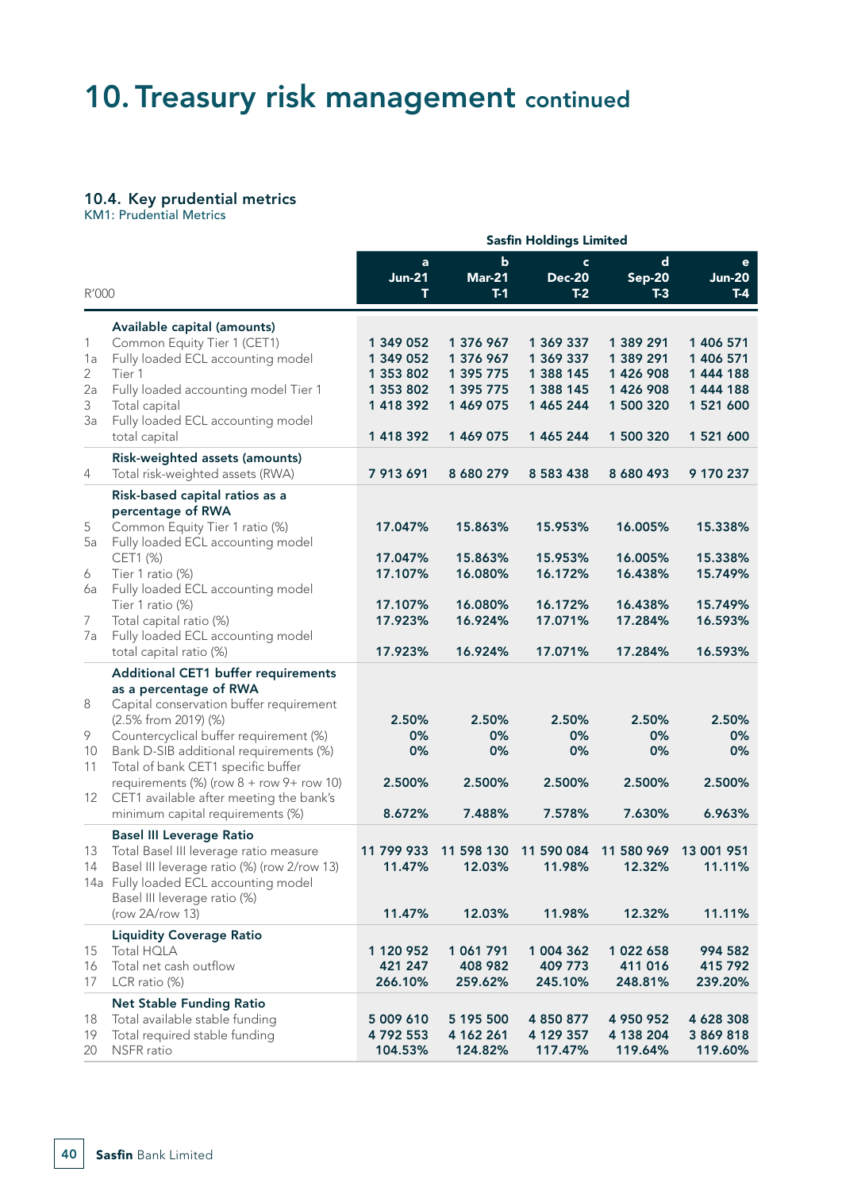# 10. Treasury risk management continued

## 10.4. Key prudential metrics

KM1: Prudential Metrics

| | | Sasfin Holdings Limited | | | | |
|---|---|---|---|---|---|---|
| R'000 | | a<br>Jun-21<br>T | b<br>Mar-21<br>T-1 | c<br>Dec-20<br>T-2 | d<br>Sep-20<br>T-3 | e<br>Jun-20<br>T-4 |
| | **Available capital (amounts)** | | | | | |
| 1 | Common Equity Tier 1 (CET1) | 1 349 052 | 1 376 967 | 1 369 337 | 1 389 291 | 1 406 571 |
| 1a | Fully loaded ECL accounting model | 1 349 052 | 1 376 967 | 1 369 337 | 1 389 291 | 1 406 571 |
| 2 | Tier 1 | 1 353 802 | 1 395 775 | 1 388 145 | 1 426 908 | 1 444 188 |
| 2a | Fully loaded accounting model Tier 1 | 1 353 802 | 1 395 775 | 1 388 145 | 1 426 908 | 1 444 188 |
| 3 | Total capital | 1 418 392 | 1 469 075 | 1 465 244 | 1 500 320 | 1 521 600 |
| 3a | Fully loaded ECL accounting model total capital | 1 418 392 | 1 469 075 | 1 465 244 | 1 500 320 | 1 521 600 |
| | **Risk-weighted assets (amounts)** | | | | | |
| 4 | Total risk-weighted assets (RWA) | 7 913 691 | 8 680 279 | 8 583 438 | 8 680 493 | 9 170 237 |
| | **Risk-based capital ratios as a percentage of RWA** | | | | | |
| 5 | Common Equity Tier 1 ratio (%) | 17.047% | 15.863% | 15.953% | 16.005% | 15.338% |
| 5a | Fully loaded ECL accounting model CET1 (%) | 17.047% | 15.863% | 15.953% | 16.005% | 15.338% |
| 6 | Tier 1 ratio (%) | 17.107% | 16.080% | 16.172% | 16.438% | 15.749% |
| 6a | Fully loaded ECL accounting model Tier 1 ratio (%) | 17.107% | 16.080% | 16.172% | 16.438% | 15.749% |
| 7 | Total capital ratio (%) | 17.923% | 16.924% | 17.071% | 17.284% | 16.593% |
| 7a | Fully loaded ECL accounting model total capital ratio (%) | 17.923% | 16.924% | 17.071% | 17.284% | 16.593% |
| | **Additional CET1 buffer requirements as a percentage of RWA** | | | | | |
| 8 | Capital conservation buffer requirement (2.5% from 2019) (%) | 2.50% | 2.50% | 2.50% | 2.50% | 2.50% |
| 9 | Countercyclical buffer requirement (%) | 0% | 0% | 0% | 0% | 0% |
| 10 | Bank D-SIB additional requirements (%) | 0% | 0% | 0% | 0% | 0% |
| 11 | Total of bank CET1 specific buffer requirements (%) (row 8 + row 9+ row 10) | 2.500% | 2.500% | 2.500% | 2.500% | 2.500% |
| 12 | CET1 available after meeting the bank's minimum capital requirements (%) | 8.672% | 7.488% | 7.578% | 7.630% | 6.963% |
| | **Basel III Leverage Ratio** | | | | | |
| 13 | Total Basel III leverage ratio measure | 11 799 933 | 11 598 130 | 11 590 084 | 11 580 969 | 13 001 951 |
| 14 | Basel III leverage ratio (%) (row 2/row 13) | 11.47% | 12.03% | 11.98% | 12.32% | 11.11% |
| 14a | Fully loaded ECL accounting model Basel III leverage ratio (%) (row 2A/row 13) | 11.47% | 12.03% | 11.98% | 12.32% | 11.11% |
| | **Liquidity Coverage Ratio** | | | | | |
| 15 | Total HQLA | 1 120 952 | 1 061 791 | 1 004 362 | 1 022 658 | 994 582 |
| 16 | Total net cash outflow | 421 247 | 408 982 | 409 773 | 411 016 | 415 792 |
| 17 | LCR ratio (%) | 266.10% | 259.62% | 245.10% | 248.81% | 239.20% |
| | **Net Stable Funding Ratio** | | | | | |
| 18 | Total available stable funding | 5 009 610 | 5 195 500 | 4 850 877 | 4 950 952 | 4 628 308 |
| 19 | Total required stable funding | 4 792 553 | 4 162 261 | 4 129 357 | 4 138 204 | 3 869 818 |
| 20 | NSFR ratio | 104.53% | 124.82% | 117.47% | 119.64% | 119.60% |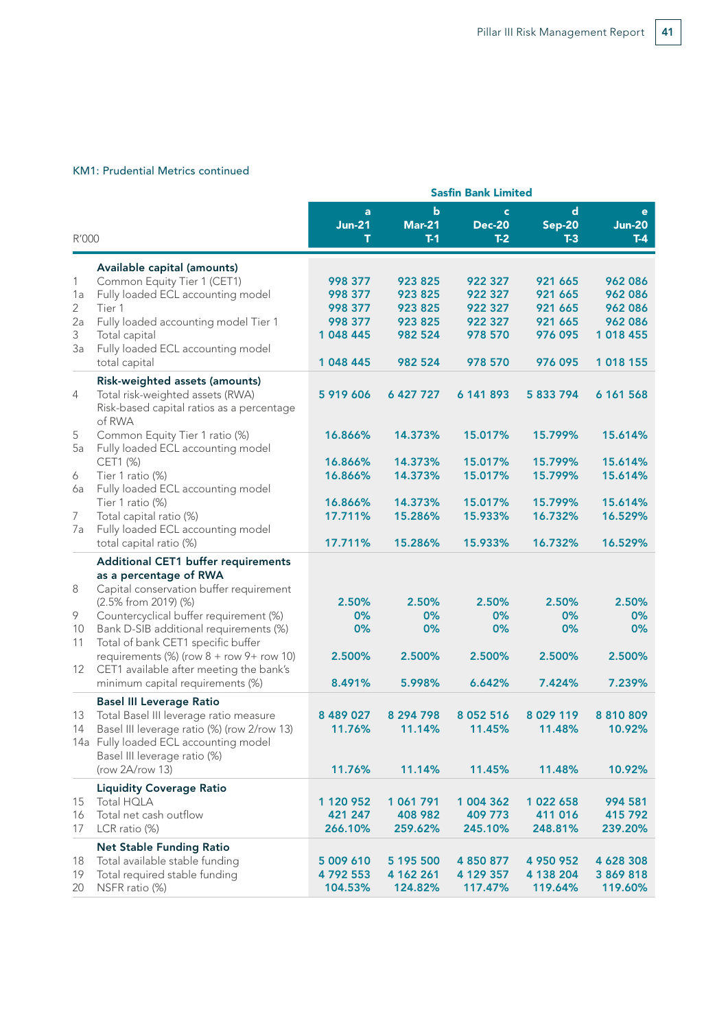KM1: Prudential Metrics continued

| | R'000 | Sasfin Bank Limited | | | | |
|---|---|---|---|---|---|---|
| | | a<br>Jun-21<br>T | b<br>Mar-21<br>T-1 | c<br>Dec-20<br>T-2 | d<br>Sep-20<br>T-3 | e<br>Jun-20<br>T-4 |
| | **Available capital (amounts)** | | | | | |
| 1 | Common Equity Tier 1 (CET1) | 998 377 | 923 825 | 922 327 | 921 665 | 962 086 |
| 1a | Fully loaded ECL accounting model | 998 377 | 923 825 | 922 327 | 921 665 | 962 086 |
| 2 | Tier 1 | 998 377 | 923 825 | 922 327 | 921 665 | 962 086 |
| 2a | Fully loaded accounting model Tier 1 | 998 377 | 923 825 | 922 327 | 921 665 | 962 086 |
| 3 | Total capital | 1 048 445 | 982 524 | 978 570 | 976 095 | 1 018 455 |
| 3a | Fully loaded ECL accounting model total capital | 1 048 445 | 982 524 | 978 570 | 976 095 | 1 018 155 |
| | **Risk-weighted assets (amounts)** | | | | | |
| 4 | Total risk-weighted assets (RWA) | 5 919 606 | 6 427 727 | 6 141 893 | 5 833 794 | 6 161 568 |
| | Risk-based capital ratios as a percentage of RWA | | | | | |
| 5 | Common Equity Tier 1 ratio (%) | 16.866% | 14.373% | 15.017% | 15.799% | 15.614% |
| 5a | Fully loaded ECL accounting model CET1 (%) | 16.866% | 14.373% | 15.017% | 15.799% | 15.614% |
| 6 | Tier 1 ratio (%) | 16.866% | 14.373% | 15.017% | 15.799% | 15.614% |
| 6a | Fully loaded ECL accounting model Tier 1 ratio (%) | 16.866% | 14.373% | 15.017% | 15.799% | 15.614% |
| 7 | Total capital ratio (%) | 17.711% | 15.286% | 15.933% | 16.732% | 16.529% |
| 7a | Fully loaded ECL accounting model total capital ratio (%) | 17.711% | 15.286% | 15.933% | 16.732% | 16.529% |
| | **Additional CET1 buffer requirements as a percentage of RWA** | | | | | |
| 8 | Capital conservation buffer requirement (2.5% from 2019) (%) | 2.50% | 2.50% | 2.50% | 2.50% | 2.50% |
| 9 | Countercyclical buffer requirement (%) | 0% | 0% | 0% | 0% | 0% |
| 10 | Bank D-SIB additional requirements (%) | 0% | 0% | 0% | 0% | 0% |
| 11 | Total of bank CET1 specific buffer requirements (%) (row 8 + row 9+ row 10) | 2.500% | 2.500% | 2.500% | 2.500% | 2.500% |
| 12 | CET1 available after meeting the bank's minimum capital requirements (%) | 8.491% | 5.998% | 6.642% | 7.424% | 7.239% |
| | **Basel III Leverage Ratio** | | | | | |
| 13 | Total Basel III leverage ratio measure | 8 489 027 | 8 294 798 | 8 052 516 | 8 029 119 | 8 810 809 |
| 14 | Basel III leverage ratio (%) (row 2/row 13) | 11.76% | 11.14% | 11.45% | 11.48% | 10.92% |
| 14a | Fully loaded ECL accounting model Basel III leverage ratio (%) (row 2A/row 13) | 11.76% | 11.14% | 11.45% | 11.48% | 10.92% |
| | **Liquidity Coverage Ratio** | | | | | |
| 15 | Total HQLA | 1 120 952 | 1 061 791 | 1 004 362 | 1 022 658 | 994 581 |
| 16 | Total net cash outflow | 421 247 | 408 982 | 409 773 | 411 016 | 415 792 |
| 17 | LCR ratio (%) | 266.10% | 259.62% | 245.10% | 248.81% | 239.20% |
| | **Net Stable Funding Ratio** | | | | | |
| 18 | Total available stable funding | 5 009 610 | 5 195 500 | 4 850 877 | 4 950 952 | 4 628 308 |
| 19 | Total required stable funding | 4 792 553 | 4 162 261 | 4 129 357 | 4 138 204 | 3 869 818 |
| 20 | NSFR ratio (%) | 104.53% | 124.82% | 117.47% | 119.64% | 119.60% |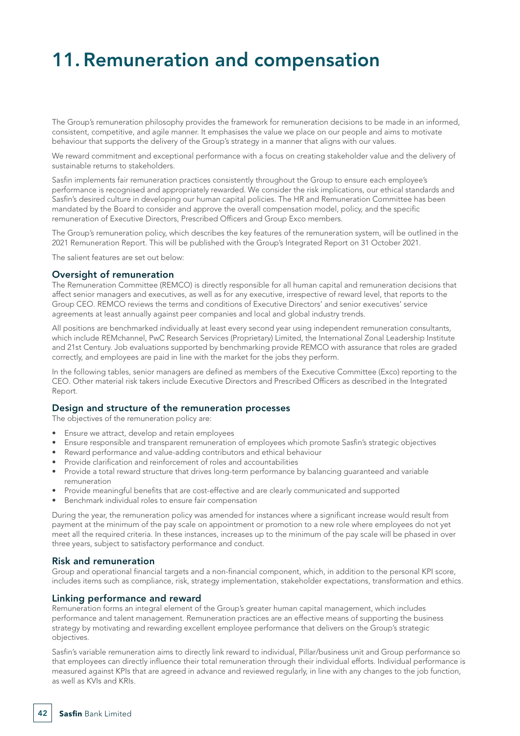# 11. Remuneration and compensation

The Group's remuneration philosophy provides the framework for remuneration decisions to be made in an informed, consistent, competitive, and agile manner. It emphasises the value we place on our people and aims to motivate behaviour that supports the delivery of the Group's strategy in a manner that aligns with our values.

We reward commitment and exceptional performance with a focus on creating stakeholder value and the delivery of sustainable returns to stakeholders.

Sasfin implements fair remuneration practices consistently throughout the Group to ensure each employee's performance is recognised and appropriately rewarded. We consider the risk implications, our ethical standards and Sasfin's desired culture in developing our human capital policies. The HR and Remuneration Committee has been mandated by the Board to consider and approve the overall compensation model, policy, and the specific remuneration of Executive Directors, Prescribed Officers and Group Exco members.

The Group's remuneration policy, which describes the key features of the remuneration system, will be outlined in the 2021 Remuneration Report. This will be published with the Group's Integrated Report on 31 October 2021.

The salient features are set out below:

### Oversight of remuneration

The Remuneration Committee (REMCO) is directly responsible for all human capital and remuneration decisions that affect senior managers and executives, as well as for any executive, irrespective of reward level, that reports to the Group CEO. REMCO reviews the terms and conditions of Executive Directors' and senior executives' service agreements at least annually against peer companies and local and global industry trends.

All positions are benchmarked individually at least every second year using independent remuneration consultants, which include REMchannel, PwC Research Services (Proprietary) Limited, the International Zonal Leadership Institute and 21st Century. Job evaluations supported by benchmarking provide REMCO with assurance that roles are graded correctly, and employees are paid in line with the market for the jobs they perform.

In the following tables, senior managers are defined as members of the Executive Committee (Exco) reporting to the CEO. Other material risk takers include Executive Directors and Prescribed Officers as described in the Integrated Report.

### Design and structure of the remuneration processes

The objectives of the remuneration policy are:

- Ensure we attract, develop and retain employees
- Ensure responsible and transparent remuneration of employees which promote Sasfin's strategic objectives
- Reward performance and value-adding contributors and ethical behaviour
- Provide clarification and reinforcement of roles and accountabilities
- Provide a total reward structure that drives long-term performance by balancing guaranteed and variable remuneration
- Provide meaningful benefits that are cost-effective and are clearly communicated and supported
- Benchmark individual roles to ensure fair compensation

During the year, the remuneration policy was amended for instances where a significant increase would result from payment at the minimum of the pay scale on appointment or promotion to a new role where employees do not yet meet all the required criteria. In these instances, increases up to the minimum of the pay scale will be phased in over three years, subject to satisfactory performance and conduct.

### Risk and remuneration

Group and operational financial targets and a non-financial component, which, in addition to the personal KPI score, includes items such as compliance, risk, strategy implementation, stakeholder expectations, transformation and ethics.

### Linking performance and reward

Remuneration forms an integral element of the Group's greater human capital management, which includes performance and talent management. Remuneration practices are an effective means of supporting the business strategy by motivating and rewarding excellent employee performance that delivers on the Group's strategic objectives.

Sasfin's variable remuneration aims to directly link reward to individual, Pillar/business unit and Group performance so that employees can directly influence their total remuneration through their individual efforts. Individual performance is measured against KPIs that are agreed in advance and reviewed regularly, in line with any changes to the job function, as well as KVIs and KRIs.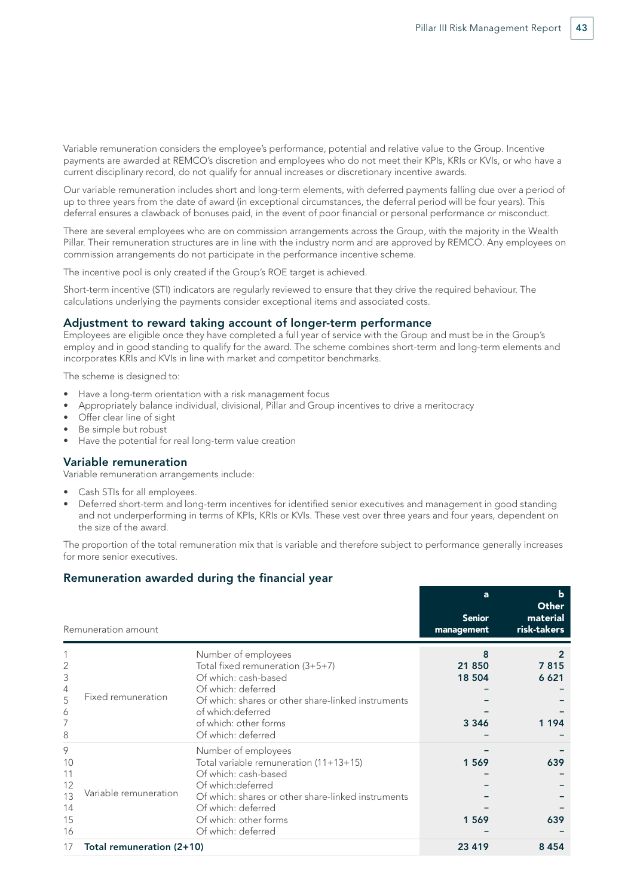Variable remuneration considers the employee's performance, potential and relative value to the Group. Incentive payments are awarded at REMCO's discretion and employees who do not meet their KPIs, KRIs or KVIs, or who have a current disciplinary record, do not qualify for annual increases or discretionary incentive awards.

Our variable remuneration includes short and long-term elements, with deferred payments falling due over a period of up to three years from the date of award (in exceptional circumstances, the deferral period will be four years). This deferral ensures a clawback of bonuses paid, in the event of poor financial or personal performance or misconduct.

There are several employees who are on commission arrangements across the Group, with the majority in the Wealth Pillar. Their remuneration structures are in line with the industry norm and are approved by REMCO. Any employees on commission arrangements do not participate in the performance incentive scheme.

The incentive pool is only created if the Group's ROE target is achieved.

Short-term incentive (STI) indicators are regularly reviewed to ensure that they drive the required behaviour. The calculations underlying the payments consider exceptional items and associated costs.

## Adjustment to reward taking account of longer-term performance

Employees are eligible once they have completed a full year of service with the Group and must be in the Group's employ and in good standing to qualify for the award. The scheme combines short-term and long-term elements and incorporates KRIs and KVIs in line with market and competitor benchmarks.

The scheme is designed to:

- Have a long-term orientation with a risk management focus
- Appropriately balance individual, divisional, Pillar and Group incentives to drive a meritocracy
- Offer clear line of sight
- Be simple but robust
- Have the potential for real long-term value creation

## Variable remuneration

Variable remuneration arrangements include:

- Cash STIs for all employees.
- Deferred short-term and long-term incentives for identified senior executives and management in good standing and not underperforming in terms of KPIs, KRIs or KVIs. These vest over three years and four years, dependent on the size of the award.

The proportion of the total remuneration mix that is variable and therefore subject to performance generally increases for more senior executives.

## Remuneration awarded during the financial year

| | Remuneration amount | | a<br>Senior management | b<br>Other material risk-takers |
|---|---|---|---|---|
| 1 | Fixed remuneration | Number of employees | **8** | **2** |
| 2 | | Total fixed remuneration (3+5+7) | **21 850** | **7 815** |
| 3 | | Of which: cash-based | **18 504** | **6 621** |
| 4 | | Of which: deferred | – | – |
| 5 | | Of which: shares or other share-linked instruments | – | – |
| 6 | | of which:deferred | – | – |
| 7 | | of which: other forms | **3 346** | **1 194** |
| 8 | | Of which: deferred | – | – |
| 9 | Variable remuneration | Number of employees | – | – |
| 10 | | Total variable remuneration (11+13+15) | **1 569** | **639** |
| 11 | | Of which: cash-based | – | – |
| 12 | | Of which:deferred | – | – |
| 13 | | Of which: shares or other share-linked instruments | – | – |
| 14 | | Of which: deferred | – | – |
| 15 | | Of which: other forms | **1 569** | **639** |
| 16 | | Of which: deferred | – | – |
| 17 | **Total remuneration (2+10)** | | **23 419** | **8 454** |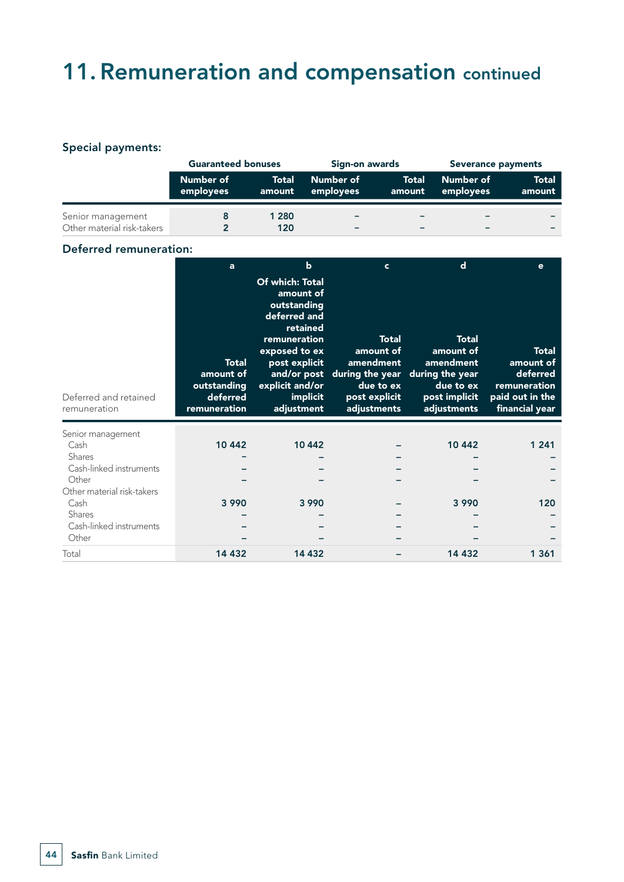# 11. Remuneration and compensation continued

### Special payments:

| | Guaranteed bonuses | | Sign-on awards | | Severance payments | |
|---|---|---|---|---|---|---|
| | Number of employees | Total amount | Number of employees | Total amount | Number of employees | Total amount |
| Senior management | 8 | 1 280 | – | – | – | – |
| Other material risk-takers | 2 | 120 | – | – | – | – |

### Deferred remuneration:

| | a | b | c | d | e |
|---|---|---|---|---|---|
| Deferred and retained remuneration | Total amount of outstanding deferred remuneration | Of which: Total amount of outstanding deferred and retained remuneration exposed to ex post explicit and/or post explicit and/or implicit adjustment | Total amount of amendment during the year due to ex post explicit adjustments | Total amount of amendment during the year due to ex post implicit adjustments | Total amount of deferred remuneration paid out in the financial year |
| Senior management | | | | | |
| Cash | 10 442 | 10 442 | – | 10 442 | 1 241 |
| Shares | – | – | – | – | – |
| Cash-linked instruments | – | – | – | – | – |
| Other | – | – | – | – | – |
| Other material risk-takers | | | | | |
| Cash | 3 990 | 3 990 | – | 3 990 | 120 |
| Shares | – | – | – | – | – |
| Cash-linked instruments | – | – | – | – | – |
| Other | – | – | – | – | – |
| Total | 14 432 | 14 432 | – | 14 432 | 1 361 |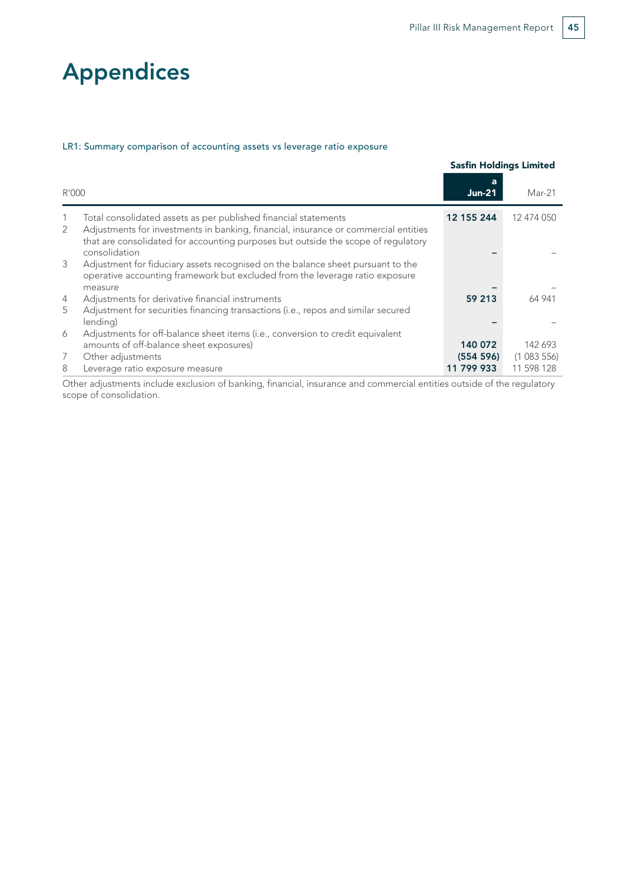# Appendices

## LR1: Summary comparison of accounting assets vs leverage ratio exposure

| | R'000 | Sasfin Holdings Limited | |
|---|---|---|---|
| | | a<br>**Jun-21** | Mar-21 |
| 1 | Total consolidated assets as per published financial statements | **12 155 244** | 12 474 050 |
| 2 | Adjustments for investments in banking, financial, insurance or commercial entities that are consolidated for accounting purposes but outside the scope of regulatory consolidation | **–** | – |
| 3 | Adjustment for fiduciary assets recognised on the balance sheet pursuant to the operative accounting framework but excluded from the leverage ratio exposure measure | **–** | – |
| 4 | Adjustments for derivative financial instruments | **59 213** | 64 941 |
| 5 | Adjustment for securities financing transactions (i.e., repos and similar secured lending) | **–** | – |
| 6 | Adjustments for off-balance sheet items (i.e., conversion to credit equivalent amounts of off-balance sheet exposures) | **140 072** | 142 693 |
| 7 | Other adjustments | **(554 596)** | (1 083 556) |
| 8 | Leverage ratio exposure measure | **11 799 933** | 11 598 128 |

Other adjustments include exclusion of banking, financial, insurance and commercial entities outside of the regulatory scope of consolidation.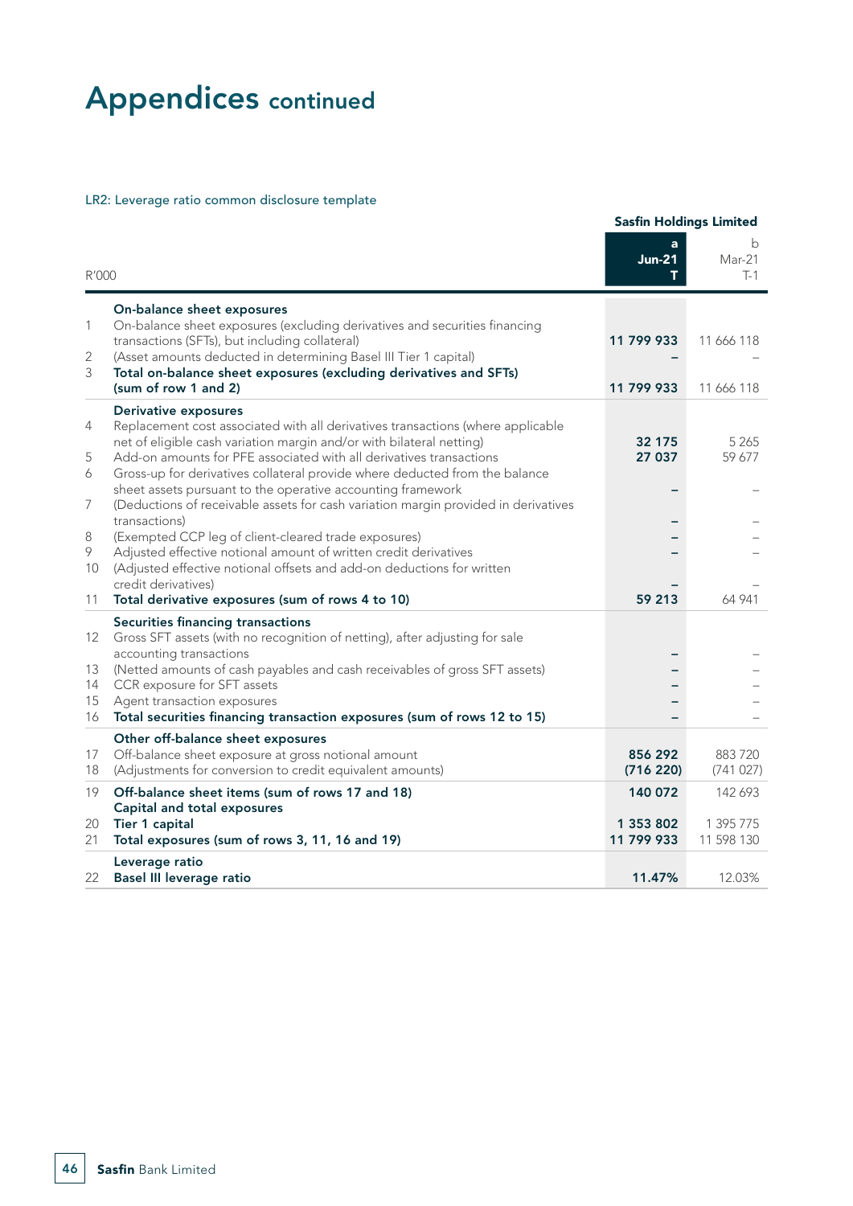# Appendices continued

LR2: Leverage ratio common disclosure template

| | R'000 | Sasfin Holdings Limited | |
|---|---|---|---|
| | | a<br>Jun-21<br>T | b<br>Mar-21<br>T-1 |
| | **On-balance sheet exposures** | | |
| 1 | On-balance sheet exposures (excluding derivatives and securities financing transactions (SFTs), but including collateral) | **11 799 933** | 11 666 118 |
| 2 | (Asset amounts deducted in determining Basel III Tier 1 capital) | **–** | – |
| 3 | **Total on-balance sheet exposures (excluding derivatives and SFTs) (sum of row 1 and 2)** | **11 799 933** | 11 666 118 |
| | **Derivative exposures** | | |
| 4 | Replacement cost associated with all derivatives transactions (where applicable net of eligible cash variation margin and/or with bilateral netting) | **32 175** | 5 265 |
| 5 | Add-on amounts for PFE associated with all derivatives transactions | **27 037** | 59 677 |
| 6 | Gross-up for derivatives collateral provide where deducted from the balance sheet assets pursuant to the operative accounting framework | **–** | – |
| 7 | (Deductions of receivable assets for cash variation margin provided in derivatives transactions) | **–** | – |
| 8 | (Exempted CCP leg of client-cleared trade exposures) | **–** | – |
| 9 | Adjusted effective notional amount of written credit derivatives | **–** | – |
| 10 | (Adjusted effective notional offsets and add-on deductions for written credit derivatives) | **–** | – |
| 11 | **Total derivative exposures (sum of rows 4 to 10)** | **59 213** | 64 941 |
| | **Securities financing transactions** | | |
| 12 | Gross SFT assets (with no recognition of netting), after adjusting for sale accounting transactions | **–** | – |
| 13 | (Netted amounts of cash payables and cash receivables of gross SFT assets) | **–** | – |
| 14 | CCR exposure for SFT assets | **–** | – |
| 15 | Agent transaction exposures | **–** | – |
| 16 | **Total securities financing transaction exposures (sum of rows 12 to 15)** | **–** | – |
| | **Other off-balance sheet exposures** | | |
| 17 | Off-balance sheet exposure at gross notional amount | **856 292** | 883 720 |
| 18 | (Adjustments for conversion to credit equivalent amounts) | **(716 220)** | (741 027) |
| 19 | **Off-balance sheet items (sum of rows 17 and 18)** | **140 072** | 142 693 |
| | **Capital and total exposures** | | |
| 20 | **Tier 1 capital** | **1 353 802** | 1 395 775 |
| 21 | **Total exposures (sum of rows 3, 11, 16 and 19)** | **11 799 933** | 11 598 130 |
| | **Leverage ratio** | | |
| 22 | **Basel III leverage ratio** | **11.47%** | 12.03% |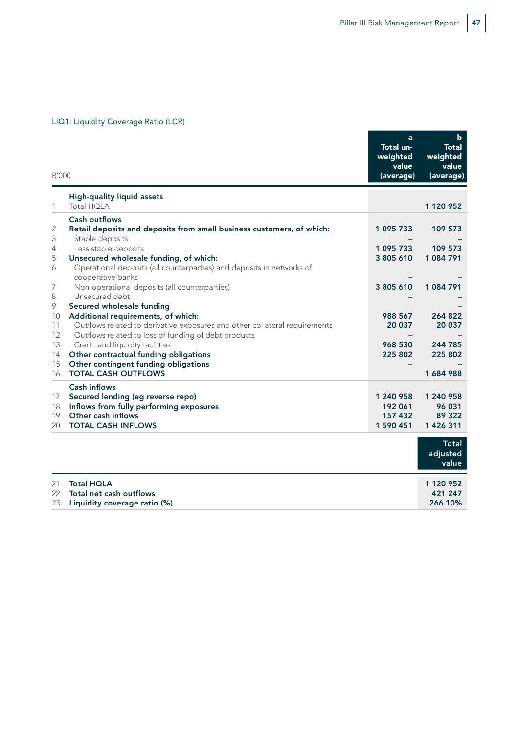LIQ1: Liquidity Coverage Ratio (LCR)

| | R'000 | a<br>Total un-weighted value (average) | b<br>Total weighted value (average) |
|---|---|---|---|
| | **High-quality liquid assets** | | |
| 1 | Total HQLA | | 1 120 952 |
| | **Cash outflows** | | |
| 2 | **Retail deposits and deposits from small business customers, of which:** | 1 095 733 | 109 573 |
| 3 | Stable deposits | – | – |
| 4 | Less stable deposits | 1 095 733 | 109 573 |
| 5 | **Unsecured wholesale funding, of which:** | 3 805 610 | 1 084 791 |
| 6 | Operational deposits (all counterparties) and deposits in networks of cooperative banks | – | – |
| 7 | Non-operational deposits (all counterparties) | 3 805 610 | 1 084 791 |
| 8 | Unsecured debt | – | – |
| 9 | **Secured wholesale funding** | | – |
| 10 | **Additional requirements, of which:** | 988 567 | 264 822 |
| 11 | Outflows related to derivative exposures and other collateral requirements | 20 037 | 20 037 |
| 12 | Outflows related to loss of funding of debt products | – | – |
| 13 | Credit and liquidity facilities | 968 530 | 244 785 |
| 14 | **Other contractual funding obligations** | 225 802 | 225 802 |
| 15 | **Other contingent funding obligations** | – | – |
| 16 | **TOTAL CASH OUTFLOWS** | | 1 684 988 |
| | **Cash inflows** | | |
| 17 | **Secured lending (eg reverse repo)** | 1 240 958 | 1 240 958 |
| 18 | **Inflows from fully performing exposures** | 192 061 | 96 031 |
| 19 | **Other cash inflows** | 157 432 | 89 322 |
| 20 | **TOTAL CASH INFLOWS** | 1 590 451 | 1 426 311 |
| | | | **Total adjusted value** |
| 21 | **Total HQLA** | | 1 120 952 |
| 22 | **Total net cash outflows** | | 421 247 |
| 23 | **Liquidity coverage ratio (%)** | | 266.10% |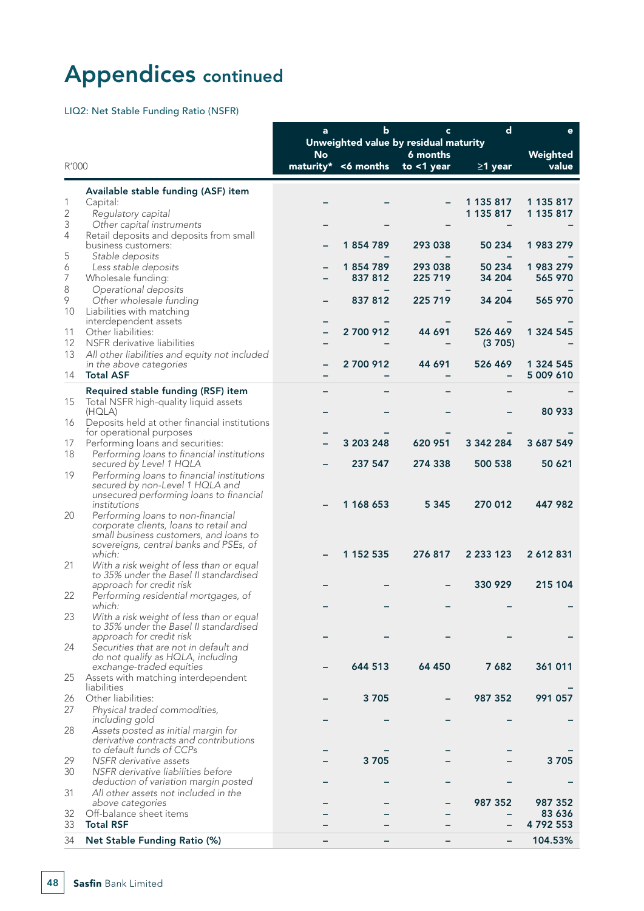# Appendices continued

LIQ2: Net Stable Funding Ratio (NSFR)

| | R'000 | a | b | c | d | e |
|---|---|---|---|---|---|---|
| | | Unweighted value by residual maturity | | | | |
| | | No maturity* | <6 months | 6 months to <1 year | ≥1 year | Weighted value |
| | **Available stable funding (ASF) item** | | | | | |
| 1 | Capital: | – | – | – | 1 135 817 | 1 135 817 |
| 2 | *Regulatory capital* | | | | 1 135 817 | 1 135 817 |
| 3 | *Other capital instruments* | – | – | – | – | – |
| 4 | Retail deposits and deposits from small business customers: | – | 1 854 789 | 293 038 | 50 234 | 1 983 279 |
| 5 | *Stable deposits* | | – | – | – | – |
| 6 | *Less stable deposits* | – | 1 854 789 | 293 038 | 50 234 | 1 983 279 |
| 7 | Wholesale funding: | – | 837 812 | 225 719 | 34 204 | 565 970 |
| 8 | *Operational deposits* | | – | – | – | – |
| 9 | *Other wholesale funding* | – | 837 812 | 225 719 | 34 204 | 565 970 |
| 10 | Liabilities with matching interdependent assets | – | – | – | – | – |
| 11 | Other liabilities: | – | 2 700 912 | 44 691 | 526 469 | 1 324 545 |
| 12 | NSFR derivative liabilities | – | – | – | (3 705) | – |
| 13 | *All other liabilities and equity not included in the above categories* | – | 2 700 912 | 44 691 | 526 469 | 1 324 545 |
| 14 | **Total ASF** | – | – | – | – | 5 009 610 |
| | **Required stable funding (RSF) item** | – | – | – | – | – |
| 15 | Total NSFR high-quality liquid assets (HQLA) | – | – | – | – | 80 933 |
| 16 | Deposits held at other financial institutions for operational purposes | – | – | – | – | – |
| 17 | Performing loans and securities: | – | 3 203 248 | 620 951 | 3 342 284 | 3 687 549 |
| 18 | *Performing loans to financial institutions secured by Level 1 HQLA* | – | 237 547 | 274 338 | 500 538 | 50 621 |
| 19 | *Performing loans to financial institutions secured by non-Level 1 HQLA and unsecured performing loans to financial institutions* | – | 1 168 653 | 5 345 | 270 012 | 447 982 |
| 20 | *Performing loans to non-financial corporate clients, loans to retail and small business customers, and loans to sovereigns, central banks and PSEs, of which:* | – | 1 152 535 | 276 817 | 2 233 123 | 2 612 831 |
| 21 | *With a risk weight of less than or equal to 35% under the Basel II standardised approach for credit risk* | – | – | – | 330 929 | 215 104 |
| 22 | *Performing residential mortgages, of which:* | – | – | – | – | – |
| 23 | *With a risk weight of less than or equal to 35% under the Basel II standardised approach for credit risk* | – | – | – | – | – |
| 24 | *Securities that are not in default and do not qualify as HQLA, including exchange-traded equities* | – | 644 513 | 64 450 | 7 682 | 361 011 |
| 25 | Assets with matching interdependent liabilities | | | | | – |
| 26 | Other liabilities: | – | 3 705 | – | 987 352 | 991 057 |
| 27 | *Physical traded commodities, including gold* | – | – | – | – | – |
| 28 | *Assets posted as initial margin for derivative contracts and contributions to default funds of CCPs* | – | – | – | – | – |
| 29 | *NSFR derivative assets* | – | 3 705 | – | – | 3 705 |
| 30 | *NSFR derivative liabilities before deduction of variation margin posted* | – | – | – | – | – |
| 31 | *All other assets not included in the above categories* | – | – | – | 987 352 | 987 352 |
| 32 | Off-balance sheet items | – | – | – | – | 83 636 |
| 33 | **Total RSF** | – | – | – | – | 4 792 553 |
| 34 | **Net Stable Funding Ratio (%)** | – | – | – | – | **104.53%** |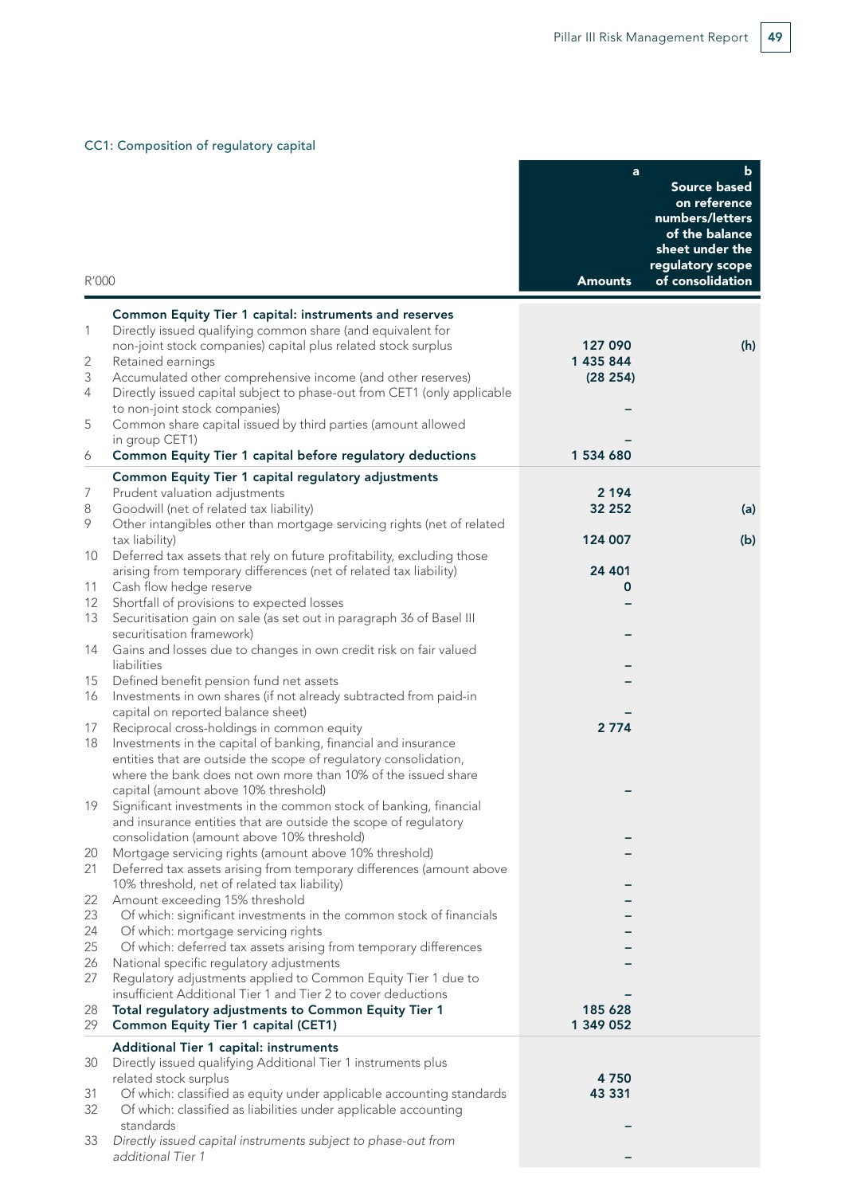CC1: Composition of regulatory capital

| R'000 | | a<br>Amounts | b<br>Source based on reference numbers/letters of the balance sheet under the regulatory scope of consolidation |
|---|---|---|---|
| | **Common Equity Tier 1 capital: instruments and reserves** | | |
| 1 | Directly issued qualifying common share (and equivalent for non-joint stock companies) capital plus related stock surplus | **127 090** | **(h)** |
| 2 | Retained earnings | **1 435 844** | |
| 3 | Accumulated other comprehensive income (and other reserves) | **(28 254)** | |
| 4 | Directly issued capital subject to phase-out from CET1 (only applicable to non-joint stock companies) | – | |
| 5 | Common share capital issued by third parties (amount allowed in group CET1) | – | |
| 6 | **Common Equity Tier 1 capital before regulatory deductions** | **1 534 680** | |
| | **Common Equity Tier 1 capital regulatory adjustments** | | |
| 7 | Prudent valuation adjustments | **2 194** | |
| 8 | Goodwill (net of related tax liability) | **32 252** | **(a)** |
| 9 | Other intangibles other than mortgage servicing rights (net of related tax liability) | **124 007** | **(b)** |
| 10 | Deferred tax assets that rely on future profitability, excluding those arising from temporary differences (net of related tax liability) | **24 401** | |
| 11 | Cash flow hedge reserve | **0** | |
| 12 | Shortfall of provisions to expected losses | – | |
| 13 | Securitisation gain on sale (as set out in paragraph 36 of Basel III securitisation framework) | – | |
| 14 | Gains and losses due to changes in own credit risk on fair valued liabilities | – | |
| 15 | Defined benefit pension fund net assets | – | |
| 16 | Investments in own shares (if not already subtracted from paid-in capital on reported balance sheet) | – | |
| 17 | Reciprocal cross-holdings in common equity | **2 774** | |
| 18 | Investments in the capital of banking, financial and insurance entities that are outside the scope of regulatory consolidation, where the bank does not own more than 10% of the issued share capital (amount above 10% threshold) | – | |
| 19 | Significant investments in the common stock of banking, financial and insurance entities that are outside the scope of regulatory consolidation (amount above 10% threshold) | – | |
| 20 | Mortgage servicing rights (amount above 10% threshold) | – | |
| 21 | Deferred tax assets arising from temporary differences (amount above 10% threshold, net of related tax liability) | – | |
| 22 | Amount exceeding 15% threshold | – | |
| 23 | Of which: significant investments in the common stock of financials | – | |
| 24 | Of which: mortgage servicing rights | – | |
| 25 | Of which: deferred tax assets arising from temporary differences | – | |
| 26 | National specific regulatory adjustments | – | |
| 27 | Regulatory adjustments applied to Common Equity Tier 1 due to insufficient Additional Tier 1 and Tier 2 to cover deductions | – | |
| 28 | **Total regulatory adjustments to Common Equity Tier 1** | **185 628** | |
| 29 | **Common Equity Tier 1 capital (CET1)** | **1 349 052** | |
| | **Additional Tier 1 capital: instruments** | | |
| 30 | Directly issued qualifying Additional Tier 1 instruments plus related stock surplus | **4 750** | |
| 31 | Of which: classified as equity under applicable accounting standards | **43 331** | |
| 32 | Of which: classified as liabilities under applicable accounting standards | – | |
| 33 | *Directly issued capital instruments subject to phase-out from additional Tier 1* | – | |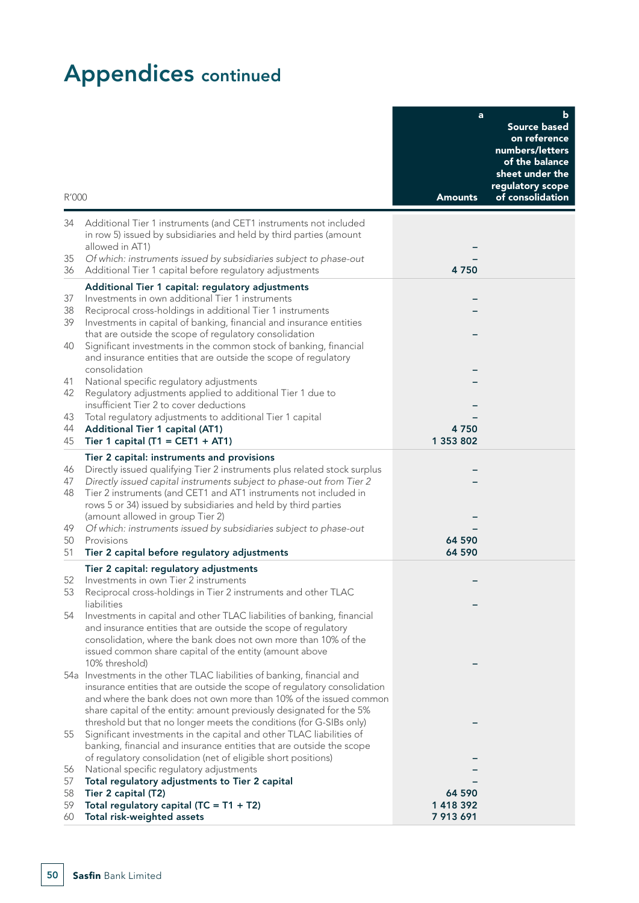# Appendices continued

| R'000 | | a Amounts | b Source based on reference numbers/letters of the balance sheet under the regulatory scope of consolidation |
|---|---|---|---|
| 34 | Additional Tier 1 instruments (and CET1 instruments not included in row 5) issued by subsidiaries and held by third parties (amount allowed in AT1) | – | |
| 35 | *Of which: instruments issued by subsidiaries subject to phase-out* | – | |
| 36 | Additional Tier 1 capital before regulatory adjustments | **4 750** | |
| | **Additional Tier 1 capital: regulatory adjustments** | | |
| 37 | Investments in own additional Tier 1 instruments | – | |
| 38 | Reciprocal cross-holdings in additional Tier 1 instruments | – | |
| 39 | Investments in capital of banking, financial and insurance entities that are outside the scope of regulatory consolidation | – | |
| 40 | Significant investments in the common stock of banking, financial and insurance entities that are outside the scope of regulatory consolidation | – | |
| 41 | National specific regulatory adjustments | – | |
| 42 | Regulatory adjustments applied to additional Tier 1 due to insufficient Tier 2 to cover deductions | – | |
| 43 | Total regulatory adjustments to additional Tier 1 capital | – | |
| 44 | **Additional Tier 1 capital (AT1)** | **4 750** | |
| 45 | **Tier 1 capital (T1 = CET1 + AT1)** | **1 353 802** | |
| | **Tier 2 capital: instruments and provisions** | | |
| 46 | Directly issued qualifying Tier 2 instruments plus related stock surplus | – | |
| 47 | *Directly issued capital instruments subject to phase-out from Tier 2* | – | |
| 48 | Tier 2 instruments (and CET1 and AT1 instruments not included in rows 5 or 34) issued by subsidiaries and held by third parties (amount allowed in group Tier 2) | – | |
| 49 | *Of which: instruments issued by subsidiaries subject to phase-out* | – | |
| 50 | Provisions | **64 590** | |
| 51 | **Tier 2 capital before regulatory adjustments** | **64 590** | |
| | **Tier 2 capital: regulatory adjustments** | | |
| 52 | Investments in own Tier 2 instruments | – | |
| 53 | Reciprocal cross-holdings in Tier 2 instruments and other TLAC liabilities | – | |
| 54 | Investments in capital and other TLAC liabilities of banking, financial and insurance entities that are outside the scope of regulatory consolidation, where the bank does not own more than 10% of the issued common share capital of the entity (amount above 10% threshold) | – | |
| 54a | Investments in the other TLAC liabilities of banking, financial and insurance entities that are outside the scope of regulatory consolidation and where the bank does not own more than 10% of the issued common share capital of the entity: amount previously designated for the 5% threshold but that no longer meets the conditions (for G-SIBs only) | – | |
| 55 | Significant investments in the capital and other TLAC liabilities of banking, financial and insurance entities that are outside the scope of regulatory consolidation (net of eligible short positions) | – | |
| 56 | National specific regulatory adjustments | – | |
| 57 | **Total regulatory adjustments to Tier 2 capital** | – | |
| 58 | **Tier 2 capital (T2)** | **64 590** | |
| 59 | **Total regulatory capital (TC = T1 + T2)** | **1 418 392** | |
| 60 | **Total risk-weighted assets** | **7 913 691** | |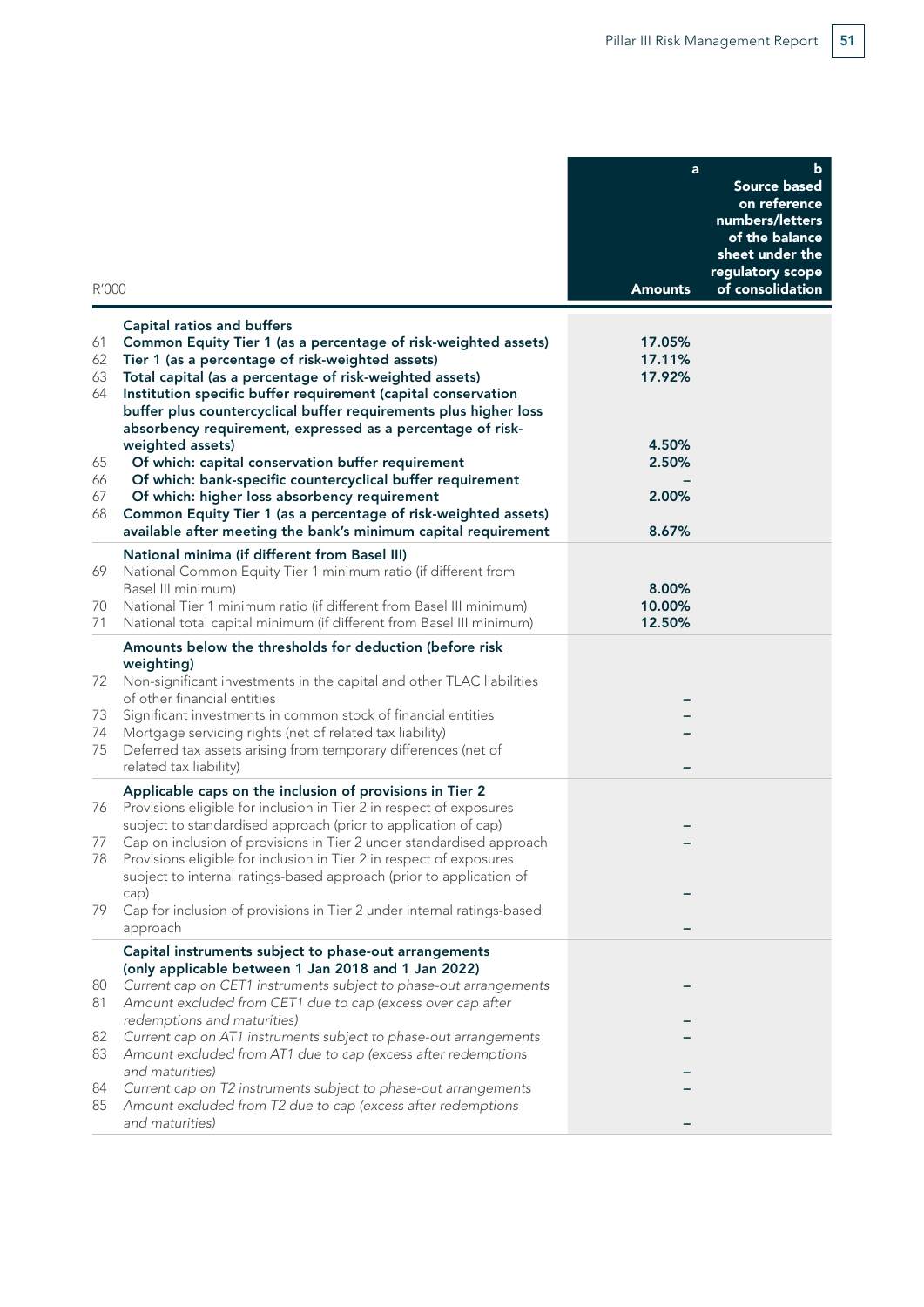| R'000 | | a<br>Amounts | b<br>Source based on reference numbers/letters of the balance sheet under the regulatory scope of consolidation |
|---|---|---|---|
| | **Capital ratios and buffers** | | |
| 61 | **Common Equity Tier 1 (as a percentage of risk-weighted assets)** | **17.05%** | |
| 62 | **Tier 1 (as a percentage of risk-weighted assets)** | **17.11%** | |
| 63 | **Total capital (as a percentage of risk-weighted assets)** | **17.92%** | |
| 64 | **Institution specific buffer requirement (capital conservation buffer plus countercyclical buffer requirements plus higher loss absorbency requirement, expressed as a percentage of risk-weighted assets)** | **4.50%** | |
| 65 | **Of which: capital conservation buffer requirement** | **2.50%** | |
| 66 | **Of which: bank-specific countercyclical buffer requirement** | **–** | |
| 67 | **Of which: higher loss absorbency requirement** | **2.00%** | |
| 68 | **Common Equity Tier 1 (as a percentage of risk-weighted assets) available after meeting the bank's minimum capital requirement** | **8.67%** | |
| | **National minima (if different from Basel III)** | | |
| 69 | National Common Equity Tier 1 minimum ratio (if different from Basel III minimum) | **8.00%** | |
| 70 | National Tier 1 minimum ratio (if different from Basel III minimum) | **10.00%** | |
| 71 | National total capital minimum (if different from Basel III minimum) | **12.50%** | |
| | **Amounts below the thresholds for deduction (before risk weighting)** | | |
| 72 | Non-significant investments in the capital and other TLAC liabilities of other financial entities | **–** | |
| 73 | Significant investments in common stock of financial entities | **–** | |
| 74 | Mortgage servicing rights (net of related tax liability) | **–** | |
| 75 | Deferred tax assets arising from temporary differences (net of related tax liability) | **–** | |
| | **Applicable caps on the inclusion of provisions in Tier 2** | | |
| 76 | Provisions eligible for inclusion in Tier 2 in respect of exposures subject to standardised approach (prior to application of cap) | **–** | |
| 77 | Cap on inclusion of provisions in Tier 2 under standardised approach | **–** | |
| 78 | Provisions eligible for inclusion in Tier 2 in respect of exposures subject to internal ratings-based approach (prior to application of cap) | **–** | |
| 79 | Cap for inclusion of provisions in Tier 2 under internal ratings-based approach | **–** | |
| | **Capital instruments subject to phase-out arrangements (only applicable between 1 Jan 2018 and 1 Jan 2022)** | | |
| 80 | *Current cap on CET1 instruments subject to phase-out arrangements* | **–** | |
| 81 | *Amount excluded from CET1 due to cap (excess over cap after redemptions and maturities)* | **–** | |
| 82 | *Current cap on AT1 instruments subject to phase-out arrangements* | **–** | |
| 83 | *Amount excluded from AT1 due to cap (excess after redemptions and maturities)* | **–** | |
| 84 | *Current cap on T2 instruments subject to phase-out arrangements* | **–** | |
| 85 | *Amount excluded from T2 due to cap (excess after redemptions and maturities)* | **–** | |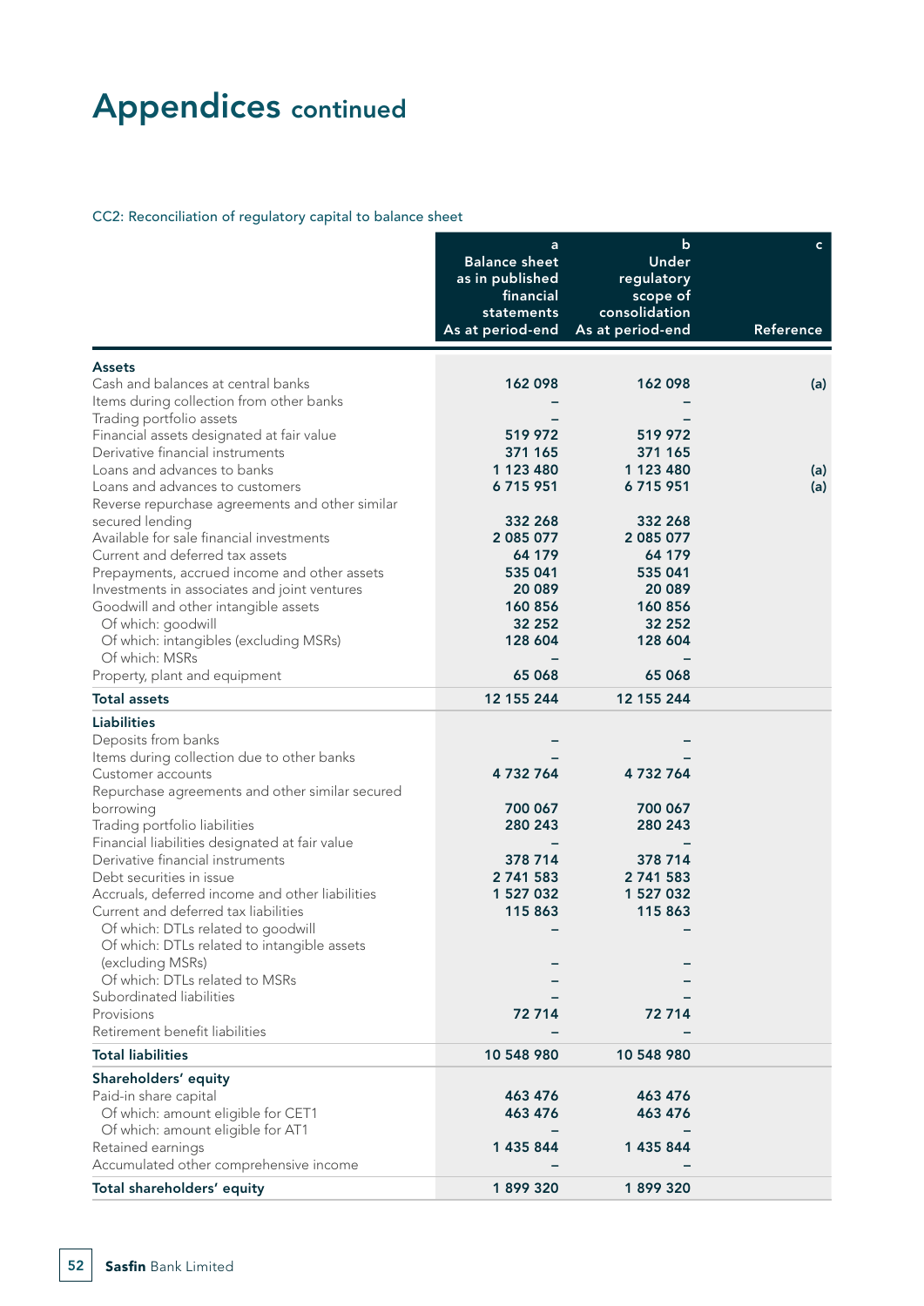# Appendices continued

CC2: Reconciliation of regulatory capital to balance sheet

| | a<br>Balance sheet as in published financial statements<br>As at period-end | b<br>Under regulatory scope of consolidation<br>As at period-end | c<br>Reference |
|---|---|---|---|
| **Assets** | | | |
| Cash and balances at central banks | 162 098 | 162 098 | (a) |
| Items during collection from other banks | – | – | |
| Trading portfolio assets | – | – | |
| Financial assets designated at fair value | 519 972 | 519 972 | |
| Derivative financial instruments | 371 165 | 371 165 | |
| Loans and advances to banks | 1 123 480 | 1 123 480 | (a) |
| Loans and advances to customers | 6 715 951 | 6 715 951 | (a) |
| Reverse repurchase agreements and other similar secured lending | 332 268 | 332 268 | |
| Available for sale financial investments | 2 085 077 | 2 085 077 | |
| Current and deferred tax assets | 64 179 | 64 179 | |
| Prepayments, accrued income and other assets | 535 041 | 535 041 | |
| Investments in associates and joint ventures | 20 089 | 20 089 | |
| Goodwill and other intangible assets | 160 856 | 160 856 | |
| Of which: goodwill | 32 252 | 32 252 | |
| Of which: intangibles (excluding MSRs) | 128 604 | 128 604 | |
| Of which: MSRs | – | – | |
| Property, plant and equipment | 65 068 | 65 068 | |
| **Total assets** | **12 155 244** | **12 155 244** | |
| **Liabilities** | | | |
| Deposits from banks | – | – | |
| Items during collection due to other banks | – | – | |
| Customer accounts | 4 732 764 | 4 732 764 | |
| Repurchase agreements and other similar secured borrowing | 700 067 | 700 067 | |
| Trading portfolio liabilities | 280 243 | 280 243 | |
| Financial liabilities designated at fair value | – | – | |
| Derivative financial instruments | 378 714 | 378 714 | |
| Debt securities in issue | 2 741 583 | 2 741 583 | |
| Accruals, deferred income and other liabilities | 1 527 032 | 1 527 032 | |
| Current and deferred tax liabilities | 115 863 | 115 863 | |
| Of which: DTLs related to goodwill | – | – | |
| Of which: DTLs related to intangible assets (excluding MSRs) | – | – | |
| Of which: DTLs related to MSRs | – | – | |
| Subordinated liabilities | – | – | |
| Provisions | 72 714 | 72 714 | |
| Retirement benefit liabilities | – | – | |
| **Total liabilities** | **10 548 980** | **10 548 980** | |
| **Shareholders' equity** | | | |
| Paid-in share capital | 463 476 | 463 476 | |
| Of which: amount eligible for CET1 | 463 476 | 463 476 | |
| Of which: amount eligible for AT1 | – | – | |
| Retained earnings | 1 435 844 | 1 435 844 | |
| Accumulated other comprehensive income | – | – | |
| **Total shareholders' equity** | **1 899 320** | **1 899 320** | |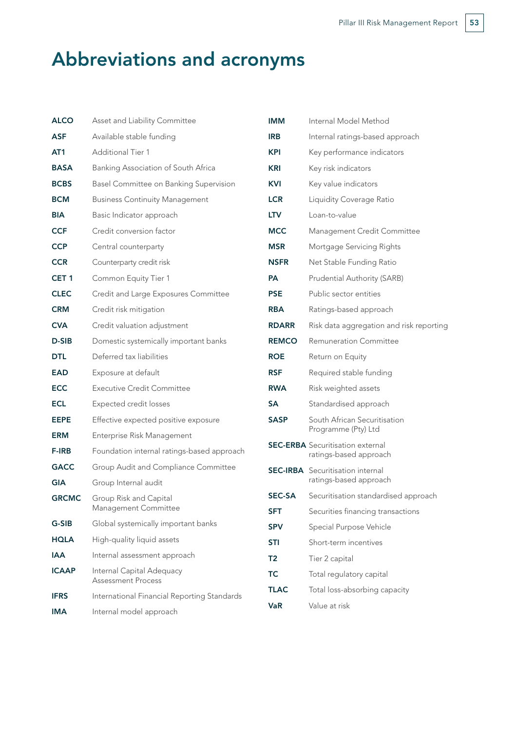# Abbreviations and acronyms

| | |
|---|---|
| **ALCO** | Asset and Liability Committee |
| **ASF** | Available stable funding |
| **AT1** | Additional Tier 1 |
| **BASA** | Banking Association of South Africa |
| **BCBS** | Basel Committee on Banking Supervision |
| **BCM** | Business Continuity Management |
| **BIA** | Basic Indicator approach |
| **CCF** | Credit conversion factor |
| **CCP** | Central counterparty |
| **CCR** | Counterparty credit risk |
| **CET 1** | Common Equity Tier 1 |
| **CLEC** | Credit and Large Exposures Committee |
| **CRM** | Credit risk mitigation |
| **CVA** | Credit valuation adjustment |
| **D-SIB** | Domestic systemically important banks |
| **DTL** | Deferred tax liabilities |
| **EAD** | Exposure at default |
| **ECC** | Executive Credit Committee |
| **ECL** | Expected credit losses |
| **EEPE** | Effective expected positive exposure |
| **ERM** | Enterprise Risk Management |
| **F-IRB** | Foundation internal ratings-based approach |
| **GACC** | Group Audit and Compliance Committee |
| **GIA** | Group Internal audit |
| **GRCMC** | Group Risk and Capital Management Committee |
| **G-SIB** | Global systemically important banks |
| **HQLA** | High-quality liquid assets |
| **IAA** | Internal assessment approach |
| **ICAAP** | Internal Capital Adequacy Assessment Process |
| **IFRS** | International Financial Reporting Standards |
| **IMA** | Internal model approach |
| **IMM** | Internal Model Method |
| **IRB** | Internal ratings-based approach |
| **KPI** | Key performance indicators |
| **KRI** | Key risk indicators |
| **KVI** | Key value indicators |
| **LCR** | Liquidity Coverage Ratio |
| **LTV** | Loan-to-value |
| **MCC** | Management Credit Committee |
| **MSR** | Mortgage Servicing Rights |
| **NSFR** | Net Stable Funding Ratio |
| **PA** | Prudential Authority (SARB) |
| **PSE** | Public sector entities |
| **RBA** | Ratings-based approach |
| **RDARR** | Risk data aggregation and risk reporting |
| **REMCO** | Remuneration Committee |
| **ROE** | Return on Equity |
| **RSF** | Required stable funding |
| **RWA** | Risk weighted assets |
| **SA** | Standardised approach |
| **SASP** | South African Securitisation Programme (Pty) Ltd |
| **SEC-ERBA** | Securitisation external ratings-based approach |
| **SEC-IRBA** | Securitisation internal ratings-based approach |
| **SEC-SA** | Securitisation standardised approach |
| **SFT** | Securities financing transactions |
| **SPV** | Special Purpose Vehicle |
| **STI** | Short-term incentives |
| **T2** | Tier 2 capital |
| **TC** | Total regulatory capital |
| **TLAC** | Total loss-absorbing capacity |
| **VaR** | Value at risk |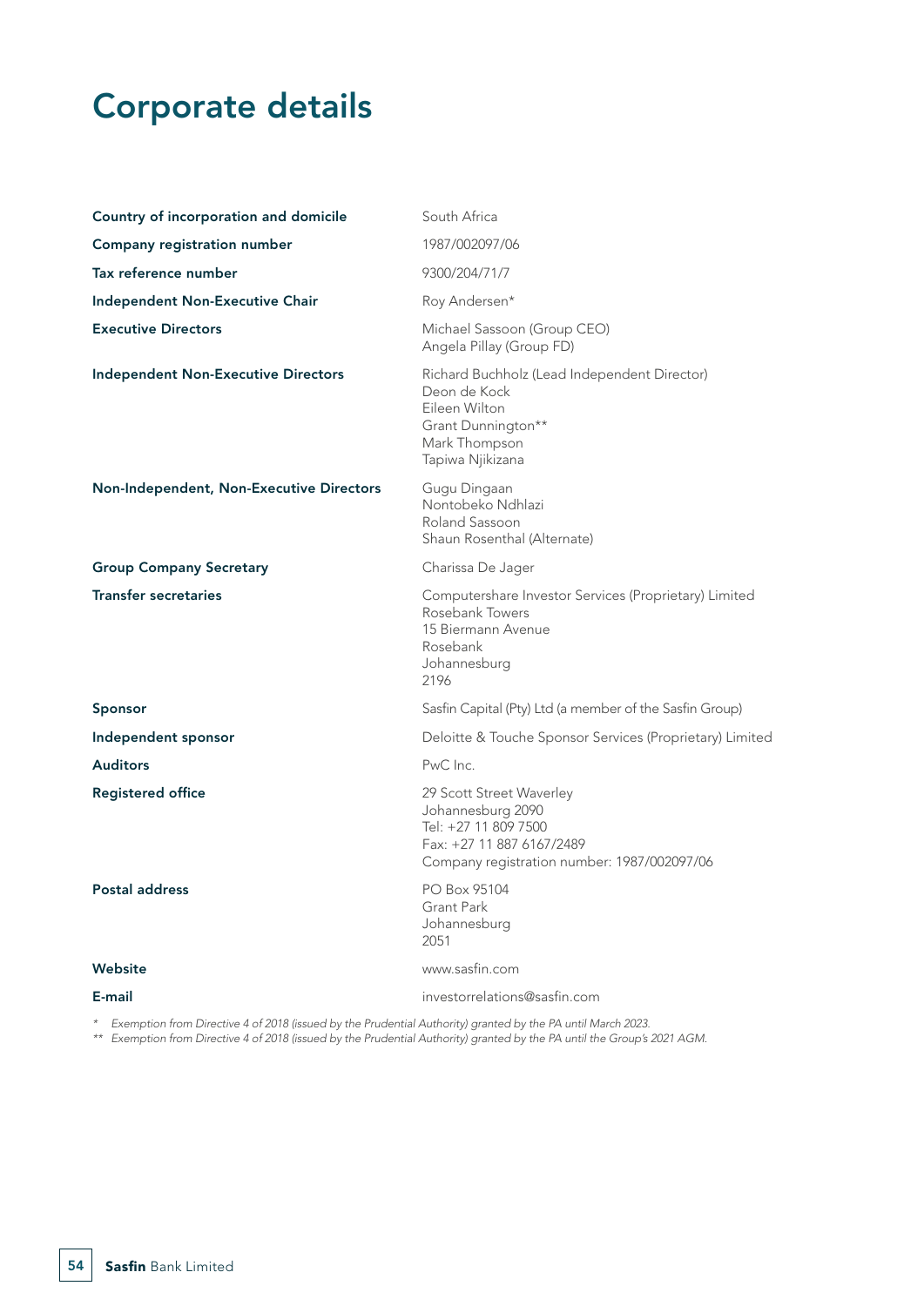# Corporate details

| | |
|---|---|
| **Country of incorporation and domicile** | South Africa |
| **Company registration number** | 1987/002097/06 |
| **Tax reference number** | 9300/204/71/7 |
| **Independent Non-Executive Chair** | Roy Andersen* |
| **Executive Directors** | Michael Sassoon (Group CEO)<br>Angela Pillay (Group FD) |
| **Independent Non-Executive Directors** | Richard Buchholz (Lead Independent Director)<br>Deon de Kock<br>Eileen Wilton<br>Grant Dunnington**<br>Mark Thompson<br>Tapiwa Njikizana |
| **Non-Independent, Non-Executive Directors** | Gugu Dingaan<br>Nontobeko Ndhlazi<br>Roland Sassoon<br>Shaun Rosenthal (Alternate) |
| **Group Company Secretary** | Charissa De Jager |
| **Transfer secretaries** | Computershare Investor Services (Proprietary) Limited<br>Rosebank Towers<br>15 Biermann Avenue<br>Rosebank<br>Johannesburg<br>2196 |
| **Sponsor** | Sasfin Capital (Pty) Ltd (a member of the Sasfin Group) |
| **Independent sponsor** | Deloitte & Touche Sponsor Services (Proprietary) Limited |
| **Auditors** | PwC Inc. |
| **Registered office** | 29 Scott Street Waverley<br>Johannesburg 2090<br>Tel: +27 11 809 7500<br>Fax: +27 11 887 6167/2489<br>Company registration number: 1987/002097/06 |
| **Postal address** | PO Box 95104<br>Grant Park<br>Johannesburg<br>2051 |
| **Website** | www.sasfin.com |
| **E-mail** | investorrelations@sasfin.com |

*\* Exemption from Directive 4 of 2018 (issued by the Prudential Authority) granted by the PA until March 2023.*

*\*\* Exemption from Directive 4 of 2018 (issued by the Prudential Authority) granted by the PA until the Group's 2021 AGM.*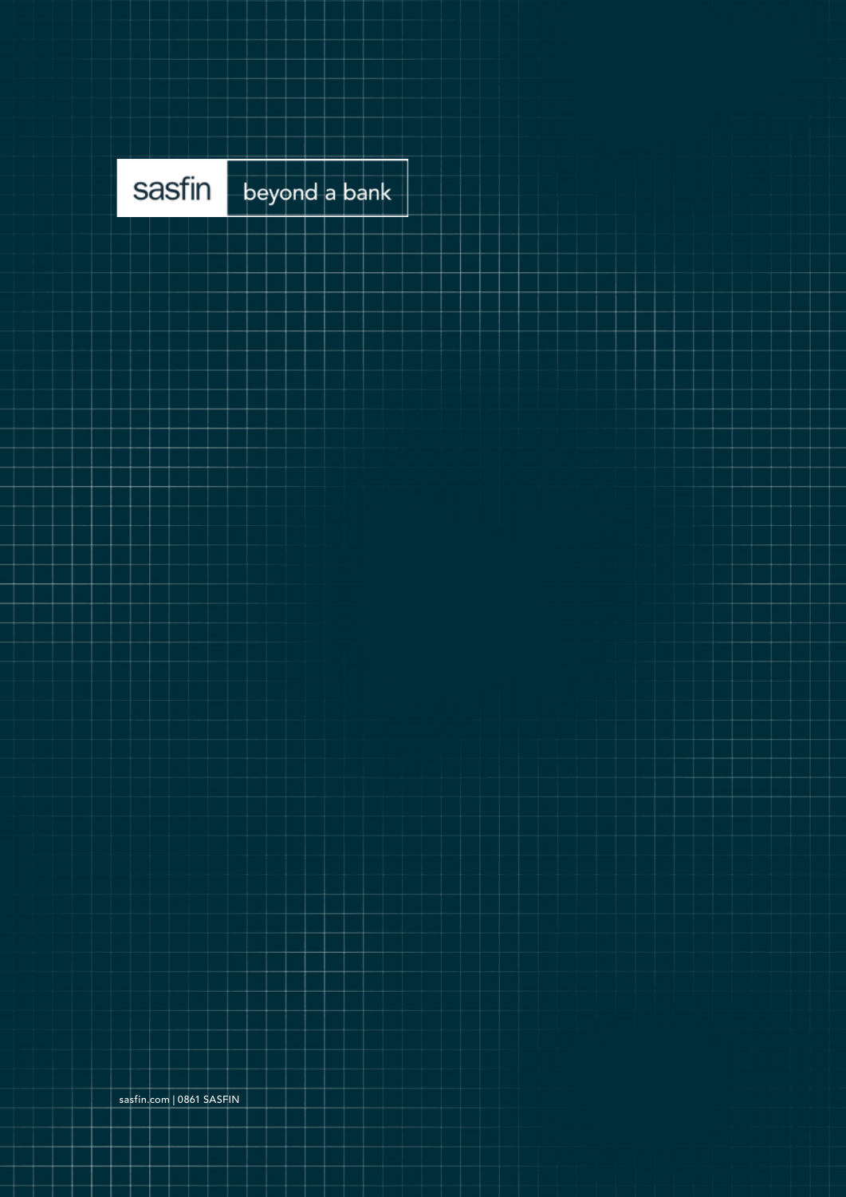sasfin beyond a bank

sasfin.com | 0861 SASFIN